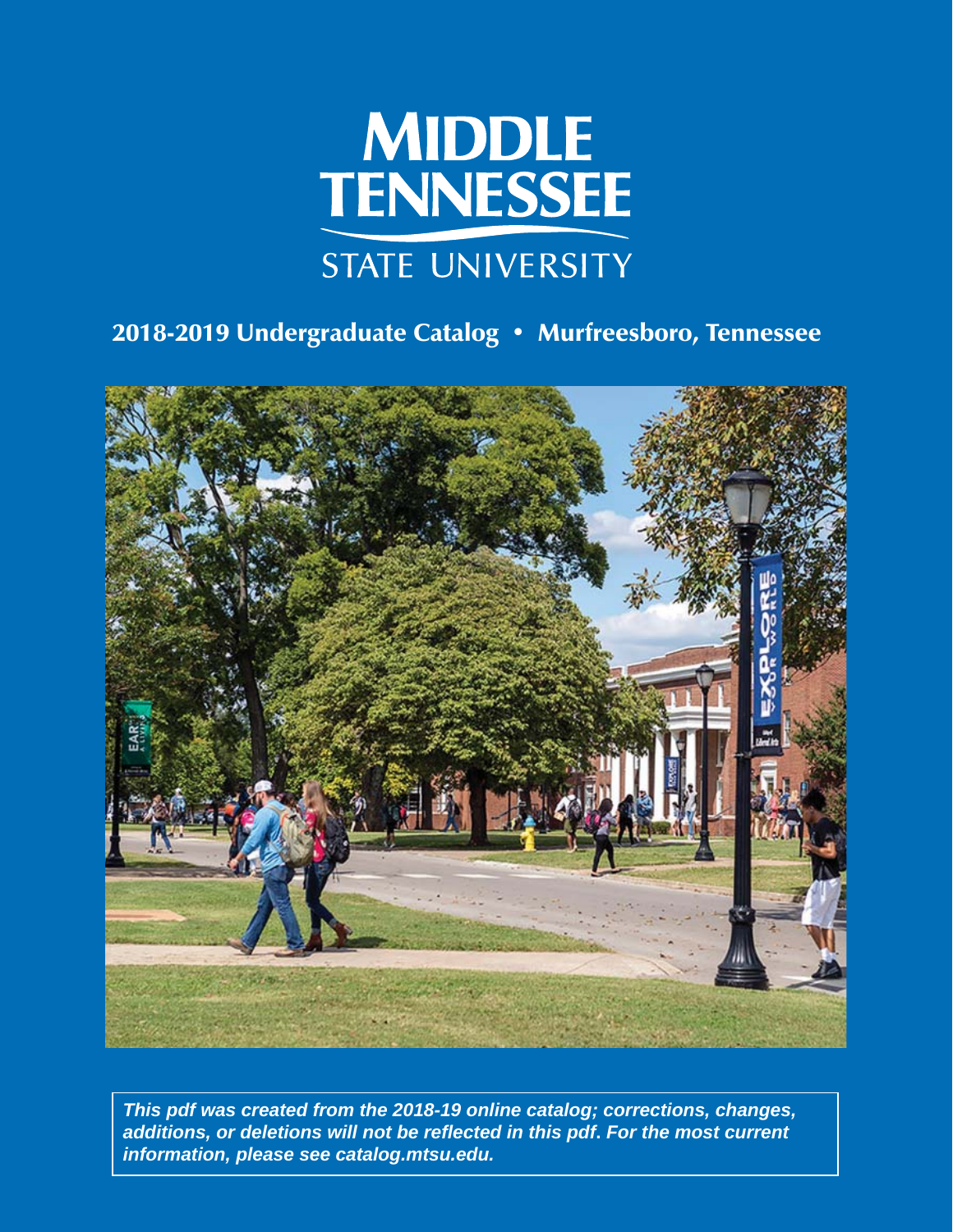# MIDDLE TENNESSEE STATE UNIVERSITY

## 2018-2019 Undergraduate Catalog • Murfreesboro, Tennessee

***This pdf was created from the 2018-19 online catalog; corrections, changes, additions, or deletions will not be reflected in this pdf. For the most current information, please see catalog.mtsu.edu.***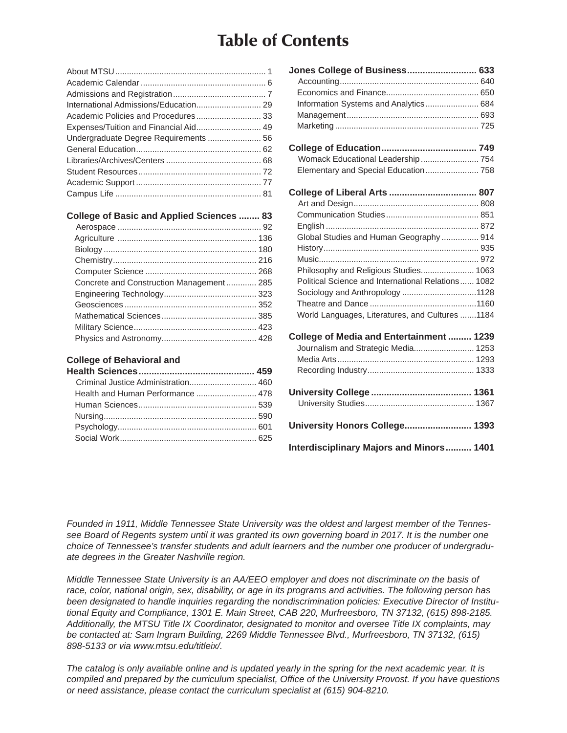# Table of Contents

- About MTSU ..... 1
- Academic Calendar ..... 6
- Admissions and Registration ..... 7
- International Admissions/Education ..... 29
- Academic Policies and Procedures ..... 33
- Expenses/Tuition and Financial Aid ..... 49
- Undergraduate Degree Requirements ..... 56
- General Education ..... 62
- Libraries/Archives/Centers ..... 68
- Student Resources ..... 72
- Academic Support ..... 77
- Campus Life ..... 81

**College of Basic and Applied Sciences ..... 83**

- Aerospace ..... 92
- Agriculture ..... 136
- Biology ..... 180
- Chemistry ..... 216
- Computer Science ..... 268
- Concrete and Construction Management ..... 285
- Engineering Technology ..... 323
- Geosciences ..... 352
- Mathematical Sciences ..... 385
- Military Science ..... 423
- Physics and Astronomy ..... 428

**College of Behavioral and Health Sciences ..... 459**

- Criminal Justice Administration ..... 460
- Health and Human Performance ..... 478
- Human Sciences ..... 539
- Nursing ..... 590
- Psychology ..... 601
- Social Work ..... 625

**Jones College of Business ..... 633**

- Accounting ..... 640
- Economics and Finance ..... 650
- Information Systems and Analytics ..... 684
- Management ..... 693
- Marketing ..... 725

**College of Education ..... 749**

- Womack Educational Leadership ..... 754
- Elementary and Special Education ..... 758

**College of Liberal Arts ..... 807**

- Art and Design ..... 808
- Communication Studies ..... 851
- English ..... 872
- Global Studies and Human Geography ..... 914
- History ..... 935
- Music ..... 972
- Philosophy and Religious Studies ..... 1063
- Political Science and International Relations ..... 1082
- Sociology and Anthropology ..... 1128
- Theatre and Dance ..... 1160
- World Languages, Literatures, and Cultures ..... 1184

**College of Media and Entertainment ..... 1239**

- Journalism and Strategic Media ..... 1253
- Media Arts ..... 1293
- Recording Industry ..... 1333

**University College ..... 1361**

- University Studies ..... 1367

**University Honors College ..... 1393**

**Interdisciplinary Majors and Minors ..... 1401**

*Founded in 1911, Middle Tennessee State University was the oldest and largest member of the Tennessee Board of Regents system until it was granted its own governing board in 2017. It is the number one choice of Tennessee's transfer students and adult learners and the number one producer of undergraduate degrees in the Greater Nashville region.*

*Middle Tennessee State University is an AA/EEO employer and does not discriminate on the basis of race, color, national origin, sex, disability, or age in its programs and activities. The following person has been designated to handle inquiries regarding the nondiscrimination policies: Executive Director of Institutional Equity and Compliance, 1301 E. Main Street, CAB 220, Murfreesboro, TN 37132, (615) 898-2185. Additionally, the MTSU Title IX Coordinator, designated to monitor and oversee Title IX complaints, may be contacted at: Sam Ingram Building, 2269 Middle Tennessee Blvd., Murfreesboro, TN 37132, (615) 898-5133 or via www.mtsu.edu/titleix/.*

*The catalog is only available online and is updated yearly in the spring for the next academic year. It is compiled and prepared by the curriculum specialist, Office of the University Provost. If you have questions or need assistance, please contact the curriculum specialist at (615) 904-8210.*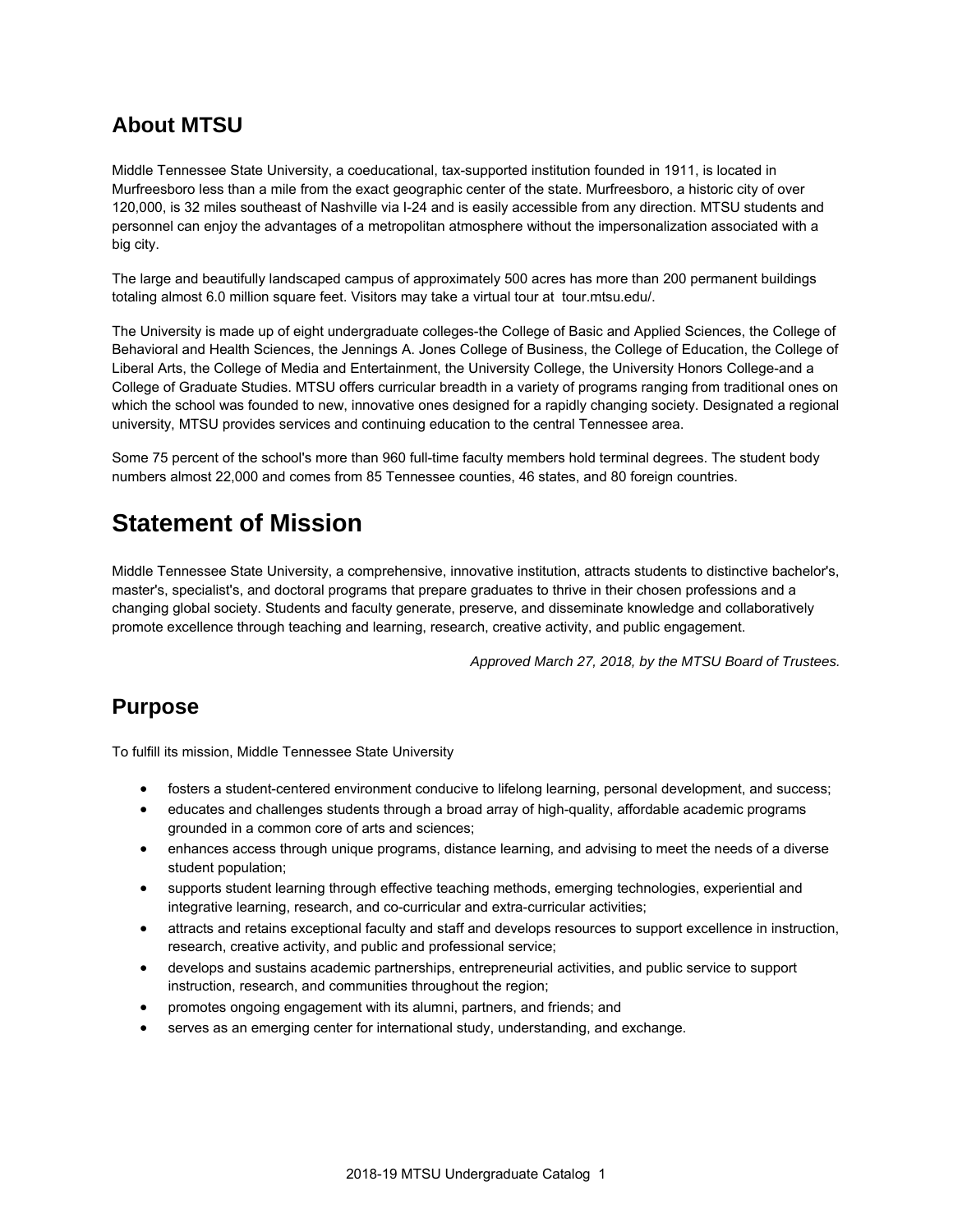## About MTSU

Middle Tennessee State University, a coeducational, tax-supported institution founded in 1911, is located in Murfreesboro less than a mile from the exact geographic center of the state. Murfreesboro, a historic city of over 120,000, is 32 miles southeast of Nashville via I-24 and is easily accessible from any direction. MTSU students and personnel can enjoy the advantages of a metropolitan atmosphere without the impersonalization associated with a big city.

The large and beautifully landscaped campus of approximately 500 acres has more than 200 permanent buildings totaling almost 6.0 million square feet. Visitors may take a virtual tour at tour.mtsu.edu/.

The University is made up of eight undergraduate colleges-the College of Basic and Applied Sciences, the College of Behavioral and Health Sciences, the Jennings A. Jones College of Business, the College of Education, the College of Liberal Arts, the College of Media and Entertainment, the University College, the University Honors College-and a College of Graduate Studies. MTSU offers curricular breadth in a variety of programs ranging from traditional ones on which the school was founded to new, innovative ones designed for a rapidly changing society. Designated a regional university, MTSU provides services and continuing education to the central Tennessee area.

Some 75 percent of the school's more than 960 full-time faculty members hold terminal degrees. The student body numbers almost 22,000 and comes from 85 Tennessee counties, 46 states, and 80 foreign countries.

# Statement of Mission

Middle Tennessee State University, a comprehensive, innovative institution, attracts students to distinctive bachelor's, master's, specialist's, and doctoral programs that prepare graduates to thrive in their chosen professions and a changing global society. Students and faculty generate, preserve, and disseminate knowledge and collaboratively promote excellence through teaching and learning, research, creative activity, and public engagement.

*Approved March 27, 2018, by the MTSU Board of Trustees.*

## Purpose

To fulfill its mission, Middle Tennessee State University

- fosters a student-centered environment conducive to lifelong learning, personal development, and success;
- educates and challenges students through a broad array of high-quality, affordable academic programs grounded in a common core of arts and sciences;
- enhances access through unique programs, distance learning, and advising to meet the needs of a diverse student population;
- supports student learning through effective teaching methods, emerging technologies, experiential and integrative learning, research, and co-curricular and extra-curricular activities;
- attracts and retains exceptional faculty and staff and develops resources to support excellence in instruction, research, creative activity, and public and professional service;
- develops and sustains academic partnerships, entrepreneurial activities, and public service to support instruction, research, and communities throughout the region;
- promotes ongoing engagement with its alumni, partners, and friends; and
- serves as an emerging center for international study, understanding, and exchange.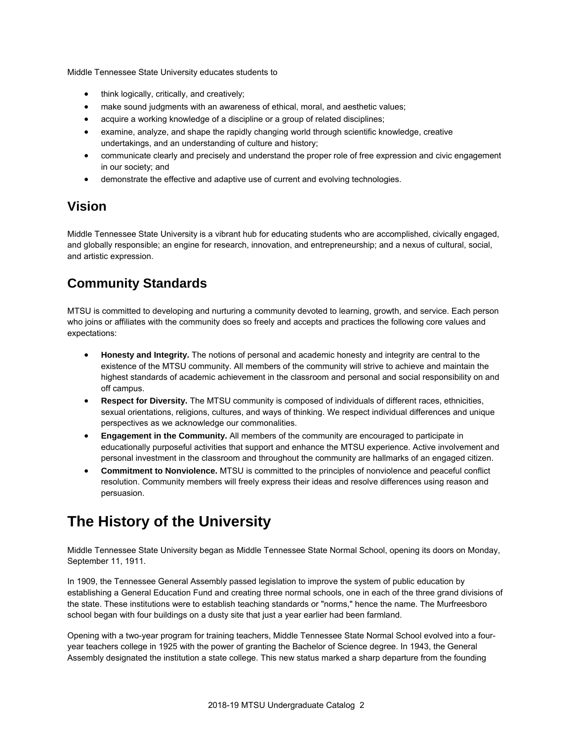Middle Tennessee State University educates students to

- think logically, critically, and creatively;
- make sound judgments with an awareness of ethical, moral, and aesthetic values;
- acquire a working knowledge of a discipline or a group of related disciplines;
- examine, analyze, and shape the rapidly changing world through scientific knowledge, creative undertakings, and an understanding of culture and history;
- communicate clearly and precisely and understand the proper role of free expression and civic engagement in our society; and
- demonstrate the effective and adaptive use of current and evolving technologies.

## Vision

Middle Tennessee State University is a vibrant hub for educating students who are accomplished, civically engaged, and globally responsible; an engine for research, innovation, and entrepreneurship; and a nexus of cultural, social, and artistic expression.

## Community Standards

MTSU is committed to developing and nurturing a community devoted to learning, growth, and service. Each person who joins or affiliates with the community does so freely and accepts and practices the following core values and expectations:

- **Honesty and Integrity.** The notions of personal and academic honesty and integrity are central to the existence of the MTSU community. All members of the community will strive to achieve and maintain the highest standards of academic achievement in the classroom and personal and social responsibility on and off campus.
- **Respect for Diversity.** The MTSU community is composed of individuals of different races, ethnicities, sexual orientations, religions, cultures, and ways of thinking. We respect individual differences and unique perspectives as we acknowledge our commonalities.
- **Engagement in the Community.** All members of the community are encouraged to participate in educationally purposeful activities that support and enhance the MTSU experience. Active involvement and personal investment in the classroom and throughout the community are hallmarks of an engaged citizen.
- **Commitment to Nonviolence.** MTSU is committed to the principles of nonviolence and peaceful conflict resolution. Community members will freely express their ideas and resolve differences using reason and persuasion.

# The History of the University

Middle Tennessee State University began as Middle Tennessee State Normal School, opening its doors on Monday, September 11, 1911.

In 1909, the Tennessee General Assembly passed legislation to improve the system of public education by establishing a General Education Fund and creating three normal schools, one in each of the three grand divisions of the state. These institutions were to establish teaching standards or "norms," hence the name. The Murfreesboro school began with four buildings on a dusty site that just a year earlier had been farmland.

Opening with a two-year program for training teachers, Middle Tennessee State Normal School evolved into a four-year teachers college in 1925 with the power of granting the Bachelor of Science degree. In 1943, the General Assembly designated the institution a state college. This new status marked a sharp departure from the founding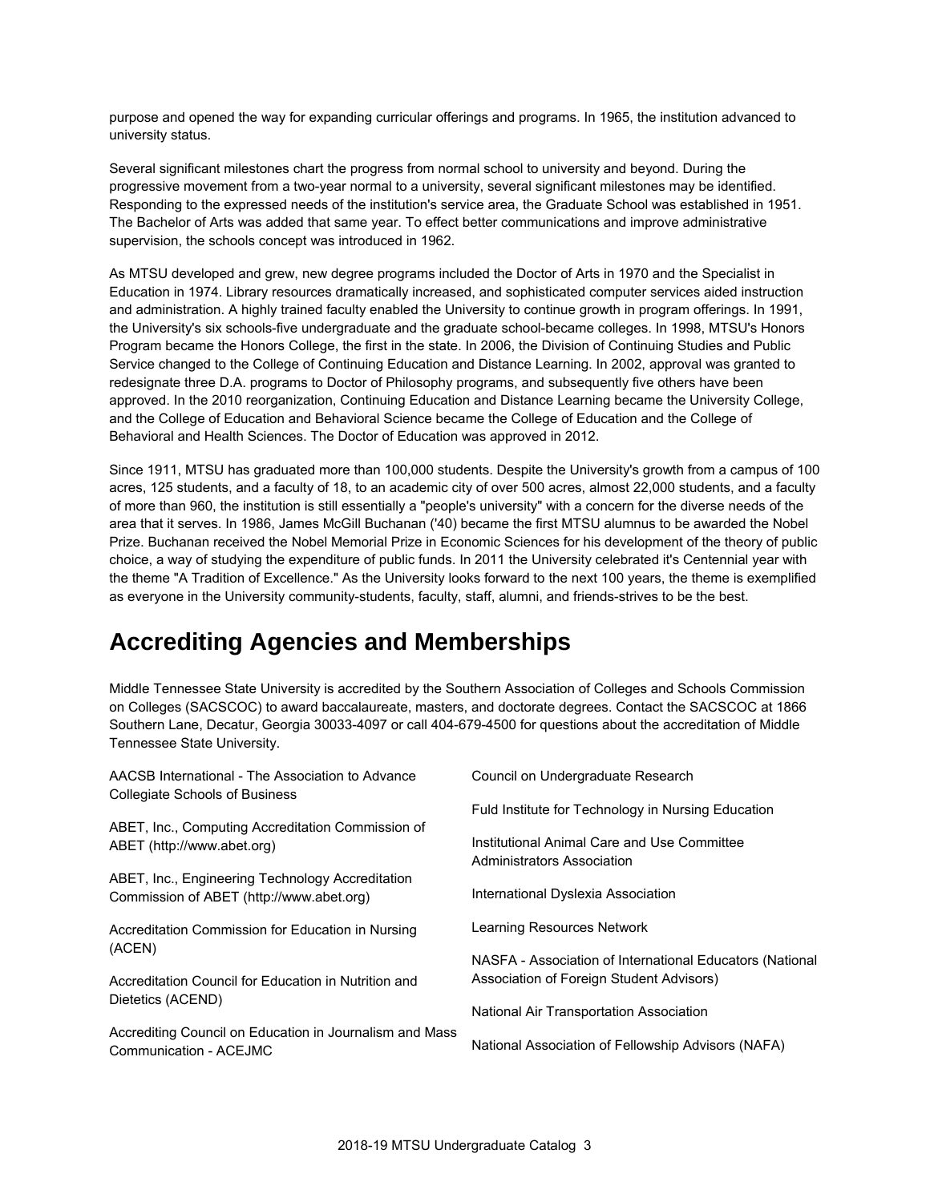purpose and opened the way for expanding curricular offerings and programs. In 1965, the institution advanced to university status.

Several significant milestones chart the progress from normal school to university and beyond. During the progressive movement from a two-year normal to a university, several significant milestones may be identified. Responding to the expressed needs of the institution's service area, the Graduate School was established in 1951. The Bachelor of Arts was added that same year. To effect better communications and improve administrative supervision, the schools concept was introduced in 1962.

As MTSU developed and grew, new degree programs included the Doctor of Arts in 1970 and the Specialist in Education in 1974. Library resources dramatically increased, and sophisticated computer services aided instruction and administration. A highly trained faculty enabled the University to continue growth in program offerings. In 1991, the University's six schools-five undergraduate and the graduate school-became colleges. In 1998, MTSU's Honors Program became the Honors College, the first in the state. In 2006, the Division of Continuing Studies and Public Service changed to the College of Continuing Education and Distance Learning. In 2002, approval was granted to redesignate three D.A. programs to Doctor of Philosophy programs, and subsequently five others have been approved. In the 2010 reorganization, Continuing Education and Distance Learning became the University College, and the College of Education and Behavioral Science became the College of Education and the College of Behavioral and Health Sciences. The Doctor of Education was approved in 2012.

Since 1911, MTSU has graduated more than 100,000 students. Despite the University's growth from a campus of 100 acres, 125 students, and a faculty of 18, to an academic city of over 500 acres, almost 22,000 students, and a faculty of more than 960, the institution is still essentially a "people's university" with a concern for the diverse needs of the area that it serves. In 1986, James McGill Buchanan ('40) became the first MTSU alumnus to be awarded the Nobel Prize. Buchanan received the Nobel Memorial Prize in Economic Sciences for his development of the theory of public choice, a way of studying the expenditure of public funds. In 2011 the University celebrated it's Centennial year with the theme "A Tradition of Excellence." As the University looks forward to the next 100 years, the theme is exemplified as everyone in the University community-students, faculty, staff, alumni, and friends-strives to be the best.

## Accrediting Agencies and Memberships

Middle Tennessee State University is accredited by the Southern Association of Colleges and Schools Commission on Colleges (SACSCOC) to award baccalaureate, masters, and doctorate degrees. Contact the SACSCOC at 1866 Southern Lane, Decatur, Georgia 30033-4097 or call 404-679-4500 for questions about the accreditation of Middle Tennessee State University.

AACSB International - The Association to Advance Collegiate Schools of Business

ABET, Inc., Computing Accreditation Commission of ABET (http://www.abet.org)

ABET, Inc., Engineering Technology Accreditation Commission of ABET (http://www.abet.org)

Accreditation Commission for Education in Nursing (ACEN)

Accreditation Council for Education in Nutrition and Dietetics (ACEND)

Accrediting Council on Education in Journalism and Mass Communication - ACEJMC

Council on Undergraduate Research

Fuld Institute for Technology in Nursing Education

Institutional Animal Care and Use Committee Administrators Association

International Dyslexia Association

Learning Resources Network

NASFA - Association of International Educators (National Association of Foreign Student Advisors)

National Air Transportation Association

National Association of Fellowship Advisors (NAFA)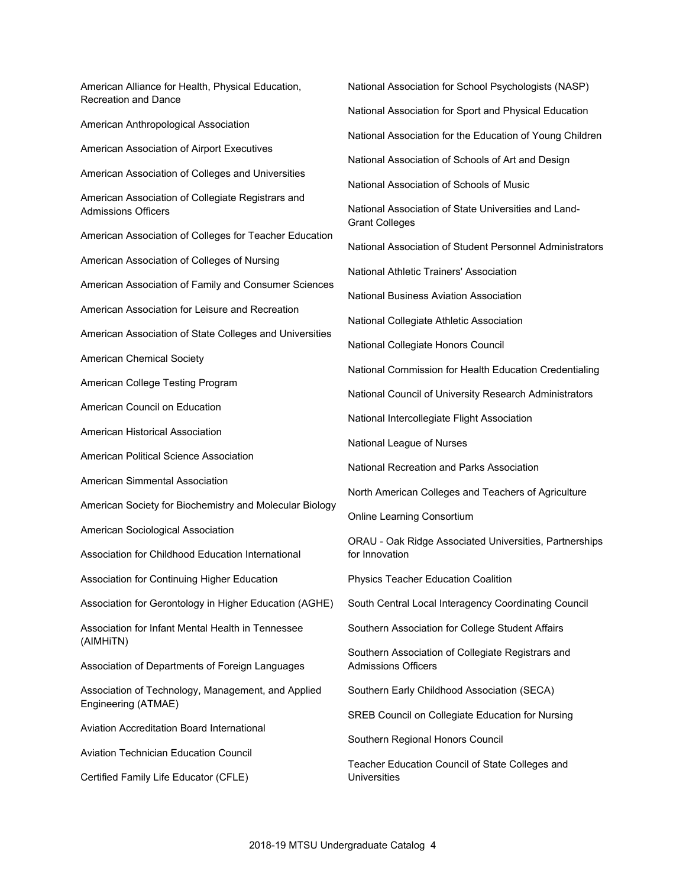American Alliance for Health, Physical Education, Recreation and Dance

American Anthropological Association

American Association of Airport Executives

American Association of Colleges and Universities

American Association of Collegiate Registrars and Admissions Officers

American Association of Colleges for Teacher Education

American Association of Colleges of Nursing

American Association of Family and Consumer Sciences

American Association for Leisure and Recreation

American Association of State Colleges and Universities

American Chemical Society

American College Testing Program

American Council on Education

American Historical Association

American Political Science Association

American Simmental Association

American Society for Biochemistry and Molecular Biology

American Sociological Association

Association for Childhood Education International

Association for Continuing Higher Education

Association for Gerontology in Higher Education (AGHE)

Association for Infant Mental Health in Tennessee (AIMHiTN)

Association of Departments of Foreign Languages

Association of Technology, Management, and Applied Engineering (ATMAE)

Aviation Accreditation Board International

Aviation Technician Education Council

Certified Family Life Educator (CFLE)

National Association for School Psychologists (NASP)

National Association for Sport and Physical Education

National Association for the Education of Young Children

National Association of Schools of Art and Design

National Association of Schools of Music

National Association of State Universities and Land-Grant Colleges

National Association of Student Personnel Administrators

National Athletic Trainers' Association

National Business Aviation Association

National Collegiate Athletic Association

National Collegiate Honors Council

National Commission for Health Education Credentialing

National Council of University Research Administrators

National Intercollegiate Flight Association

National League of Nurses

National Recreation and Parks Association

North American Colleges and Teachers of Agriculture

Online Learning Consortium

ORAU - Oak Ridge Associated Universities, Partnerships for Innovation

Physics Teacher Education Coalition

South Central Local Interagency Coordinating Council

Southern Association for College Student Affairs

Southern Association of Collegiate Registrars and Admissions Officers

Southern Early Childhood Association (SECA)

SREB Council on Collegiate Education for Nursing

Southern Regional Honors Council

Teacher Education Council of State Colleges and Universities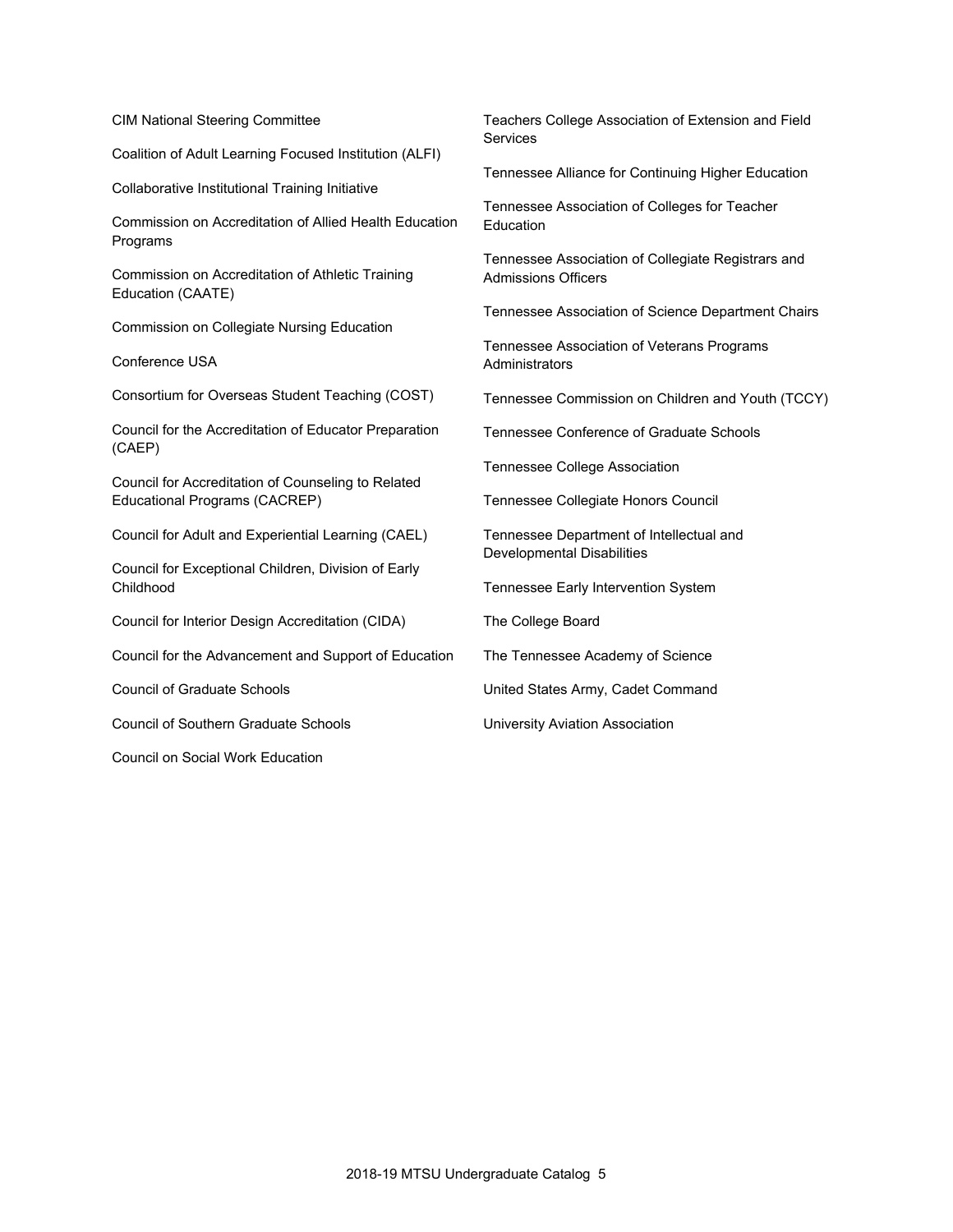CIM National Steering Committee

Coalition of Adult Learning Focused Institution (ALFI)

Collaborative Institutional Training Initiative

Commission on Accreditation of Allied Health Education Programs

Commission on Accreditation of Athletic Training Education (CAATE)

Commission on Collegiate Nursing Education

Conference USA

Consortium for Overseas Student Teaching (COST)

Council for the Accreditation of Educator Preparation (CAEP)

Council for Accreditation of Counseling to Related Educational Programs (CACREP)

Council for Adult and Experiential Learning (CAEL)

Council for Exceptional Children, Division of Early Childhood

Council for Interior Design Accreditation (CIDA)

Council for the Advancement and Support of Education

Council of Graduate Schools

Council of Southern Graduate Schools

Council on Social Work Education

Teachers College Association of Extension and Field Services

Tennessee Alliance for Continuing Higher Education

Tennessee Association of Colleges for Teacher Education

Tennessee Association of Collegiate Registrars and Admissions Officers

Tennessee Association of Science Department Chairs

Tennessee Association of Veterans Programs Administrators

Tennessee Commission on Children and Youth (TCCY)

Tennessee Conference of Graduate Schools

Tennessee College Association

Tennessee Collegiate Honors Council

Tennessee Department of Intellectual and Developmental Disabilities

Tennessee Early Intervention System

The College Board

The Tennessee Academy of Science

United States Army, Cadet Command

University Aviation Association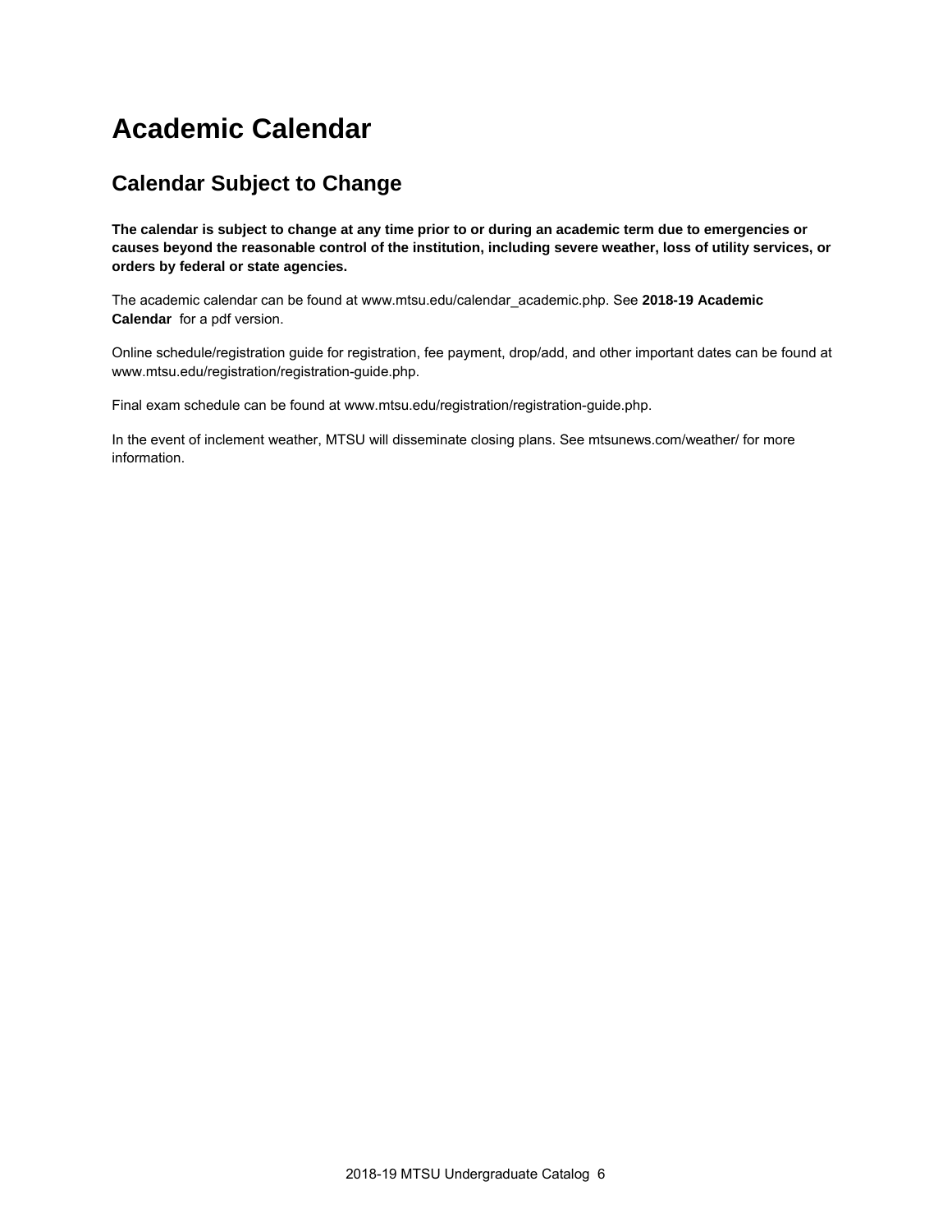# Academic Calendar

## Calendar Subject to Change

**The calendar is subject to change at any time prior to or during an academic term due to emergencies or causes beyond the reasonable control of the institution, including severe weather, loss of utility services, or orders by federal or state agencies.**

The academic calendar can be found at www.mtsu.edu/calendar_academic.php. See **2018-19 Academic Calendar** for a pdf version.

Online schedule/registration guide for registration, fee payment, drop/add, and other important dates can be found at www.mtsu.edu/registration/registration-guide.php.

Final exam schedule can be found at www.mtsu.edu/registration/registration-guide.php.

In the event of inclement weather, MTSU will disseminate closing plans. See mtsunews.com/weather/ for more information.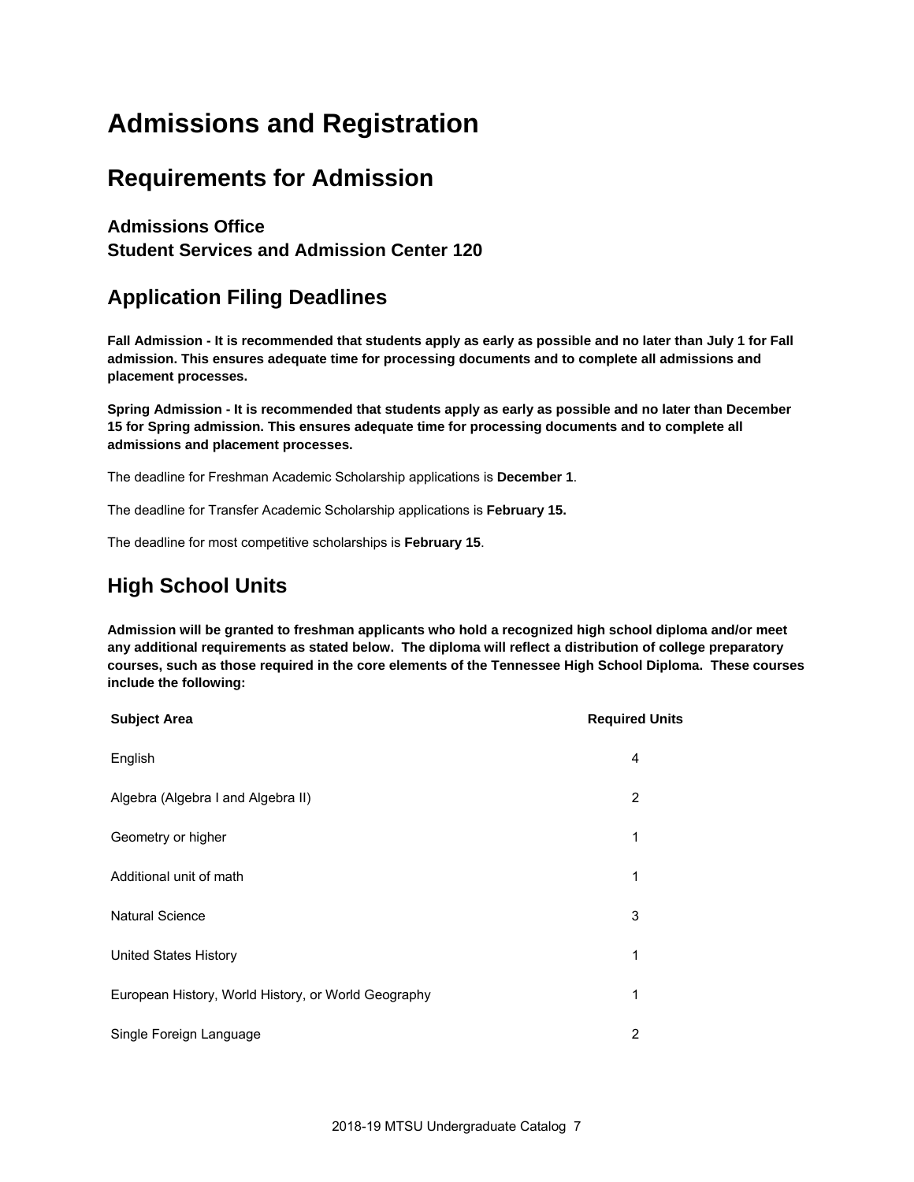# Admissions and Registration

## Requirements for Admission

### Admissions Office
### Student Services and Admission Center 120

## Application Filing Deadlines

**Fall Admission - It is recommended that students apply as early as possible and no later than July 1 for Fall admission. This ensures adequate time for processing documents and to complete all admissions and placement processes.**

**Spring Admission - It is recommended that students apply as early as possible and no later than December 15 for Spring admission. This ensures adequate time for processing documents and to complete all admissions and placement processes.**

The deadline for Freshman Academic Scholarship applications is **December 1**.

The deadline for Transfer Academic Scholarship applications is **February 15.**

The deadline for most competitive scholarships is **February 15**.

## High School Units

**Admission will be granted to freshman applicants who hold a recognized high school diploma and/or meet any additional requirements as stated below. The diploma will reflect a distribution of college preparatory courses, such as those required in the core elements of the Tennessee High School Diploma. These courses include the following:**

| Subject Area | Required Units |
|---|---|
| English | 4 |
| Algebra (Algebra I and Algebra II) | 2 |
| Geometry or higher | 1 |
| Additional unit of math | 1 |
| Natural Science | 3 |
| United States History | 1 |
| European History, World History, or World Geography | 1 |
| Single Foreign Language | 2 |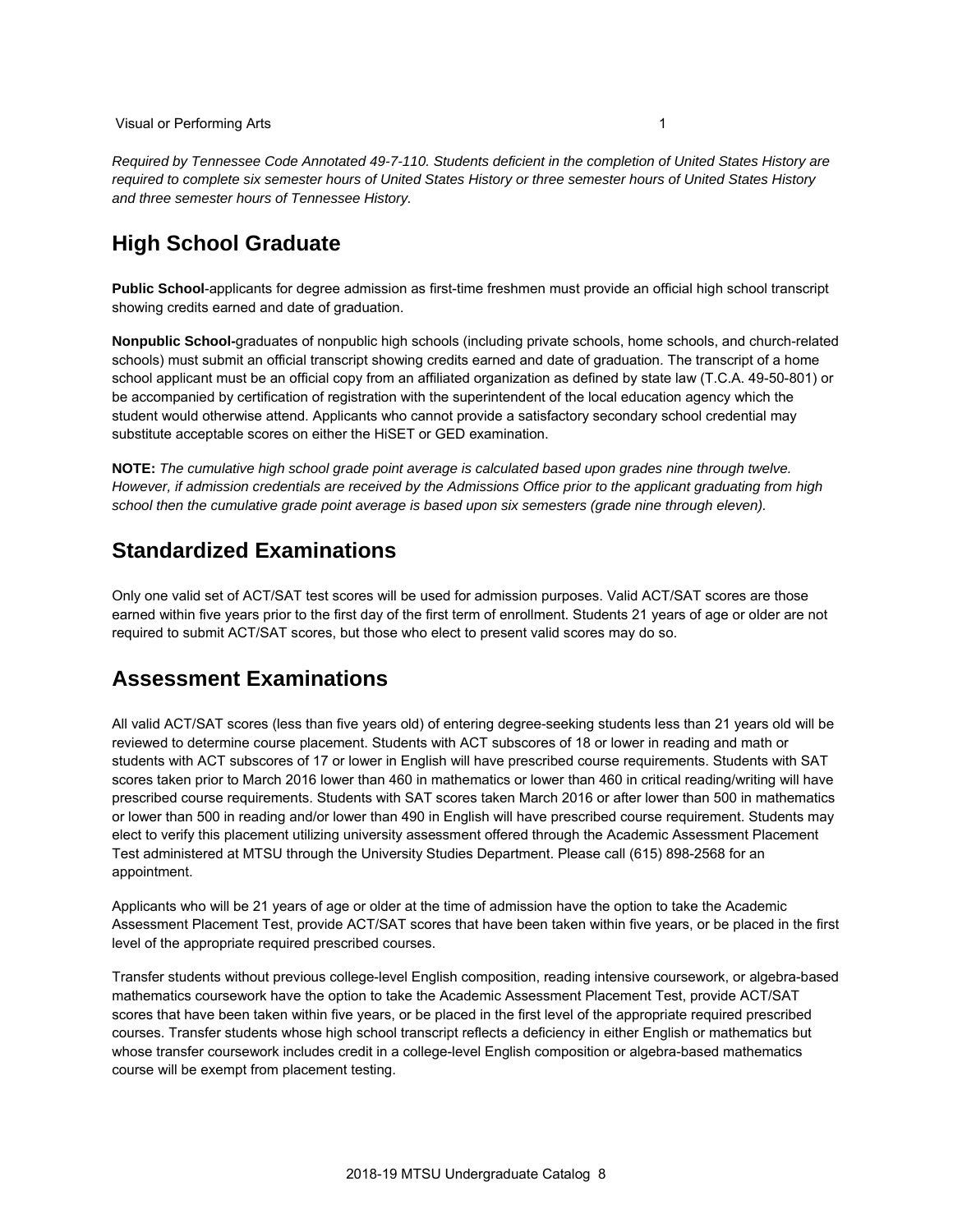| Visual or Performing Arts | 1 |
|---|---|

*Required by Tennessee Code Annotated 49-7-110. Students deficient in the completion of United States History are required to complete six semester hours of United States History or three semester hours of United States History and three semester hours of Tennessee History.*

## High School Graduate

**Public School**-applicants for degree admission as first-time freshmen must provide an official high school transcript showing credits earned and date of graduation.

**Nonpublic School-**graduates of nonpublic high schools (including private schools, home schools, and church-related schools) must submit an official transcript showing credits earned and date of graduation. The transcript of a home school applicant must be an official copy from an affiliated organization as defined by state law (T.C.A. 49-50-801) or be accompanied by certification of registration with the superintendent of the local education agency which the student would otherwise attend. Applicants who cannot provide a satisfactory secondary school credential may substitute acceptable scores on either the HiSET or GED examination.

**NOTE:** *The cumulative high school grade point average is calculated based upon grades nine through twelve. However, if admission credentials are received by the Admissions Office prior to the applicant graduating from high school then the cumulative grade point average is based upon six semesters (grade nine through eleven).*

## Standardized Examinations

Only one valid set of ACT/SAT test scores will be used for admission purposes. Valid ACT/SAT scores are those earned within five years prior to the first day of the first term of enrollment. Students 21 years of age or older are not required to submit ACT/SAT scores, but those who elect to present valid scores may do so.

## Assessment Examinations

All valid ACT/SAT scores (less than five years old) of entering degree-seeking students less than 21 years old will be reviewed to determine course placement. Students with ACT subscores of 18 or lower in reading and math or students with ACT subscores of 17 or lower in English will have prescribed course requirements. Students with SAT scores taken prior to March 2016 lower than 460 in mathematics or lower than 460 in critical reading/writing will have prescribed course requirements. Students with SAT scores taken March 2016 or after lower than 500 in mathematics or lower than 500 in reading and/or lower than 490 in English will have prescribed course requirement. Students may elect to verify this placement utilizing university assessment offered through the Academic Assessment Placement Test administered at MTSU through the University Studies Department. Please call (615) 898-2568 for an appointment.

Applicants who will be 21 years of age or older at the time of admission have the option to take the Academic Assessment Placement Test, provide ACT/SAT scores that have been taken within five years, or be placed in the first level of the appropriate required prescribed courses.

Transfer students without previous college-level English composition, reading intensive coursework, or algebra-based mathematics coursework have the option to take the Academic Assessment Placement Test, provide ACT/SAT scores that have been taken within five years, or be placed in the first level of the appropriate required prescribed courses. Transfer students whose high school transcript reflects a deficiency in either English or mathematics but whose transfer coursework includes credit in a college-level English composition or algebra-based mathematics course will be exempt from placement testing.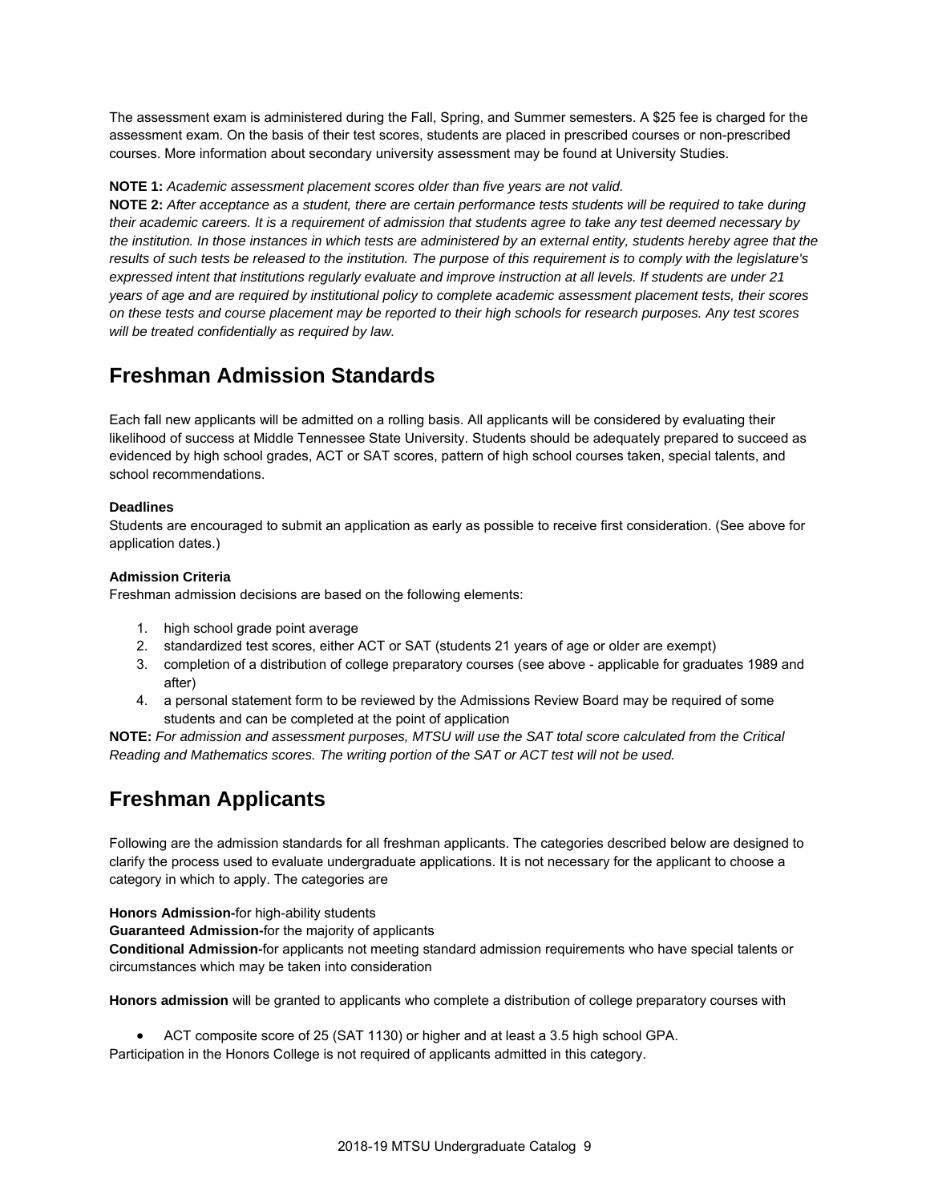The assessment exam is administered during the Fall, Spring, and Summer semesters. A $25 fee is charged for the assessment exam. On the basis of their test scores, students are placed in prescribed courses or non-prescribed courses. More information about secondary university assessment may be found at University Studies.

**NOTE 1:** *Academic assessment placement scores older than five years are not valid.*

**NOTE 2:** *After acceptance as a student, there are certain performance tests students will be required to take during their academic careers. It is a requirement of admission that students agree to take any test deemed necessary by the institution. In those instances in which tests are administered by an external entity, students hereby agree that the results of such tests be released to the institution. The purpose of this requirement is to comply with the legislature's expressed intent that institutions regularly evaluate and improve instruction at all levels. If students are under 21 years of age and are required by institutional policy to complete academic assessment placement tests, their scores on these tests and course placement may be reported to their high schools for research purposes. Any test scores will be treated confidentially as required by law.*

## Freshman Admission Standards

Each fall new applicants will be admitted on a rolling basis. All applicants will be considered by evaluating their likelihood of success at Middle Tennessee State University. Students should be adequately prepared to succeed as evidenced by high school grades, ACT or SAT scores, pattern of high school courses taken, special talents, and school recommendations.

**Deadlines**

Students are encouraged to submit an application as early as possible to receive first consideration. (See above for application dates.)

**Admission Criteria**

Freshman admission decisions are based on the following elements:

1. high school grade point average
2. standardized test scores, either ACT or SAT (students 21 years of age or older are exempt)
3. completion of a distribution of college preparatory courses (see above - applicable for graduates 1989 and after)
4. a personal statement form to be reviewed by the Admissions Review Board may be required of some students and can be completed at the point of application

**NOTE:** *For admission and assessment purposes, MTSU will use the SAT total score calculated from the Critical Reading and Mathematics scores. The writing portion of the SAT or ACT test will not be used.*

## Freshman Applicants

Following are the admission standards for all freshman applicants. The categories described below are designed to clarify the process used to evaluate undergraduate applications. It is not necessary for the applicant to choose a category in which to apply. The categories are

**Honors Admission-**for high-ability students
**Guaranteed Admission-**for the majority of applicants
**Conditional Admission-**for applicants not meeting standard admission requirements who have special talents or circumstances which may be taken into consideration

**Honors admission** will be granted to applicants who complete a distribution of college preparatory courses with

- ACT composite score of 25 (SAT 1130) or higher and at least a 3.5 high school GPA.

Participation in the Honors College is not required of applicants admitted in this category.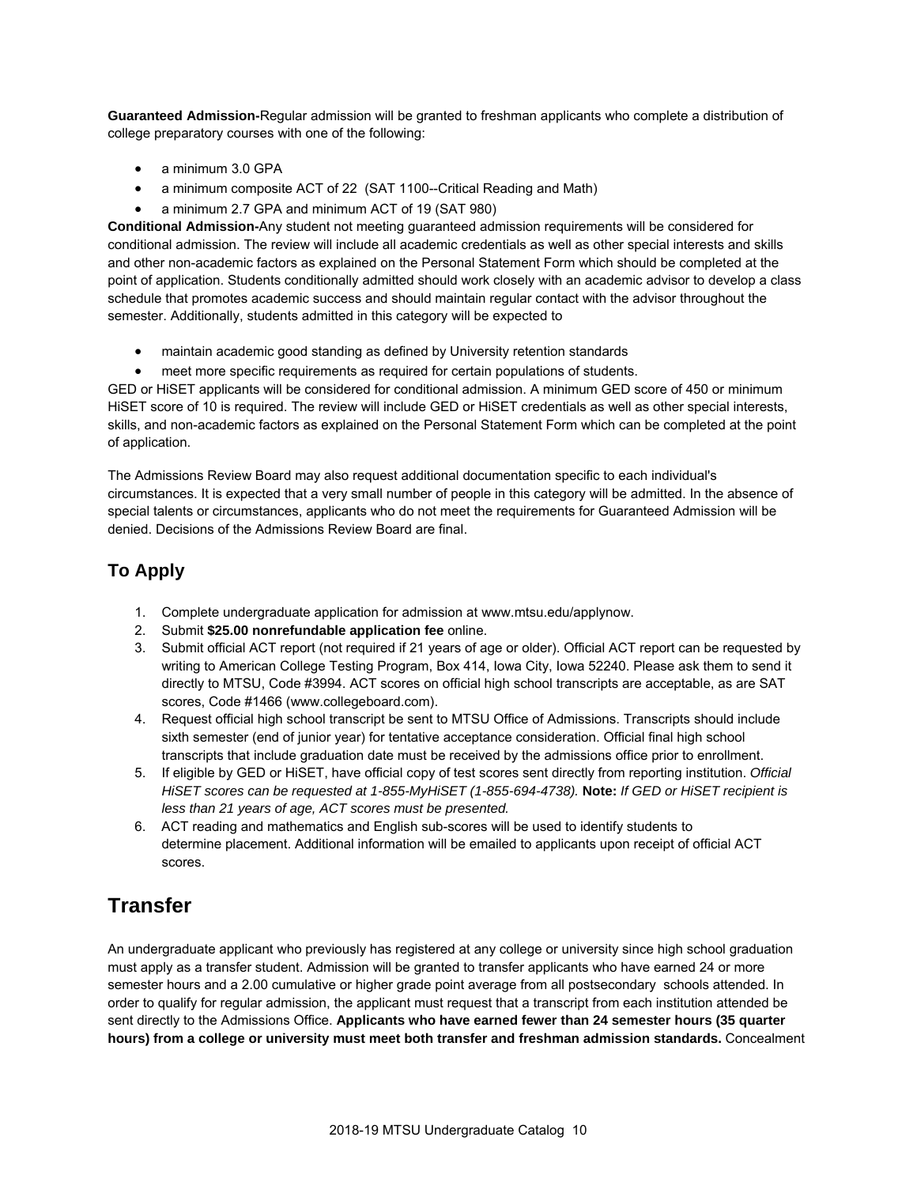**Guaranteed Admission-**Regular admission will be granted to freshman applicants who complete a distribution of college preparatory courses with one of the following:

- a minimum 3.0 GPA
- a minimum composite ACT of 22 (SAT 1100--Critical Reading and Math)
- a minimum 2.7 GPA and minimum ACT of 19 (SAT 980)

**Conditional Admission-**Any student not meeting guaranteed admission requirements will be considered for conditional admission. The review will include all academic credentials as well as other special interests and skills and other non-academic factors as explained on the Personal Statement Form which should be completed at the point of application. Students conditionally admitted should work closely with an academic advisor to develop a class schedule that promotes academic success and should maintain regular contact with the advisor throughout the semester. Additionally, students admitted in this category will be expected to

- maintain academic good standing as defined by University retention standards
- meet more specific requirements as required for certain populations of students.

GED or HiSET applicants will be considered for conditional admission. A minimum GED score of 450 or minimum HiSET score of 10 is required. The review will include GED or HiSET credentials as well as other special interests, skills, and non-academic factors as explained on the Personal Statement Form which can be completed at the point of application.

The Admissions Review Board may also request additional documentation specific to each individual's circumstances. It is expected that a very small number of people in this category will be admitted. In the absence of special talents or circumstances, applicants who do not meet the requirements for Guaranteed Admission will be denied. Decisions of the Admissions Review Board are final.

## To Apply

1. Complete undergraduate application for admission at www.mtsu.edu/applynow.
2. Submit **$25.00 nonrefundable application fee** online.
3. Submit official ACT report (not required if 21 years of age or older). Official ACT report can be requested by writing to American College Testing Program, Box 414, Iowa City, Iowa 52240. Please ask them to send it directly to MTSU, Code #3994. ACT scores on official high school transcripts are acceptable, as are SAT scores, Code #1466 (www.collegeboard.com).
4. Request official high school transcript be sent to MTSU Office of Admissions. Transcripts should include sixth semester (end of junior year) for tentative acceptance consideration. Official final high school transcripts that include graduation date must be received by the admissions office prior to enrollment.
5. If eligible by GED or HiSET, have official copy of test scores sent directly from reporting institution. *Official HiSET scores can be requested at 1-855-MyHiSET (1-855-694-4738).* **Note:** *If GED or HiSET recipient is less than 21 years of age, ACT scores must be presented.*
6. ACT reading and mathematics and English sub-scores will be used to identify students to determine placement. Additional information will be emailed to applicants upon receipt of official ACT scores.

# Transfer

An undergraduate applicant who previously has registered at any college or university since high school graduation must apply as a transfer student. Admission will be granted to transfer applicants who have earned 24 or more semester hours and a 2.00 cumulative or higher grade point average from all postsecondary schools attended. In order to qualify for regular admission, the applicant must request that a transcript from each institution attended be sent directly to the Admissions Office. **Applicants who have earned fewer than 24 semester hours (35 quarter hours) from a college or university must meet both transfer and freshman admission standards.** Concealment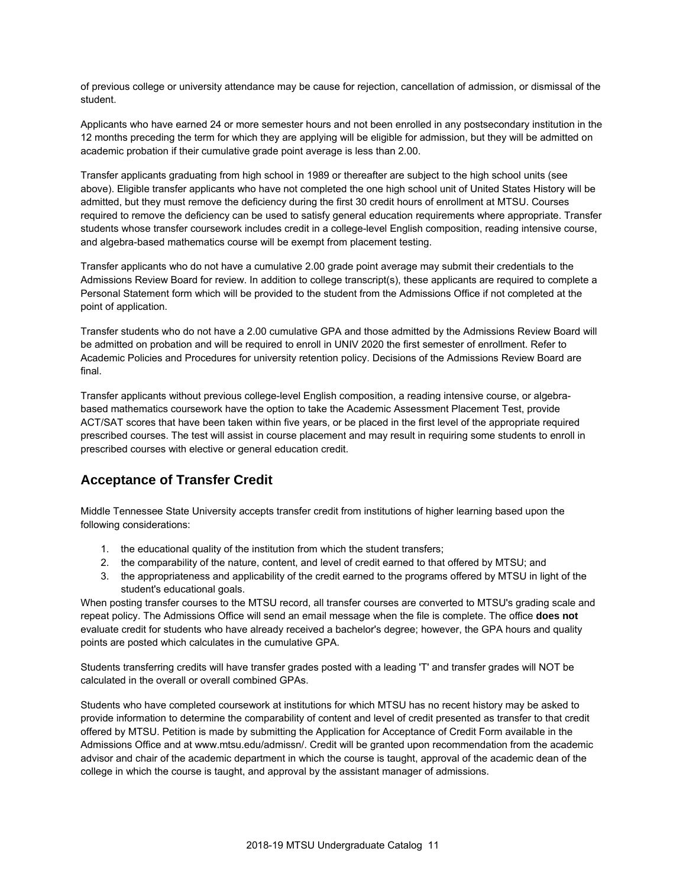of previous college or university attendance may be cause for rejection, cancellation of admission, or dismissal of the student.

Applicants who have earned 24 or more semester hours and not been enrolled in any postsecondary institution in the 12 months preceding the term for which they are applying will be eligible for admission, but they will be admitted on academic probation if their cumulative grade point average is less than 2.00.

Transfer applicants graduating from high school in 1989 or thereafter are subject to the high school units (see above). Eligible transfer applicants who have not completed the one high school unit of United States History will be admitted, but they must remove the deficiency during the first 30 credit hours of enrollment at MTSU. Courses required to remove the deficiency can be used to satisfy general education requirements where appropriate. Transfer students whose transfer coursework includes credit in a college-level English composition, reading intensive course, and algebra-based mathematics course will be exempt from placement testing.

Transfer applicants who do not have a cumulative 2.00 grade point average may submit their credentials to the Admissions Review Board for review. In addition to college transcript(s), these applicants are required to complete a Personal Statement form which will be provided to the student from the Admissions Office if not completed at the point of application.

Transfer students who do not have a 2.00 cumulative GPA and those admitted by the Admissions Review Board will be admitted on probation and will be required to enroll in UNIV 2020 the first semester of enrollment. Refer to Academic Policies and Procedures for university retention policy. Decisions of the Admissions Review Board are final.

Transfer applicants without previous college-level English composition, a reading intensive course, or algebra-based mathematics coursework have the option to take the Academic Assessment Placement Test, provide ACT/SAT scores that have been taken within five years, or be placed in the first level of the appropriate required prescribed courses. The test will assist in course placement and may result in requiring some students to enroll in prescribed courses with elective or general education credit.

## Acceptance of Transfer Credit

Middle Tennessee State University accepts transfer credit from institutions of higher learning based upon the following considerations:

1. the educational quality of the institution from which the student transfers;
2. the comparability of the nature, content, and level of credit earned to that offered by MTSU; and
3. the appropriateness and applicability of the credit earned to the programs offered by MTSU in light of the student's educational goals.

When posting transfer courses to the MTSU record, all transfer courses are converted to MTSU's grading scale and repeat policy. The Admissions Office will send an email message when the file is complete. The office **does not** evaluate credit for students who have already received a bachelor's degree; however, the GPA hours and quality points are posted which calculates in the cumulative GPA.

Students transferring credits will have transfer grades posted with a leading 'T' and transfer grades will NOT be calculated in the overall or overall combined GPAs.

Students who have completed coursework at institutions for which MTSU has no recent history may be asked to provide information to determine the comparability of content and level of credit presented as transfer to that credit offered by MTSU. Petition is made by submitting the Application for Acceptance of Credit Form available in the Admissions Office and at www.mtsu.edu/admissn/. Credit will be granted upon recommendation from the academic advisor and chair of the academic department in which the course is taught, approval of the academic dean of the college in which the course is taught, and approval by the assistant manager of admissions.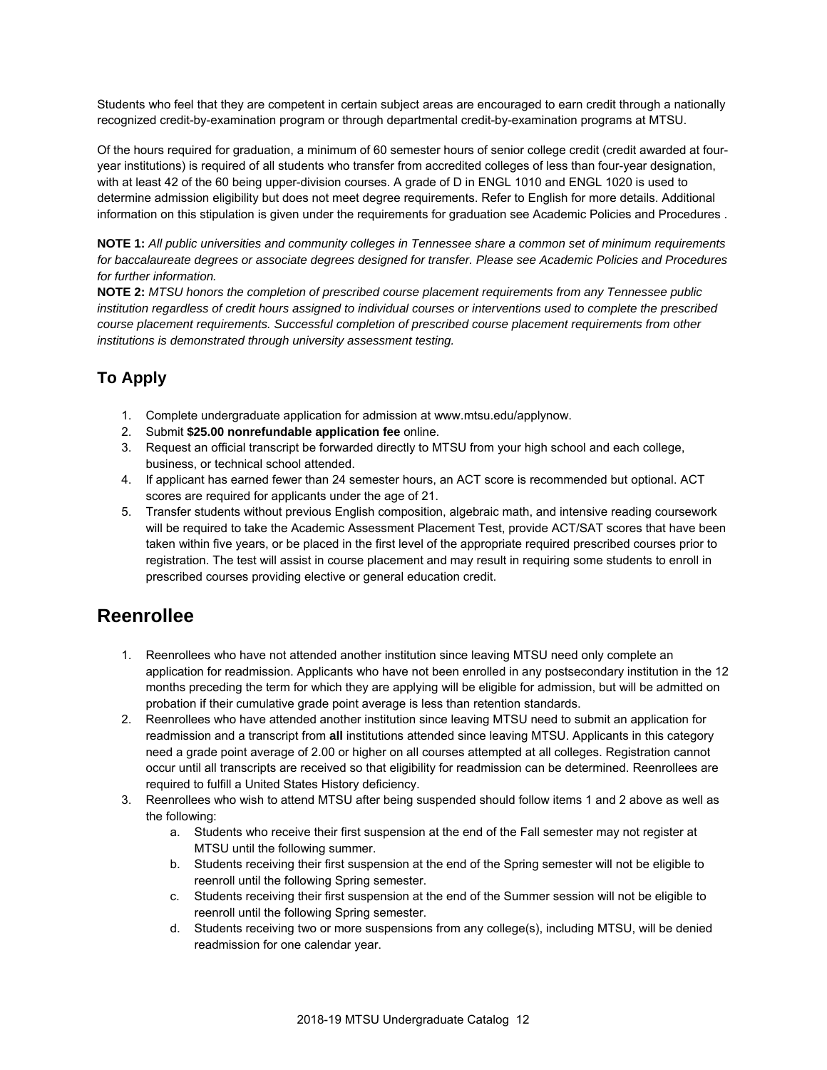Students who feel that they are competent in certain subject areas are encouraged to earn credit through a nationally recognized credit-by-examination program or through departmental credit-by-examination programs at MTSU.

Of the hours required for graduation, a minimum of 60 semester hours of senior college credit (credit awarded at four-year institutions) is required of all students who transfer from accredited colleges of less than four-year designation, with at least 42 of the 60 being upper-division courses. A grade of D in ENGL 1010 and ENGL 1020 is used to determine admission eligibility but does not meet degree requirements. Refer to English for more details. Additional information on this stipulation is given under the requirements for graduation see Academic Policies and Procedures .

**NOTE 1:** *All public universities and community colleges in Tennessee share a common set of minimum requirements for baccalaureate degrees or associate degrees designed for transfer. Please see Academic Policies and Procedures for further information.*

**NOTE 2:** *MTSU honors the completion of prescribed course placement requirements from any Tennessee public institution regardless of credit hours assigned to individual courses or interventions used to complete the prescribed course placement requirements. Successful completion of prescribed course placement requirements from other institutions is demonstrated through university assessment testing.*

### To Apply

1. Complete undergraduate application for admission at www.mtsu.edu/applynow.
2. Submit **$25.00 nonrefundable application fee** online.
3. Request an official transcript be forwarded directly to MTSU from your high school and each college, business, or technical school attended.
4. If applicant has earned fewer than 24 semester hours, an ACT score is recommended but optional. ACT scores are required for applicants under the age of 21.
5. Transfer students without previous English composition, algebraic math, and intensive reading coursework will be required to take the Academic Assessment Placement Test, provide ACT/SAT scores that have been taken within five years, or be placed in the first level of the appropriate required prescribed courses prior to registration. The test will assist in course placement and may result in requiring some students to enroll in prescribed courses providing elective or general education credit.

## Reenrollee

1. Reenrollees who have not attended another institution since leaving MTSU need only complete an application for readmission. Applicants who have not been enrolled in any postsecondary institution in the 12 months preceding the term for which they are applying will be eligible for admission, but will be admitted on probation if their cumulative grade point average is less than retention standards.
2. Reenrollees who have attended another institution since leaving MTSU need to submit an application for readmission and a transcript from **all** institutions attended since leaving MTSU. Applicants in this category need a grade point average of 2.00 or higher on all courses attempted at all colleges. Registration cannot occur until all transcripts are received so that eligibility for readmission can be determined. Reenrollees are required to fulfill a United States History deficiency.
3. Reenrollees who wish to attend MTSU after being suspended should follow items 1 and 2 above as well as the following:
    a. Students who receive their first suspension at the end of the Fall semester may not register at MTSU until the following summer.
    b. Students receiving their first suspension at the end of the Spring semester will not be eligible to reenroll until the following Spring semester.
    c. Students receiving their first suspension at the end of the Summer session will not be eligible to reenroll until the following Spring semester.
    d. Students receiving two or more suspensions from any college(s), including MTSU, will be denied readmission for one calendar year.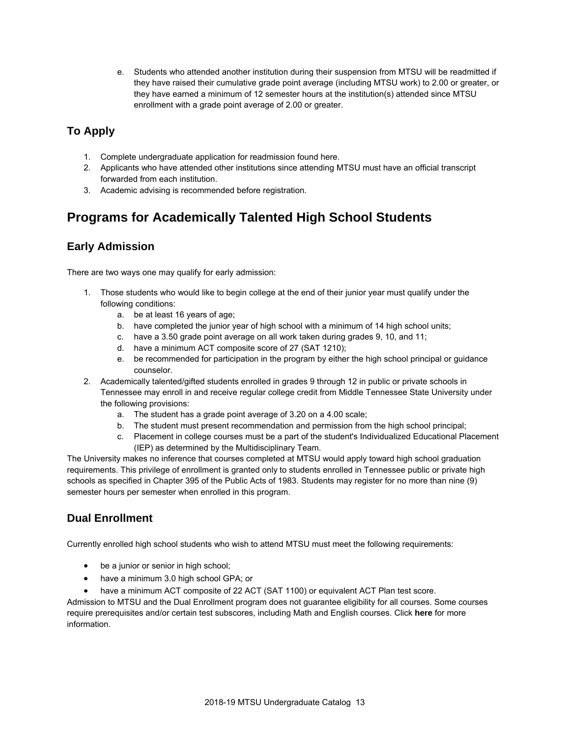e. Students who attended another institution during their suspension from MTSU will be readmitted if they have raised their cumulative grade point average (including MTSU work) to 2.00 or greater, or they have earned a minimum of 12 semester hours at the institution(s) attended since MTSU enrollment with a grade point average of 2.00 or greater.

### To Apply

1. Complete undergraduate application for readmission found here.
2. Applicants who have attended other institutions since attending MTSU must have an official transcript forwarded from each institution.
3. Academic advising is recommended before registration.

## Programs for Academically Talented High School Students

### Early Admission

There are two ways one may qualify for early admission:

1. Those students who would like to begin college at the end of their junior year must qualify under the following conditions:
   a. be at least 16 years of age;
   b. have completed the junior year of high school with a minimum of 14 high school units;
   c. have a 3.50 grade point average on all work taken during grades 9, 10, and 11;
   d. have a minimum ACT composite score of 27 (SAT 1210);
   e. be recommended for participation in the program by either the high school principal or guidance counselor.
2. Academically talented/gifted students enrolled in grades 9 through 12 in public or private schools in Tennessee may enroll in and receive regular college credit from Middle Tennessee State University under the following provisions:
   a. The student has a grade point average of 3.20 on a 4.00 scale;
   b. The student must present recommendation and permission from the high school principal;
   c. Placement in college courses must be a part of the student's Individualized Educational Placement (IEP) as determined by the Multidisciplinary Team.

The University makes no inference that courses completed at MTSU would apply toward high school graduation requirements. This privilege of enrollment is granted only to students enrolled in Tennessee public or private high schools as specified in Chapter 395 of the Public Acts of 1983. Students may register for no more than nine (9) semester hours per semester when enrolled in this program.

### Dual Enrollment

Currently enrolled high school students who wish to attend MTSU must meet the following requirements:

- be a junior or senior in high school;
- have a minimum 3.0 high school GPA; or
- have a minimum ACT composite of 22 ACT (SAT 1100) or equivalent ACT Plan test score.

Admission to MTSU and the Dual Enrollment program does not guarantee eligibility for all courses. Some courses require prerequisites and/or certain test subscores, including Math and English courses. Click **here** for more information.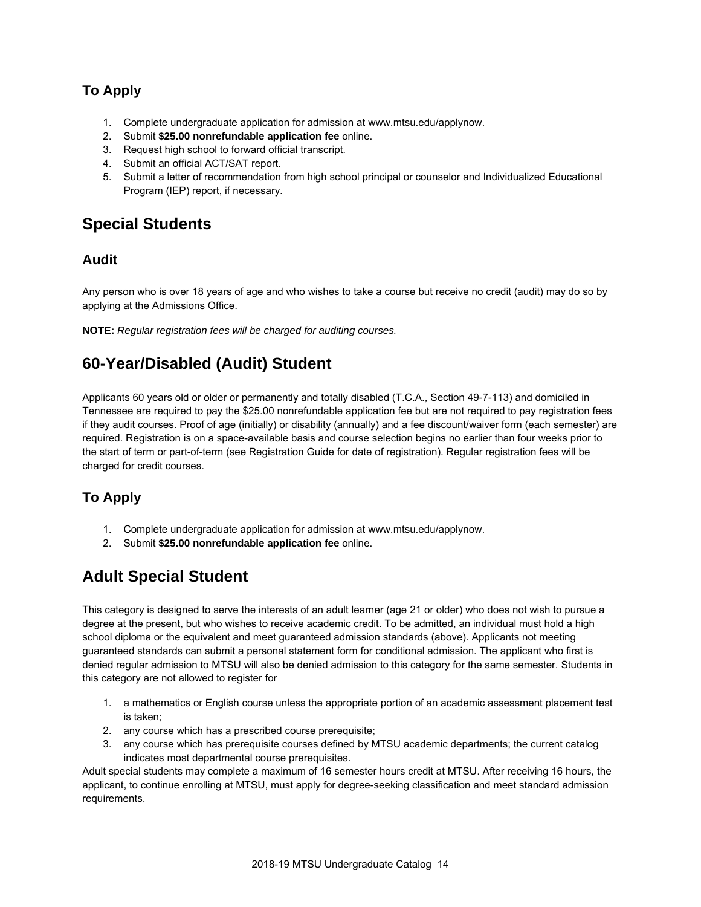### To Apply

1. Complete undergraduate application for admission at www.mtsu.edu/applynow.
2. Submit **$25.00 nonrefundable application fee** online.
3. Request high school to forward official transcript.
4. Submit an official ACT/SAT report.
5. Submit a letter of recommendation from high school principal or counselor and Individualized Educational Program (IEP) report, if necessary.

## Special Students

### Audit

Any person who is over 18 years of age and who wishes to take a course but receive no credit (audit) may do so by applying at the Admissions Office.

**NOTE:** *Regular registration fees will be charged for auditing courses.*

## 60-Year/Disabled (Audit) Student

Applicants 60 years old or older or permanently and totally disabled (T.C.A., Section 49-7-113) and domiciled in Tennessee are required to pay the $25.00 nonrefundable application fee but are not required to pay registration fees if they audit courses. Proof of age (initially) or disability (annually) and a fee discount/waiver form (each semester) are required. Registration is on a space-available basis and course selection begins no earlier than four weeks prior to the start of term or part-of-term (see Registration Guide for date of registration). Regular registration fees will be charged for credit courses.

### To Apply

1. Complete undergraduate application for admission at www.mtsu.edu/applynow.
2. Submit **$25.00 nonrefundable application fee** online.

## Adult Special Student

This category is designed to serve the interests of an adult learner (age 21 or older) who does not wish to pursue a degree at the present, but who wishes to receive academic credit. To be admitted, an individual must hold a high school diploma or the equivalent and meet guaranteed admission standards (above). Applicants not meeting guaranteed standards can submit a personal statement form for conditional admission. The applicant who first is denied regular admission to MTSU will also be denied admission to this category for the same semester. Students in this category are not allowed to register for

1. a mathematics or English course unless the appropriate portion of an academic assessment placement test is taken;
2. any course which has a prescribed course prerequisite;
3. any course which has prerequisite courses defined by MTSU academic departments; the current catalog indicates most departmental course prerequisites.

Adult special students may complete a maximum of 16 semester hours credit at MTSU. After receiving 16 hours, the applicant, to continue enrolling at MTSU, must apply for degree-seeking classification and meet standard admission requirements.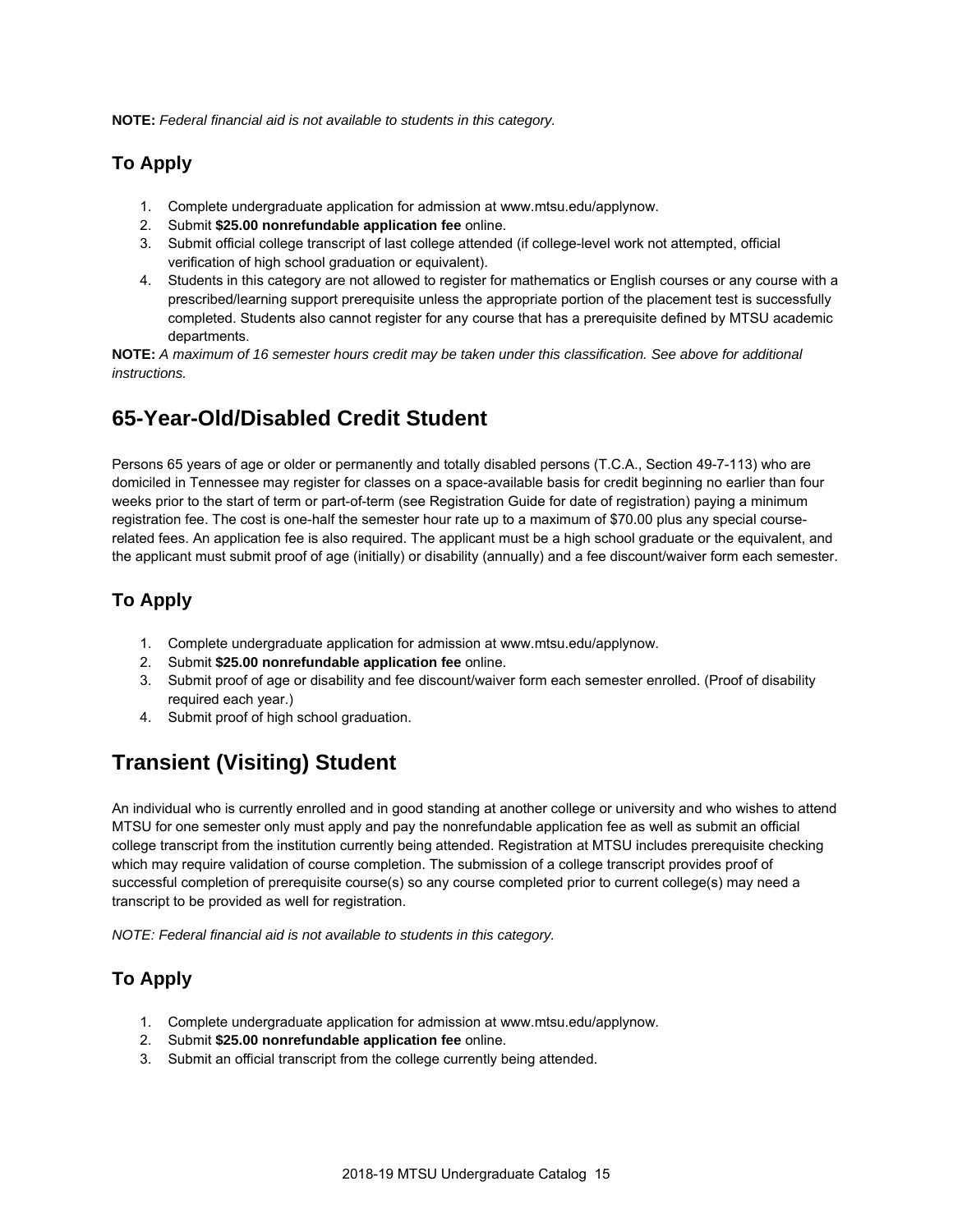**NOTE:** *Federal financial aid is not available to students in this category.*

### To Apply

1. Complete undergraduate application for admission at www.mtsu.edu/applynow.
2. Submit **$25.00 nonrefundable application fee** online.
3. Submit official college transcript of last college attended (if college-level work not attempted, official verification of high school graduation or equivalent).
4. Students in this category are not allowed to register for mathematics or English courses or any course with a prescribed/learning support prerequisite unless the appropriate portion of the placement test is successfully completed. Students also cannot register for any course that has a prerequisite defined by MTSU academic departments.

**NOTE:** *A maximum of 16 semester hours credit may be taken under this classification. See above for additional instructions.*

## 65-Year-Old/Disabled Credit Student

Persons 65 years of age or older or permanently and totally disabled persons (T.C.A., Section 49-7-113) who are domiciled in Tennessee may register for classes on a space-available basis for credit beginning no earlier than four weeks prior to the start of term or part-of-term (see Registration Guide for date of registration) paying a minimum registration fee. The cost is one-half the semester hour rate up to a maximum of $70.00 plus any special course-related fees. An application fee is also required. The applicant must be a high school graduate or the equivalent, and the applicant must submit proof of age (initially) or disability (annually) and a fee discount/waiver form each semester.

### To Apply

1. Complete undergraduate application for admission at www.mtsu.edu/applynow.
2. Submit **$25.00 nonrefundable application fee** online.
3. Submit proof of age or disability and fee discount/waiver form each semester enrolled. (Proof of disability required each year.)
4. Submit proof of high school graduation.

## Transient (Visiting) Student

An individual who is currently enrolled and in good standing at another college or university and who wishes to attend MTSU for one semester only must apply and pay the nonrefundable application fee as well as submit an official college transcript from the institution currently being attended. Registration at MTSU includes prerequisite checking which may require validation of course completion. The submission of a college transcript provides proof of successful completion of prerequisite course(s) so any course completed prior to current college(s) may need a transcript to be provided as well for registration.

*NOTE: Federal financial aid is not available to students in this category.*

### To Apply

1. Complete undergraduate application for admission at www.mtsu.edu/applynow.
2. Submit **$25.00 nonrefundable application fee** online.
3. Submit an official transcript from the college currently being attended.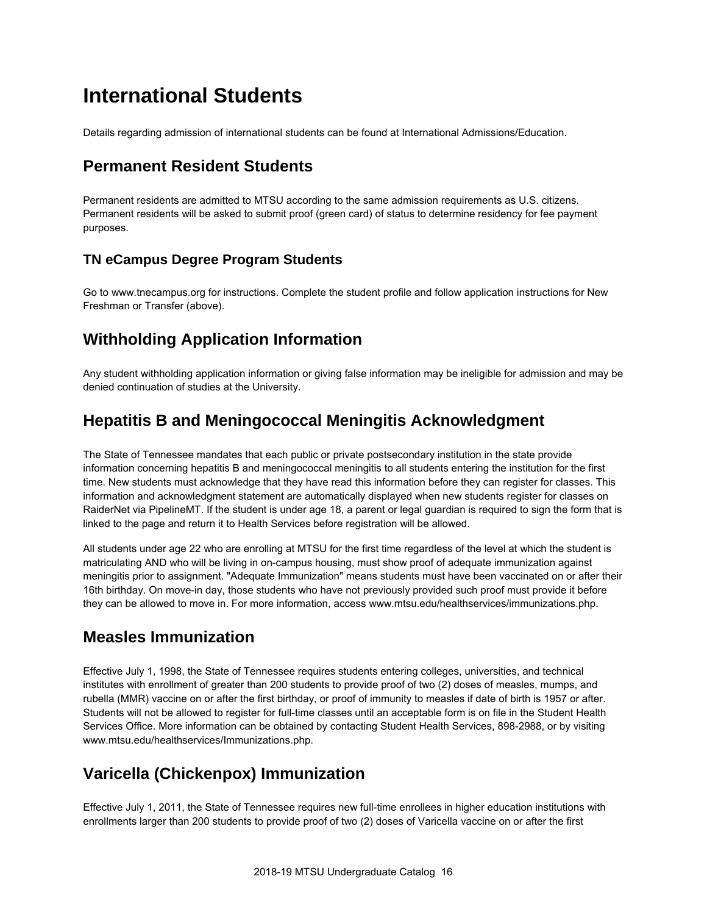# International Students

Details regarding admission of international students can be found at International Admissions/Education.

## Permanent Resident Students

Permanent residents are admitted to MTSU according to the same admission requirements as U.S. citizens. Permanent residents will be asked to submit proof (green card) of status to determine residency for fee payment purposes.

### TN eCampus Degree Program Students

Go to www.tnecampus.org for instructions. Complete the student profile and follow application instructions for New Freshman or Transfer (above).

## Withholding Application Information

Any student withholding application information or giving false information may be ineligible for admission and may be denied continuation of studies at the University.

## Hepatitis B and Meningococcal Meningitis Acknowledgment

The State of Tennessee mandates that each public or private postsecondary institution in the state provide information concerning hepatitis B and meningococcal meningitis to all students entering the institution for the first time. New students must acknowledge that they have read this information before they can register for classes. This information and acknowledgment statement are automatically displayed when new students register for classes on RaiderNet via PipelineMT. If the student is under age 18, a parent or legal guardian is required to sign the form that is linked to the page and return it to Health Services before registration will be allowed.

All students under age 22 who are enrolling at MTSU for the first time regardless of the level at which the student is matriculating AND who will be living in on-campus housing, must show proof of adequate immunization against meningitis prior to assignment. "Adequate Immunization" means students must have been vaccinated on or after their 16th birthday. On move-in day, those students who have not previously provided such proof must provide it before they can be allowed to move in. For more information, access www.mtsu.edu/healthservices/immunizations.php.

## Measles Immunization

Effective July 1, 1998, the State of Tennessee requires students entering colleges, universities, and technical institutes with enrollment of greater than 200 students to provide proof of two (2) doses of measles, mumps, and rubella (MMR) vaccine on or after the first birthday, or proof of immunity to measles if date of birth is 1957 or after. Students will not be allowed to register for full-time classes until an acceptable form is on file in the Student Health Services Office. More information can be obtained by contacting Student Health Services, 898-2988, or by visiting www.mtsu.edu/healthservices/Immunizations.php.

## Varicella (Chickenpox) Immunization

Effective July 1, 2011, the State of Tennessee requires new full-time enrollees in higher education institutions with enrollments larger than 200 students to provide proof of two (2) doses of Varicella vaccine on or after the first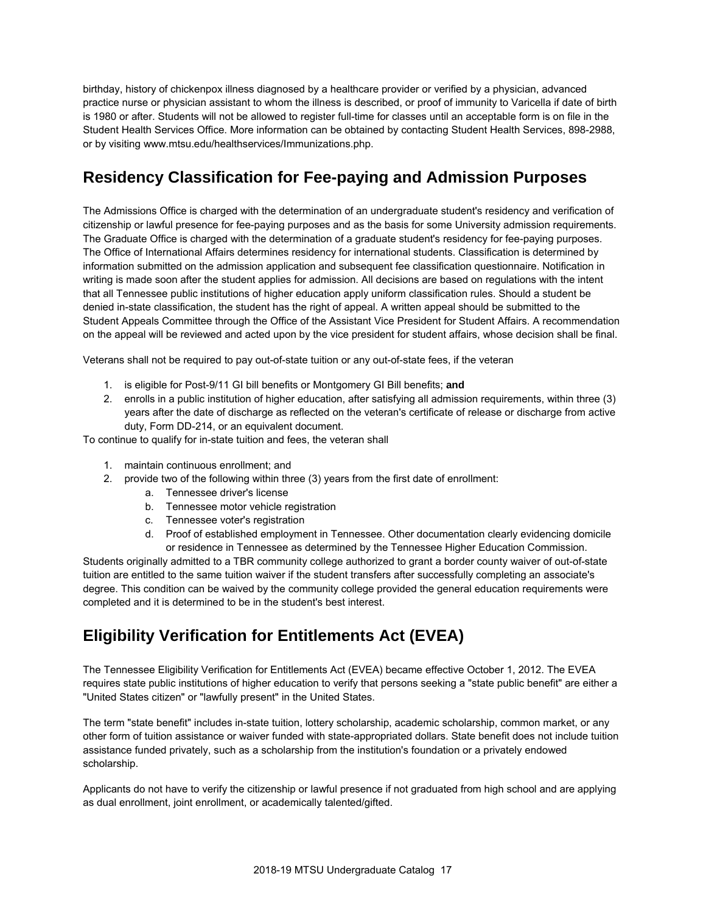birthday, history of chickenpox illness diagnosed by a healthcare provider or verified by a physician, advanced practice nurse or physician assistant to whom the illness is described, or proof of immunity to Varicella if date of birth is 1980 or after. Students will not be allowed to register full-time for classes until an acceptable form is on file in the Student Health Services Office. More information can be obtained by contacting Student Health Services, 898-2988, or by visiting www.mtsu.edu/healthservices/Immunizations.php.

## Residency Classification for Fee-paying and Admission Purposes

The Admissions Office is charged with the determination of an undergraduate student's residency and verification of citizenship or lawful presence for fee-paying purposes and as the basis for some University admission requirements. The Graduate Office is charged with the determination of a graduate student's residency for fee-paying purposes. The Office of International Affairs determines residency for international students. Classification is determined by information submitted on the admission application and subsequent fee classification questionnaire. Notification in writing is made soon after the student applies for admission. All decisions are based on regulations with the intent that all Tennessee public institutions of higher education apply uniform classification rules. Should a student be denied in-state classification, the student has the right of appeal. A written appeal should be submitted to the Student Appeals Committee through the Office of the Assistant Vice President for Student Affairs. A recommendation on the appeal will be reviewed and acted upon by the vice president for student affairs, whose decision shall be final.

Veterans shall not be required to pay out-of-state tuition or any out-of-state fees, if the veteran

1. is eligible for Post-9/11 GI bill benefits or Montgomery GI Bill benefits; **and**
2. enrolls in a public institution of higher education, after satisfying all admission requirements, within three (3) years after the date of discharge as reflected on the veteran's certificate of release or discharge from active duty, Form DD-214, or an equivalent document.

To continue to qualify for in-state tuition and fees, the veteran shall

1. maintain continuous enrollment; and
2. provide two of the following within three (3) years from the first date of enrollment:
   a. Tennessee driver's license
   b. Tennessee motor vehicle registration
   c. Tennessee voter's registration
   d. Proof of established employment in Tennessee. Other documentation clearly evidencing domicile or residence in Tennessee as determined by the Tennessee Higher Education Commission.

Students originally admitted to a TBR community college authorized to grant a border county waiver of out-of-state tuition are entitled to the same tuition waiver if the student transfers after successfully completing an associate's degree. This condition can be waived by the community college provided the general education requirements were completed and it is determined to be in the student's best interest.

## Eligibility Verification for Entitlements Act (EVEA)

The Tennessee Eligibility Verification for Entitlements Act (EVEA) became effective October 1, 2012. The EVEA requires state public institutions of higher education to verify that persons seeking a "state public benefit" are either a "United States citizen" or "lawfully present" in the United States.

The term "state benefit" includes in-state tuition, lottery scholarship, academic scholarship, common market, or any other form of tuition assistance or waiver funded with state-appropriated dollars. State benefit does not include tuition assistance funded privately, such as a scholarship from the institution's foundation or a privately endowed scholarship.

Applicants do not have to verify the citizenship or lawful presence if not graduated from high school and are applying as dual enrollment, joint enrollment, or academically talented/gifted.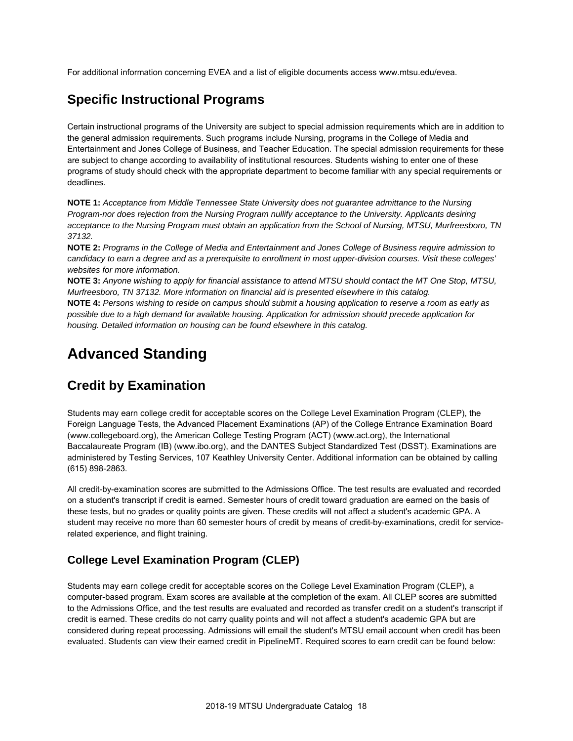For additional information concerning EVEA and a list of eligible documents access www.mtsu.edu/evea.

## Specific Instructional Programs

Certain instructional programs of the University are subject to special admission requirements which are in addition to the general admission requirements. Such programs include Nursing, programs in the College of Media and Entertainment and Jones College of Business, and Teacher Education. The special admission requirements for these are subject to change according to availability of institutional resources. Students wishing to enter one of these programs of study should check with the appropriate department to become familiar with any special requirements or deadlines.

**NOTE 1:** *Acceptance from Middle Tennessee State University does not guarantee admittance to the Nursing Program-nor does rejection from the Nursing Program nullify acceptance to the University. Applicants desiring acceptance to the Nursing Program must obtain an application from the School of Nursing, MTSU, Murfreesboro, TN 37132.*
**NOTE 2:** *Programs in the College of Media and Entertainment and Jones College of Business require admission to candidacy to earn a degree and as a prerequisite to enrollment in most upper-division courses. Visit these colleges' websites for more information.*
**NOTE 3:** *Anyone wishing to apply for financial assistance to attend MTSU should contact the MT One Stop, MTSU, Murfreesboro, TN 37132. More information on financial aid is presented elsewhere in this catalog.*
**NOTE 4:** *Persons wishing to reside on campus should submit a housing application to reserve a room as early as possible due to a high demand for available housing. Application for admission should precede application for housing. Detailed information on housing can be found elsewhere in this catalog.*

# Advanced Standing

## Credit by Examination

Students may earn college credit for acceptable scores on the College Level Examination Program (CLEP), the Foreign Language Tests, the Advanced Placement Examinations (AP) of the College Entrance Examination Board (www.collegeboard.org), the American College Testing Program (ACT) (www.act.org), the International Baccalaureate Program (IB) (www.ibo.org), and the DANTES Subject Standardized Test (DSST). Examinations are administered by Testing Services, 107 Keathley University Center. Additional information can be obtained by calling (615) 898-2863.

All credit-by-examination scores are submitted to the Admissions Office. The test results are evaluated and recorded on a student's transcript if credit is earned. Semester hours of credit toward graduation are earned on the basis of these tests, but no grades or quality points are given. These credits will not affect a student's academic GPA. A student may receive no more than 60 semester hours of credit by means of credit-by-examinations, credit for service-related experience, and flight training.

### College Level Examination Program (CLEP)

Students may earn college credit for acceptable scores on the College Level Examination Program (CLEP), a computer-based program. Exam scores are available at the completion of the exam. All CLEP scores are submitted to the Admissions Office, and the test results are evaluated and recorded as transfer credit on a student's transcript if credit is earned. These credits do not carry quality points and will not affect a student's academic GPA but are considered during repeat processing. Admissions will email the student's MTSU email account when credit has been evaluated. Students can view their earned credit in PipelineMT. Required scores to earn credit can be found below: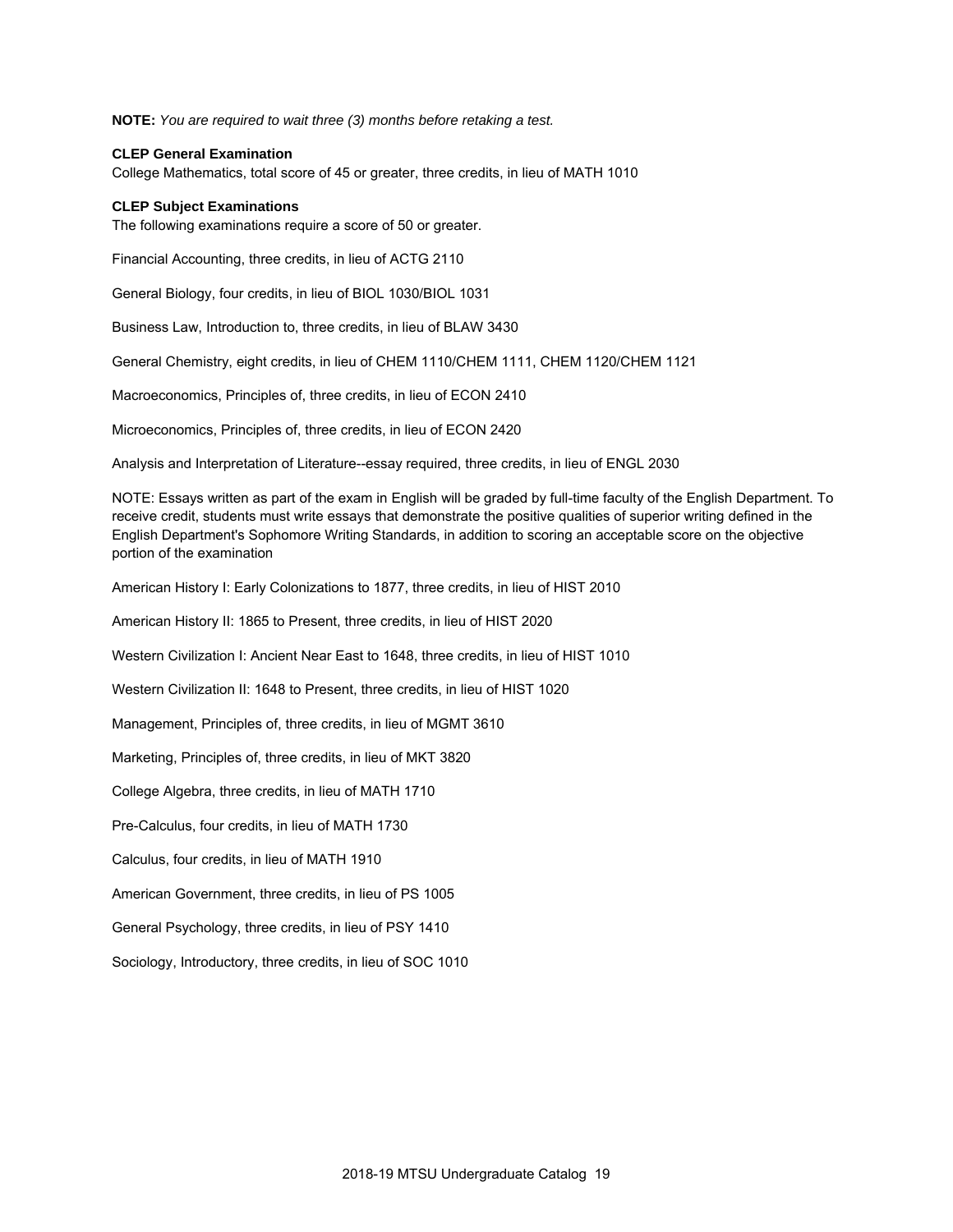**NOTE:** *You are required to wait three (3) months before retaking a test.*

**CLEP General Examination**

College Mathematics, total score of 45 or greater, three credits, in lieu of MATH 1010

**CLEP Subject Examinations**

The following examinations require a score of 50 or greater.

Financial Accounting, three credits, in lieu of ACTG 2110

General Biology, four credits, in lieu of BIOL 1030/BIOL 1031

Business Law, Introduction to, three credits, in lieu of BLAW 3430

General Chemistry, eight credits, in lieu of CHEM 1110/CHEM 1111, CHEM 1120/CHEM 1121

Macroeconomics, Principles of, three credits, in lieu of ECON 2410

Microeconomics, Principles of, three credits, in lieu of ECON 2420

Analysis and Interpretation of Literature--essay required, three credits, in lieu of ENGL 2030

NOTE: Essays written as part of the exam in English will be graded by full-time faculty of the English Department. To receive credit, students must write essays that demonstrate the positive qualities of superior writing defined in the English Department's Sophomore Writing Standards, in addition to scoring an acceptable score on the objective portion of the examination

American History I: Early Colonizations to 1877, three credits, in lieu of HIST 2010

American History II: 1865 to Present, three credits, in lieu of HIST 2020

Western Civilization I: Ancient Near East to 1648, three credits, in lieu of HIST 1010

Western Civilization II: 1648 to Present, three credits, in lieu of HIST 1020

Management, Principles of, three credits, in lieu of MGMT 3610

Marketing, Principles of, three credits, in lieu of MKT 3820

College Algebra, three credits, in lieu of MATH 1710

Pre-Calculus, four credits, in lieu of MATH 1730

Calculus, four credits, in lieu of MATH 1910

American Government, three credits, in lieu of PS 1005

General Psychology, three credits, in lieu of PSY 1410

Sociology, Introductory, three credits, in lieu of SOC 1010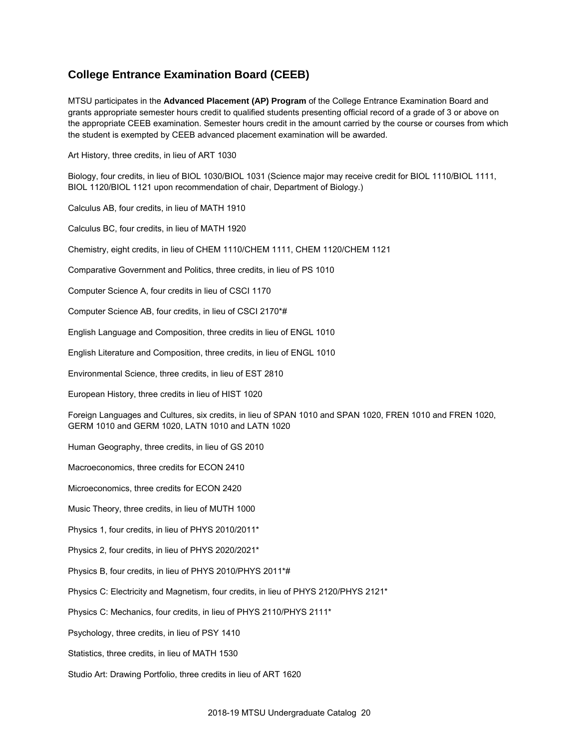## College Entrance Examination Board (CEEB)

MTSU participates in the **Advanced Placement (AP) Program** of the College Entrance Examination Board and grants appropriate semester hours credit to qualified students presenting official record of a grade of 3 or above on the appropriate CEEB examination. Semester hours credit in the amount carried by the course or courses from which the student is exempted by CEEB advanced placement examination will be awarded.

Art History, three credits, in lieu of ART 1030

Biology, four credits, in lieu of BIOL 1030/BIOL 1031 (Science major may receive credit for BIOL 1110/BIOL 1111, BIOL 1120/BIOL 1121 upon recommendation of chair, Department of Biology.)

Calculus AB, four credits, in lieu of MATH 1910

Calculus BC, four credits, in lieu of MATH 1920

Chemistry, eight credits, in lieu of CHEM 1110/CHEM 1111, CHEM 1120/CHEM 1121

Comparative Government and Politics, three credits, in lieu of PS 1010

Computer Science A, four credits in lieu of CSCI 1170

Computer Science AB, four credits, in lieu of CSCI 2170*#

English Language and Composition, three credits in lieu of ENGL 1010

English Literature and Composition, three credits, in lieu of ENGL 1010

Environmental Science, three credits, in lieu of EST 2810

European History, three credits in lieu of HIST 1020

Foreign Languages and Cultures, six credits, in lieu of SPAN 1010 and SPAN 1020, FREN 1010 and FREN 1020, GERM 1010 and GERM 1020, LATN 1010 and LATN 1020

Human Geography, three credits, in lieu of GS 2010

Macroeconomics, three credits for ECON 2410

Microeconomics, three credits for ECON 2420

Music Theory, three credits, in lieu of MUTH 1000

Physics 1, four credits, in lieu of PHYS 2010/2011*

Physics 2, four credits, in lieu of PHYS 2020/2021*

Physics B, four credits, in lieu of PHYS 2010/PHYS 2011*#

Physics C: Electricity and Magnetism, four credits, in lieu of PHYS 2120/PHYS 2121*

Physics C: Mechanics, four credits, in lieu of PHYS 2110/PHYS 2111*

Psychology, three credits, in lieu of PSY 1410

Statistics, three credits, in lieu of MATH 1530

Studio Art: Drawing Portfolio, three credits in lieu of ART 1620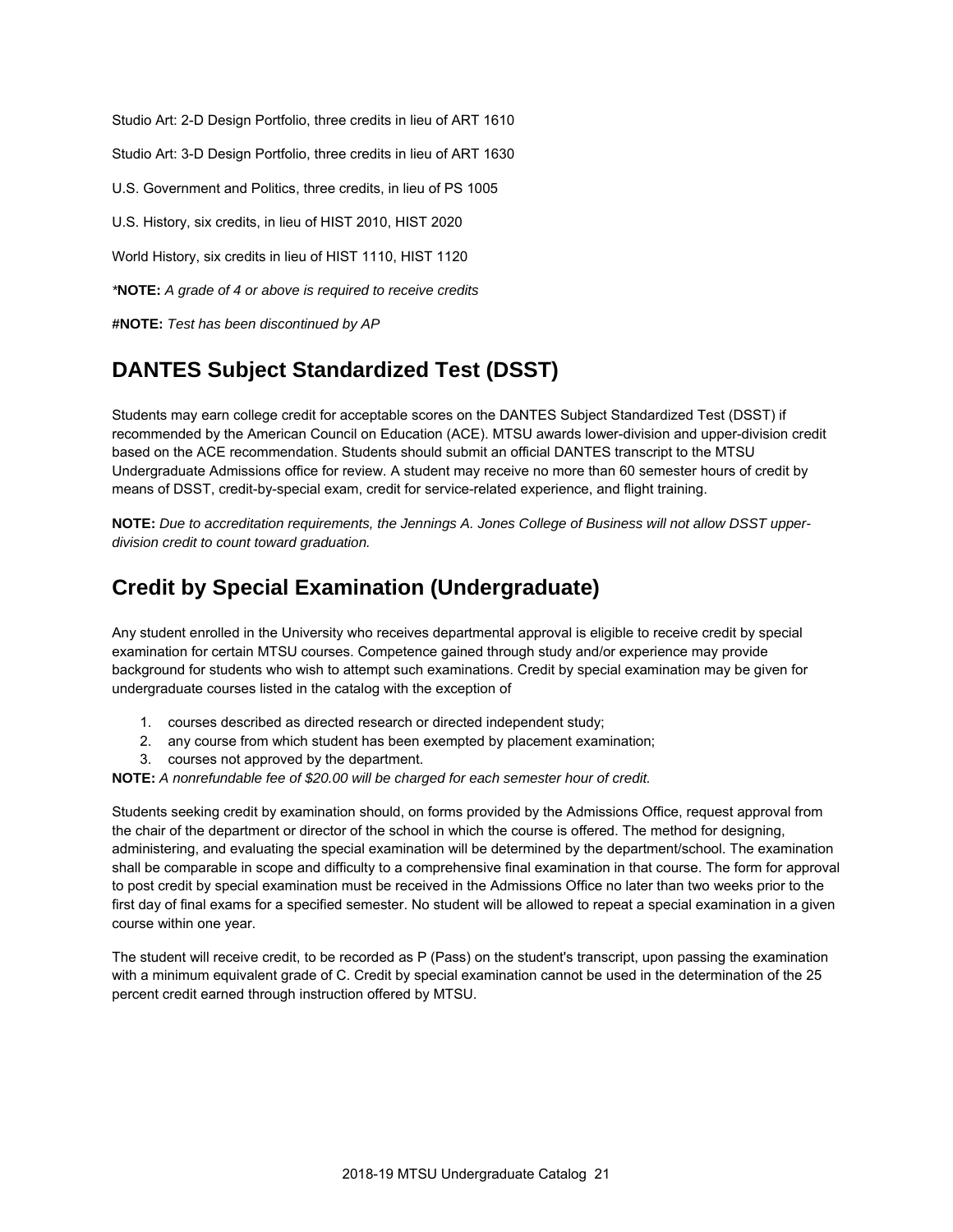Studio Art: 2-D Design Portfolio, three credits in lieu of ART 1610

Studio Art: 3-D Design Portfolio, three credits in lieu of ART 1630

U.S. Government and Politics, three credits, in lieu of PS 1005

U.S. History, six credits, in lieu of HIST 2010, HIST 2020

World History, six credits in lieu of HIST 1110, HIST 1120

**\*NOTE:** *A grade of 4 or above is required to receive credits*

**#NOTE:** *Test has been discontinued by AP*

## DANTES Subject Standardized Test (DSST)

Students may earn college credit for acceptable scores on the DANTES Subject Standardized Test (DSST) if recommended by the American Council on Education (ACE). MTSU awards lower-division and upper-division credit based on the ACE recommendation. Students should submit an official DANTES transcript to the MTSU Undergraduate Admissions office for review. A student may receive no more than 60 semester hours of credit by means of DSST, credit-by-special exam, credit for service-related experience, and flight training.

**NOTE:** *Due to accreditation requirements, the Jennings A. Jones College of Business will not allow DSST upper-division credit to count toward graduation.*

## Credit by Special Examination (Undergraduate)

Any student enrolled in the University who receives departmental approval is eligible to receive credit by special examination for certain MTSU courses. Competence gained through study and/or experience may provide background for students who wish to attempt such examinations. Credit by special examination may be given for undergraduate courses listed in the catalog with the exception of

1. courses described as directed research or directed independent study;
2. any course from which student has been exempted by placement examination;
3. courses not approved by the department.

**NOTE:** *A nonrefundable fee of $20.00 will be charged for each semester hour of credit.*

Students seeking credit by examination should, on forms provided by the Admissions Office, request approval from the chair of the department or director of the school in which the course is offered. The method for designing, administering, and evaluating the special examination will be determined by the department/school. The examination shall be comparable in scope and difficulty to a comprehensive final examination in that course. The form for approval to post credit by special examination must be received in the Admissions Office no later than two weeks prior to the first day of final exams for a specified semester. No student will be allowed to repeat a special examination in a given course within one year.

The student will receive credit, to be recorded as P (Pass) on the student's transcript, upon passing the examination with a minimum equivalent grade of C. Credit by special examination cannot be used in the determination of the 25 percent credit earned through instruction offered by MTSU.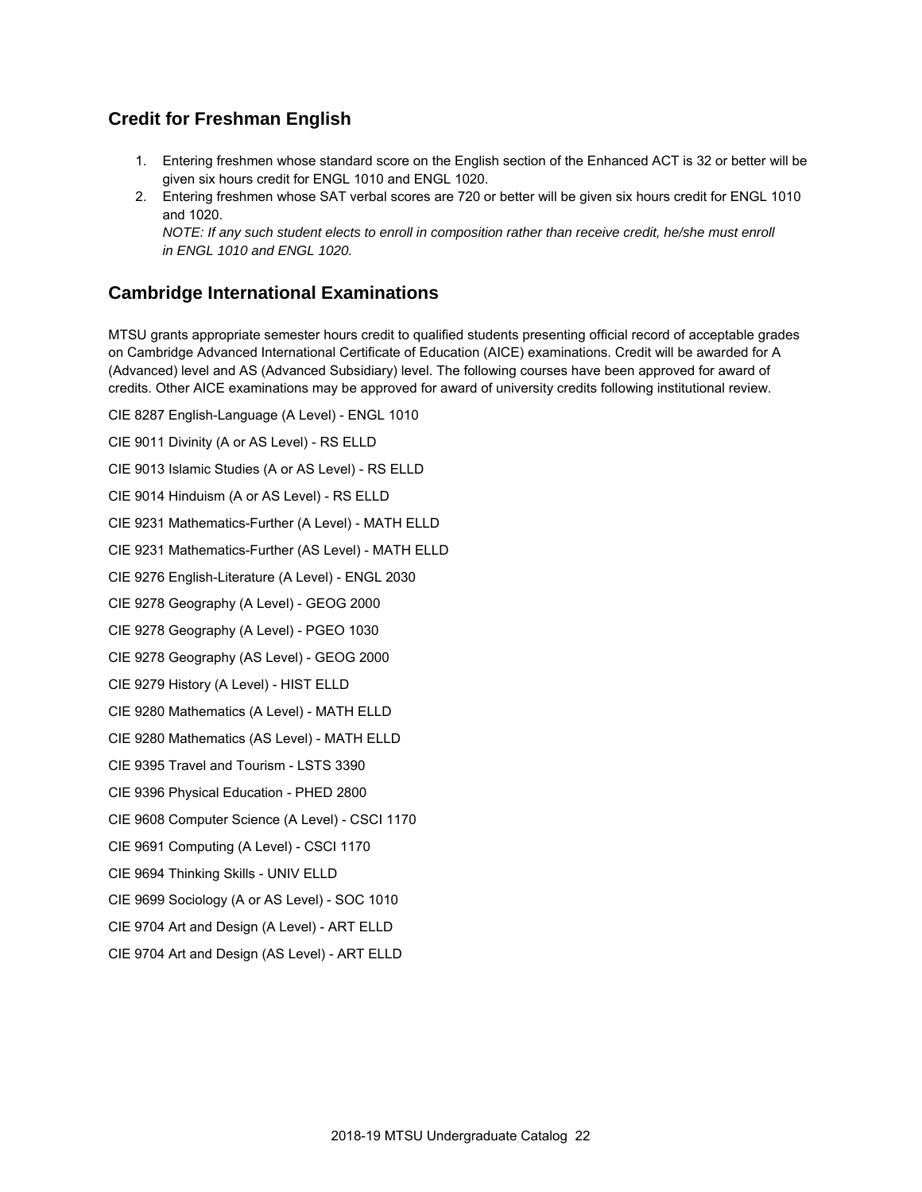## Credit for Freshman English

1. Entering freshmen whose standard score on the English section of the Enhanced ACT is 32 or better will be given six hours credit for ENGL 1010 and ENGL 1020.
2. Entering freshmen whose SAT verbal scores are 720 or better will be given six hours credit for ENGL 1010 and 1020.
   *NOTE: If any such student elects to enroll in composition rather than receive credit, he/she must enroll in ENGL 1010 and ENGL 1020.*

## Cambridge International Examinations

MTSU grants appropriate semester hours credit to qualified students presenting official record of acceptable grades on Cambridge Advanced International Certificate of Education (AICE) examinations. Credit will be awarded for A (Advanced) level and AS (Advanced Subsidiary) level. The following courses have been approved for award of credits. Other AICE examinations may be approved for award of university credits following institutional review.

CIE 8287 English-Language (A Level) - ENGL 1010

CIE 9011 Divinity (A or AS Level) - RS ELLD

CIE 9013 Islamic Studies (A or AS Level) - RS ELLD

CIE 9014 Hinduism (A or AS Level) - RS ELLD

CIE 9231 Mathematics-Further (A Level) - MATH ELLD

CIE 9231 Mathematics-Further (AS Level) - MATH ELLD

CIE 9276 English-Literature (A Level) - ENGL 2030

CIE 9278 Geography (A Level) - GEOG 2000

CIE 9278 Geography (A Level) - PGEO 1030

CIE 9278 Geography (AS Level) - GEOG 2000

CIE 9279 History (A Level) - HIST ELLD

CIE 9280 Mathematics (A Level) - MATH ELLD

CIE 9280 Mathematics (AS Level) - MATH ELLD

CIE 9395 Travel and Tourism - LSTS 3390

CIE 9396 Physical Education - PHED 2800

CIE 9608 Computer Science (A Level) - CSCI 1170

CIE 9691 Computing (A Level) - CSCI 1170

CIE 9694 Thinking Skills - UNIV ELLD

CIE 9699 Sociology (A or AS Level) - SOC 1010

CIE 9704 Art and Design (A Level) - ART ELLD

CIE 9704 Art and Design (AS Level) - ART ELLD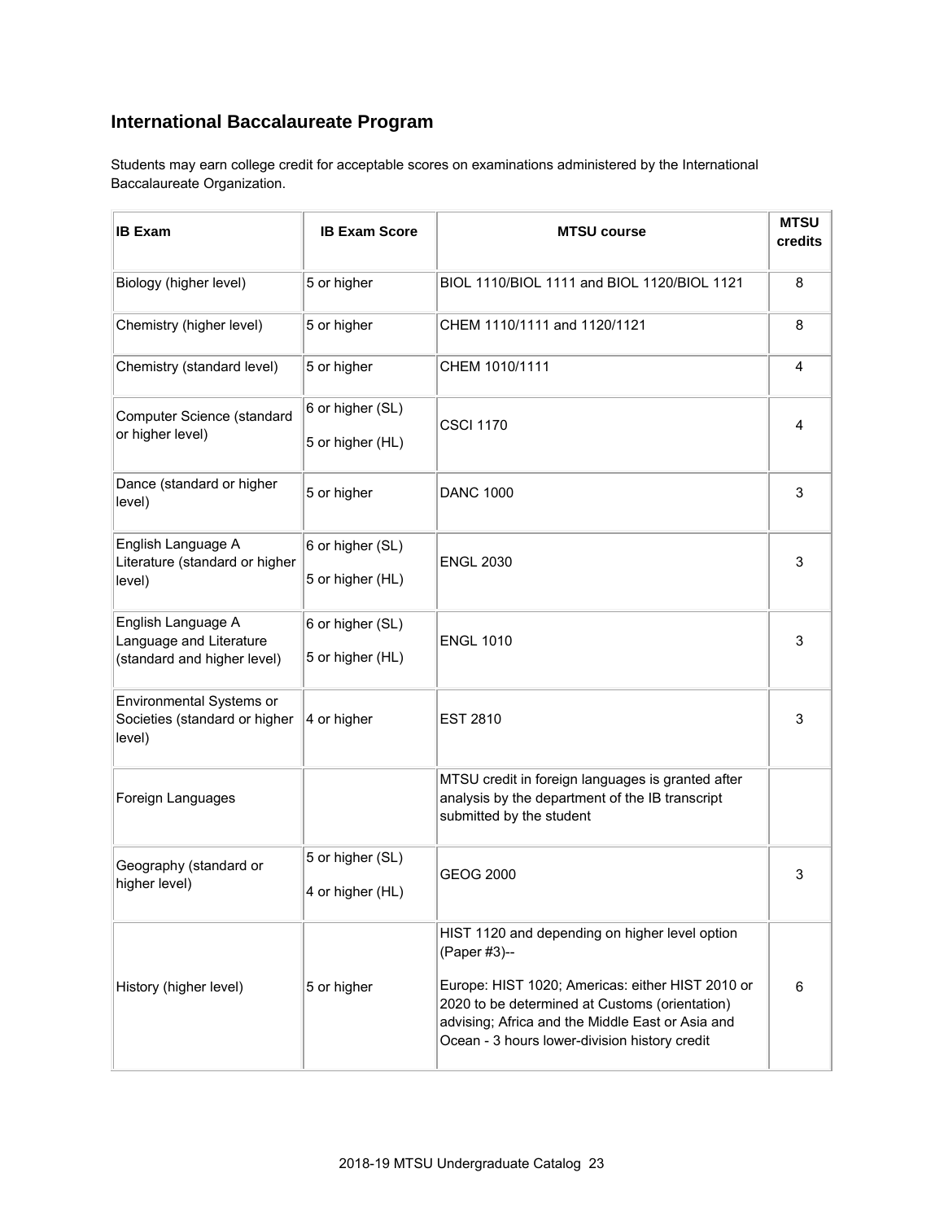## International Baccalaureate Program

Students may earn college credit for acceptable scores on examinations administered by the International Baccalaureate Organization.

| IB Exam | IB Exam Score | MTSU course | MTSU credits |
|---|---|---|---|
| Biology (higher level) | 5 or higher | BIOL 1110/BIOL 1111 and BIOL 1120/BIOL 1121 | 8 |
| Chemistry (higher level) | 5 or higher | CHEM 1110/1111 and 1120/1121 | 8 |
| Chemistry (standard level) | 5 or higher | CHEM 1010/1111 | 4 |
| Computer Science (standard or higher level) | 6 or higher (SL)<br>5 or higher (HL) | CSCI 1170 | 4 |
| Dance (standard or higher level) | 5 or higher | DANC 1000 | 3 |
| English Language A Literature (standard or higher level) | 6 or higher (SL)<br>5 or higher (HL) | ENGL 2030 | 3 |
| English Language A Language and Literature (standard and higher level) | 6 or higher (SL)<br>5 or higher (HL) | ENGL 1010 | 3 |
| Environmental Systems or Societies (standard or higher level) | 4 or higher | EST 2810 | 3 |
| Foreign Languages | | MTSU credit in foreign languages is granted after analysis by the department of the IB transcript submitted by the student | |
| Geography (standard or higher level) | 5 or higher (SL)<br>4 or higher (HL) | GEOG 2000 | 3 |
| History (higher level) | 5 or higher | HIST 1120 and depending on higher level option (Paper #3)--<br><br>Europe: HIST 1020; Americas: either HIST 2010 or 2020 to be determined at Customs (orientation) advising; Africa and the Middle East or Asia and Ocean - 3 hours lower-division history credit | 6 |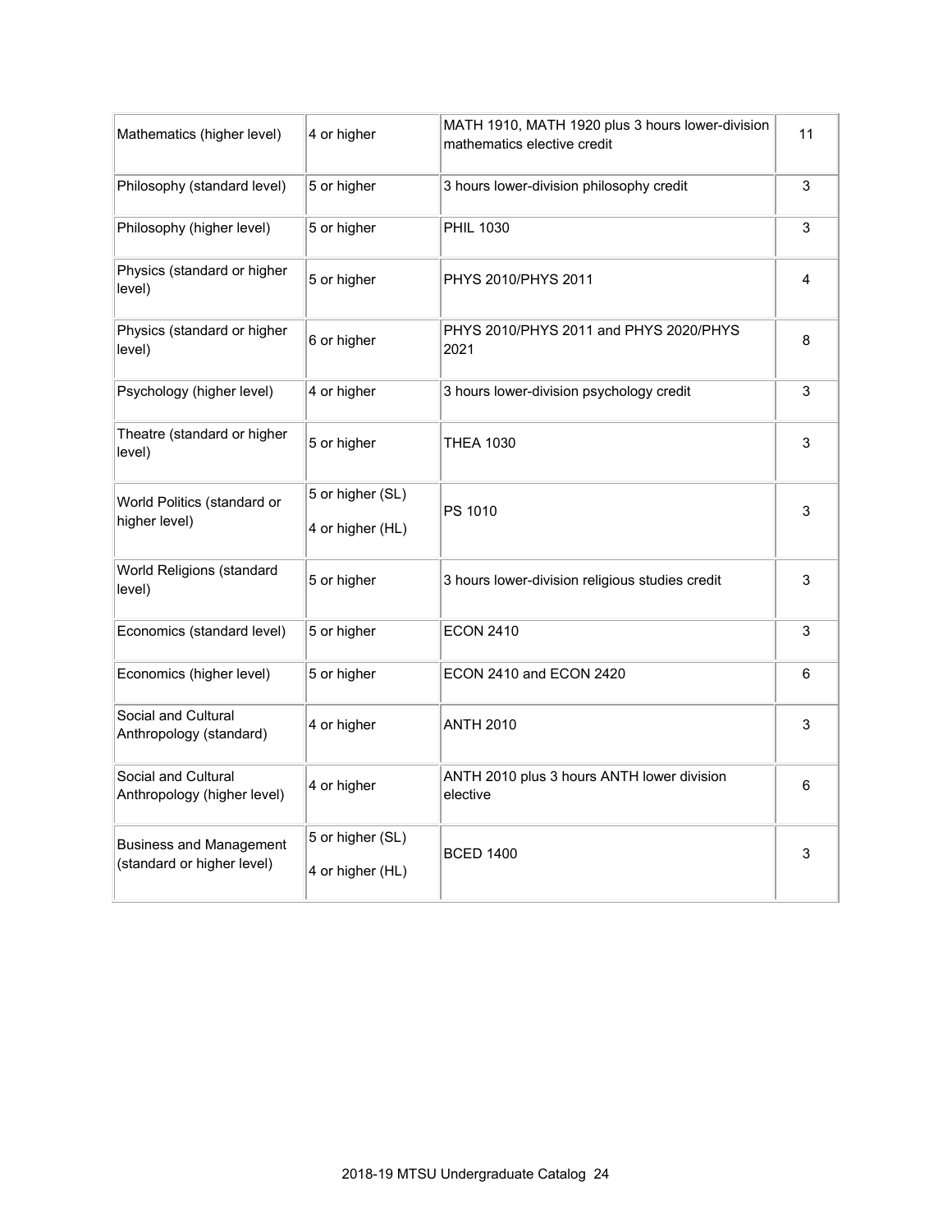| | | | |
|---|---|---|---|
| Mathematics (higher level) | 4 or higher | MATH 1910, MATH 1920 plus 3 hours lower-division mathematics elective credit | 11 |
| Philosophy (standard level) | 5 or higher | 3 hours lower-division philosophy credit | 3 |
| Philosophy (higher level) | 5 or higher | PHIL 1030 | 3 |
| Physics (standard or higher level) | 5 or higher | PHYS 2010/PHYS 2011 | 4 |
| Physics (standard or higher level) | 6 or higher | PHYS 2010/PHYS 2011 and PHYS 2020/PHYS 2021 | 8 |
| Psychology (higher level) | 4 or higher | 3 hours lower-division psychology credit | 3 |
| Theatre (standard or higher level) | 5 or higher | THEA 1030 | 3 |
| World Politics (standard or higher level) | 5 or higher (SL)<br>4 or higher (HL) | PS 1010 | 3 |
| World Religions (standard level) | 5 or higher | 3 hours lower-division religious studies credit | 3 |
| Economics (standard level) | 5 or higher | ECON 2410 | 3 |
| Economics (higher level) | 5 or higher | ECON 2410 and ECON 2420 | 6 |
| Social and Cultural Anthropology (standard) | 4 or higher | ANTH 2010 | 3 |
| Social and Cultural Anthropology (higher level) | 4 or higher | ANTH 2010 plus 3 hours ANTH lower division elective | 6 |
| Business and Management (standard or higher level) | 5 or higher (SL)<br>4 or higher (HL) | BCED 1400 | 3 |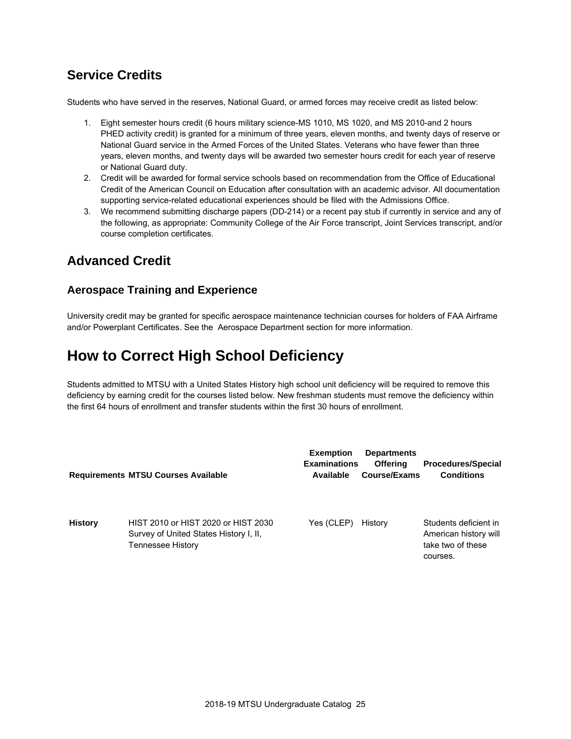## Service Credits

Students who have served in the reserves, National Guard, or armed forces may receive credit as listed below:

1. Eight semester hours credit (6 hours military science-MS 1010, MS 1020, and MS 2010-and 2 hours PHED activity credit) is granted for a minimum of three years, eleven months, and twenty days of reserve or National Guard service in the Armed Forces of the United States. Veterans who have fewer than three years, eleven months, and twenty days will be awarded two semester hours credit for each year of reserve or National Guard duty.
2. Credit will be awarded for formal service schools based on recommendation from the Office of Educational Credit of the American Council on Education after consultation with an academic advisor. All documentation supporting service-related educational experiences should be filed with the Admissions Office.
3. We recommend submitting discharge papers (DD-214) or a recent pay stub if currently in service and any of the following, as appropriate: Community College of the Air Force transcript, Joint Services transcript, and/or course completion certificates.

## Advanced Credit

### Aerospace Training and Experience

University credit may be granted for specific aerospace maintenance technician courses for holders of FAA Airframe and/or Powerplant Certificates. See the Aerospace Department section for more information.

# How to Correct High School Deficiency

Students admitted to MTSU with a United States History high school unit deficiency will be required to remove this deficiency by earning credit for the courses listed below. New freshman students must remove the deficiency within the first 64 hours of enrollment and transfer students within the first 30 hours of enrollment.

| Requirements | MTSU Courses Available | Exemption Examinations Available | Departments Offering Course/Exams | Procedures/Special Conditions |
|---|---|---|---|---|
| **History** | HIST 2010 or HIST 2020 or HIST 2030 Survey of United States History I, II, Tennessee History | Yes (CLEP) | History | Students deficient in American history will take two of these courses. |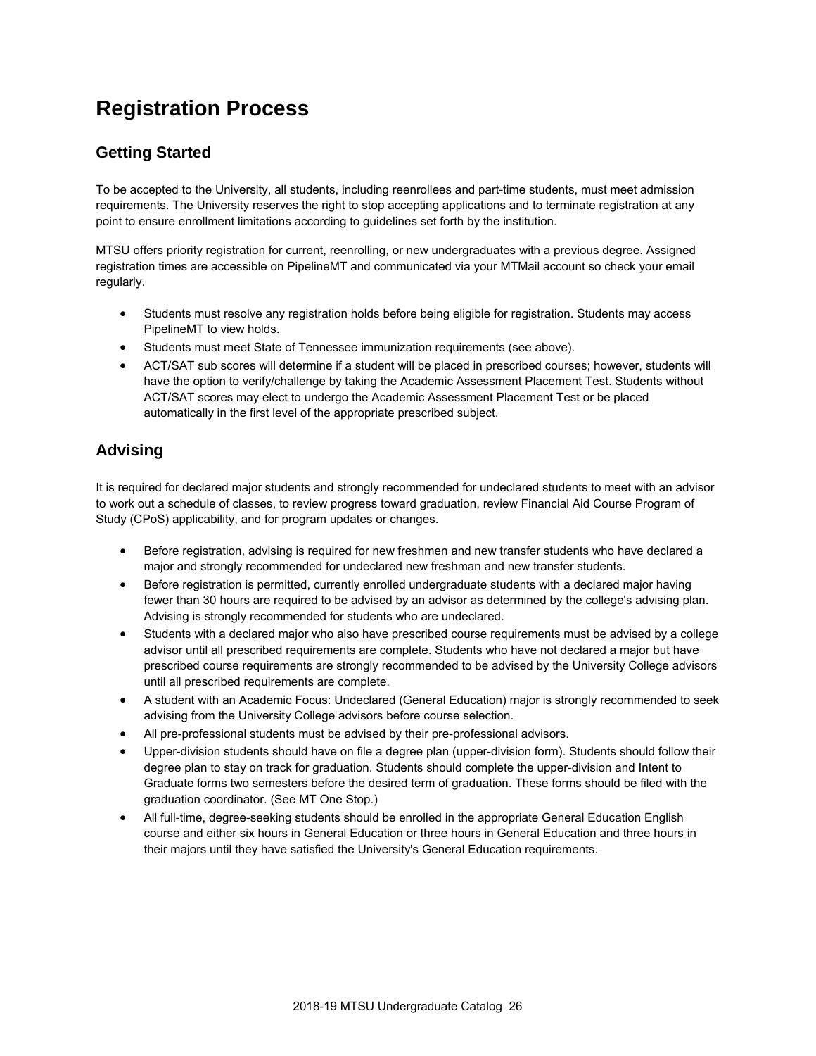# Registration Process

## Getting Started

To be accepted to the University, all students, including reenrollees and part-time students, must meet admission requirements. The University reserves the right to stop accepting applications and to terminate registration at any point to ensure enrollment limitations according to guidelines set forth by the institution.

MTSU offers priority registration for current, reenrolling, or new undergraduates with a previous degree. Assigned registration times are accessible on PipelineMT and communicated via your MTMail account so check your email regularly.

- Students must resolve any registration holds before being eligible for registration. Students may access PipelineMT to view holds.
- Students must meet State of Tennessee immunization requirements (see above).
- ACT/SAT sub scores will determine if a student will be placed in prescribed courses; however, students will have the option to verify/challenge by taking the Academic Assessment Placement Test. Students without ACT/SAT scores may elect to undergo the Academic Assessment Placement Test or be placed automatically in the first level of the appropriate prescribed subject.

## Advising

It is required for declared major students and strongly recommended for undeclared students to meet with an advisor to work out a schedule of classes, to review progress toward graduation, review Financial Aid Course Program of Study (CPoS) applicability, and for program updates or changes.

- Before registration, advising is required for new freshmen and new transfer students who have declared a major and strongly recommended for undeclared new freshman and new transfer students.
- Before registration is permitted, currently enrolled undergraduate students with a declared major having fewer than 30 hours are required to be advised by an advisor as determined by the college's advising plan. Advising is strongly recommended for students who are undeclared.
- Students with a declared major who also have prescribed course requirements must be advised by a college advisor until all prescribed requirements are complete. Students who have not declared a major but have prescribed course requirements are strongly recommended to be advised by the University College advisors until all prescribed requirements are complete.
- A student with an Academic Focus: Undeclared (General Education) major is strongly recommended to seek advising from the University College advisors before course selection.
- All pre-professional students must be advised by their pre-professional advisors.
- Upper-division students should have on file a degree plan (upper-division form). Students should follow their degree plan to stay on track for graduation. Students should complete the upper-division and Intent to Graduate forms two semesters before the desired term of graduation. These forms should be filed with the graduation coordinator. (See MT One Stop.)
- All full-time, degree-seeking students should be enrolled in the appropriate General Education English course and either six hours in General Education or three hours in General Education and three hours in their majors until they have satisfied the University's General Education requirements.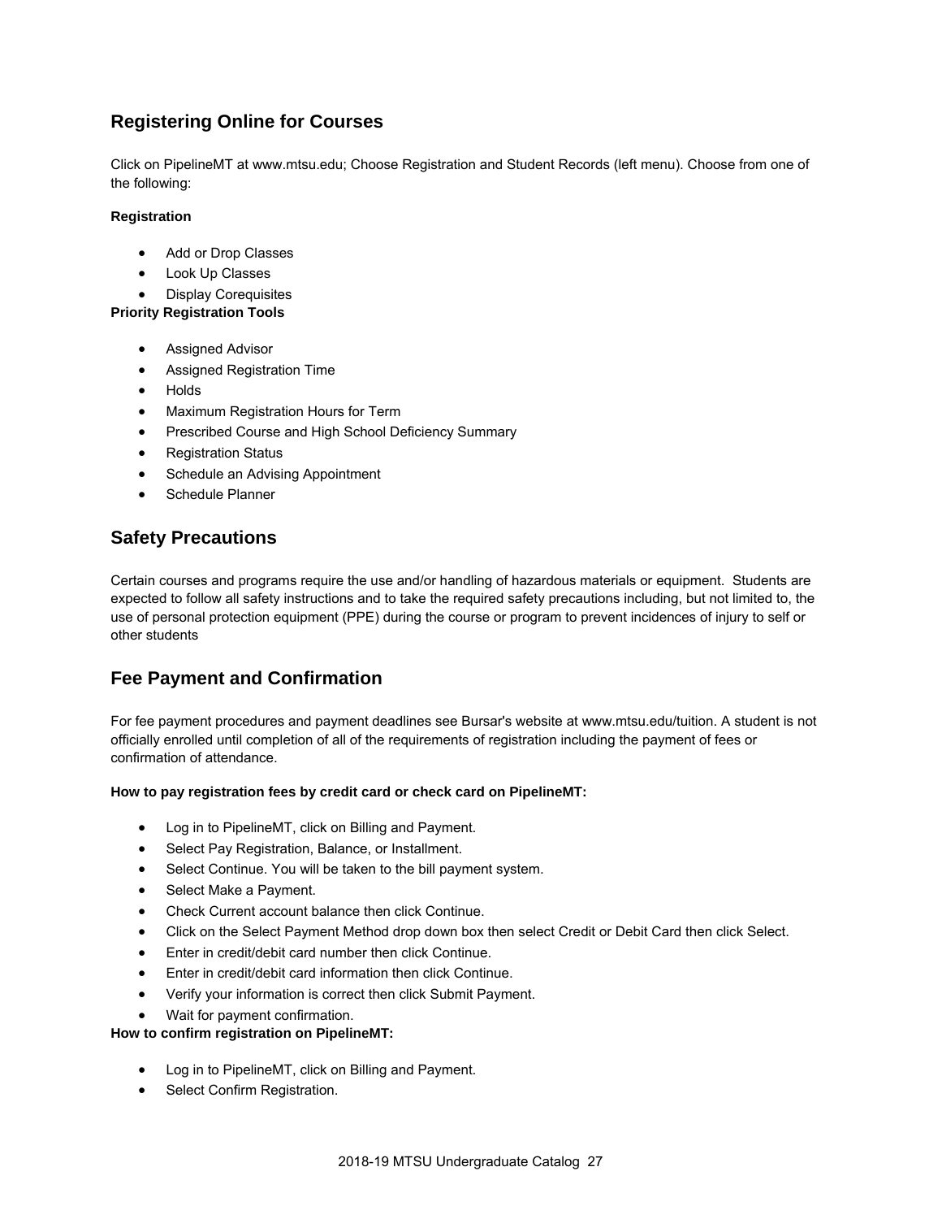## Registering Online for Courses

Click on PipelineMT at www.mtsu.edu; Choose Registration and Student Records (left menu). Choose from one of the following:

**Registration**

- Add or Drop Classes
- Look Up Classes
- Display Corequisites

**Priority Registration Tools**

- Assigned Advisor
- Assigned Registration Time
- Holds
- Maximum Registration Hours for Term
- Prescribed Course and High School Deficiency Summary
- Registration Status
- Schedule an Advising Appointment
- Schedule Planner

## Safety Precautions

Certain courses and programs require the use and/or handling of hazardous materials or equipment. Students are expected to follow all safety instructions and to take the required safety precautions including, but not limited to, the use of personal protection equipment (PPE) during the course or program to prevent incidences of injury to self or other students

## Fee Payment and Confirmation

For fee payment procedures and payment deadlines see Bursar's website at www.mtsu.edu/tuition. A student is not officially enrolled until completion of all of the requirements of registration including the payment of fees or confirmation of attendance.

**How to pay registration fees by credit card or check card on PipelineMT:**

- Log in to PipelineMT, click on Billing and Payment.
- Select Pay Registration, Balance, or Installment.
- Select Continue. You will be taken to the bill payment system.
- Select Make a Payment.
- Check Current account balance then click Continue.
- Click on the Select Payment Method drop down box then select Credit or Debit Card then click Select.
- Enter in credit/debit card number then click Continue.
- Enter in credit/debit card information then click Continue.
- Verify your information is correct then click Submit Payment.
- Wait for payment confirmation.

**How to confirm registration on PipelineMT:**

- Log in to PipelineMT, click on Billing and Payment.
- Select Confirm Registration.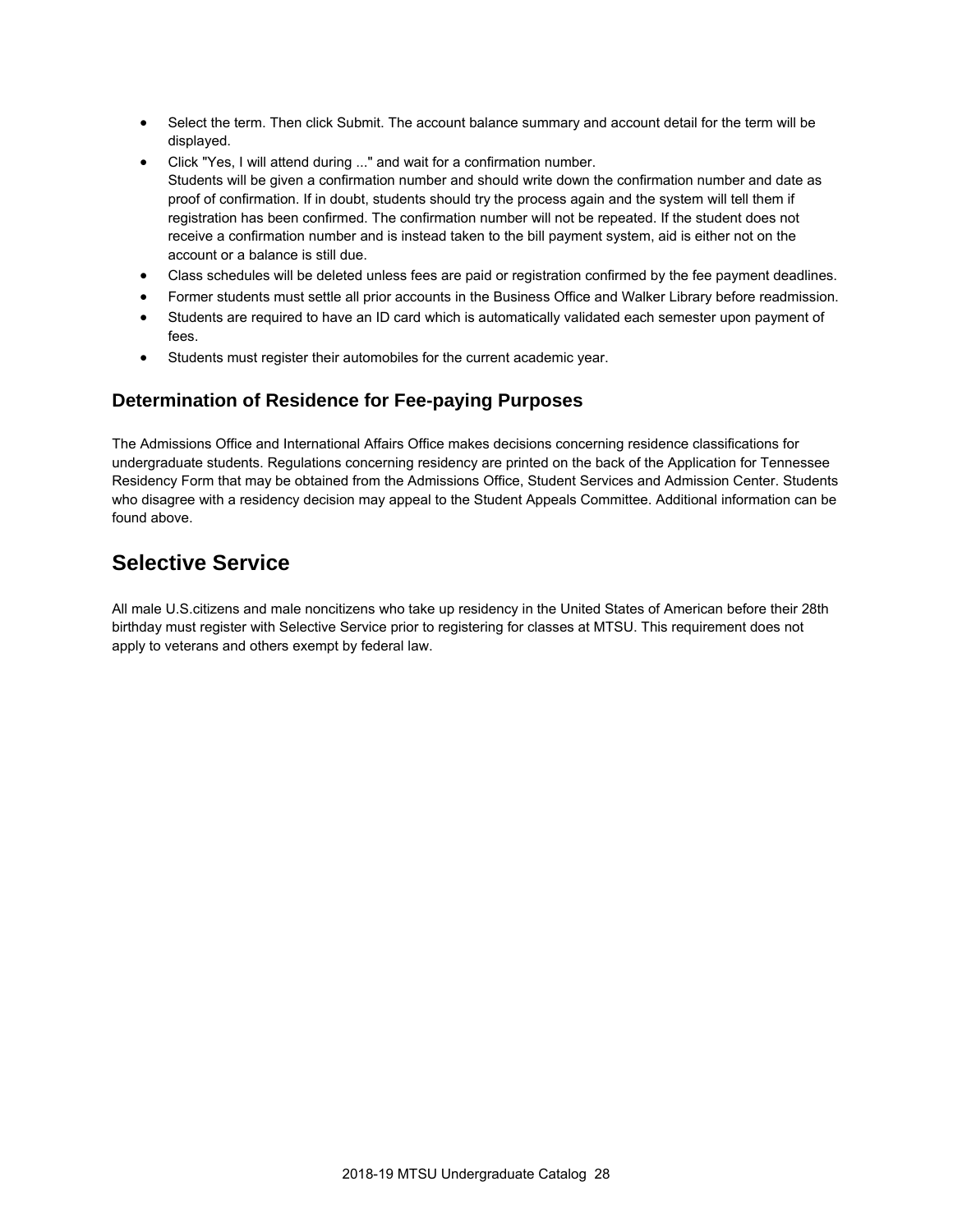- Select the term. Then click Submit. The account balance summary and account detail for the term will be displayed.
- Click "Yes, I will attend during ..." and wait for a confirmation number.
  Students will be given a confirmation number and should write down the confirmation number and date as proof of confirmation. If in doubt, students should try the process again and the system will tell them if registration has been confirmed. The confirmation number will not be repeated. If the student does not receive a confirmation number and is instead taken to the bill payment system, aid is either not on the account or a balance is still due.
- Class schedules will be deleted unless fees are paid or registration confirmed by the fee payment deadlines.
- Former students must settle all prior accounts in the Business Office and Walker Library before readmission.
- Students are required to have an ID card which is automatically validated each semester upon payment of fees.
- Students must register their automobiles for the current academic year.

### Determination of Residence for Fee-paying Purposes

The Admissions Office and International Affairs Office makes decisions concerning residence classifications for undergraduate students. Regulations concerning residency are printed on the back of the Application for Tennessee Residency Form that may be obtained from the Admissions Office, Student Services and Admission Center. Students who disagree with a residency decision may appeal to the Student Appeals Committee. Additional information can be found above.

## Selective Service

All male U.S.citizens and male noncitizens who take up residency in the United States of American before their 28th birthday must register with Selective Service prior to registering for classes at MTSU. This requirement does not apply to veterans and others exempt by federal law.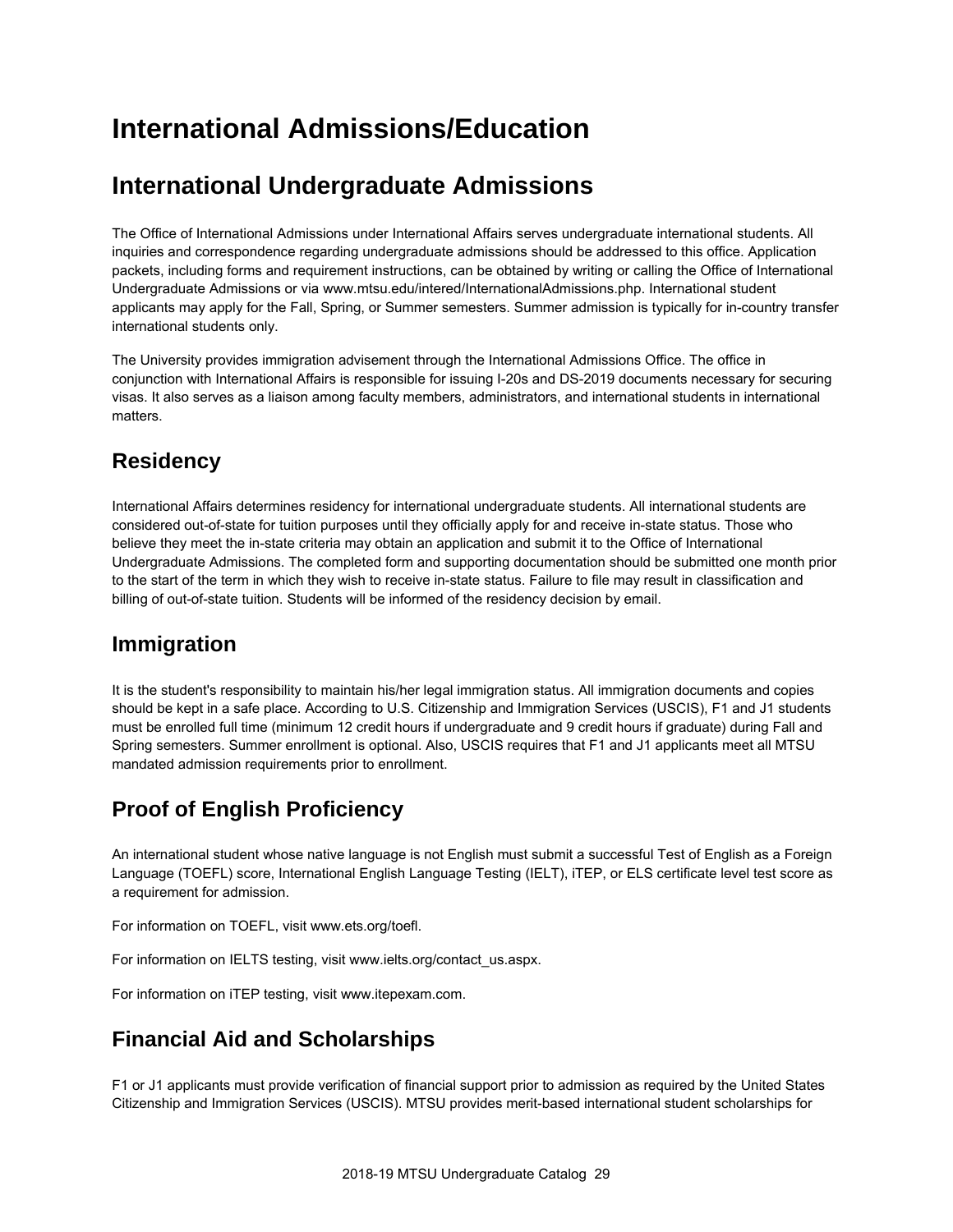# International Admissions/Education

## International Undergraduate Admissions

The Office of International Admissions under International Affairs serves undergraduate international students. All inquiries and correspondence regarding undergraduate admissions should be addressed to this office. Application packets, including forms and requirement instructions, can be obtained by writing or calling the Office of International Undergraduate Admissions or via www.mtsu.edu/intered/InternationalAdmissions.php. International student applicants may apply for the Fall, Spring, or Summer semesters. Summer admission is typically for in-country transfer international students only.

The University provides immigration advisement through the International Admissions Office. The office in conjunction with International Affairs is responsible for issuing I-20s and DS-2019 documents necessary for securing visas. It also serves as a liaison among faculty members, administrators, and international students in international matters.

## Residency

International Affairs determines residency for international undergraduate students. All international students are considered out-of-state for tuition purposes until they officially apply for and receive in-state status. Those who believe they meet the in-state criteria may obtain an application and submit it to the Office of International Undergraduate Admissions. The completed form and supporting documentation should be submitted one month prior to the start of the term in which they wish to receive in-state status. Failure to file may result in classification and billing of out-of-state tuition. Students will be informed of the residency decision by email.

## Immigration

It is the student's responsibility to maintain his/her legal immigration status. All immigration documents and copies should be kept in a safe place. According to U.S. Citizenship and Immigration Services (USCIS), F1 and J1 students must be enrolled full time (minimum 12 credit hours if undergraduate and 9 credit hours if graduate) during Fall and Spring semesters. Summer enrollment is optional. Also, USCIS requires that F1 and J1 applicants meet all MTSU mandated admission requirements prior to enrollment.

## Proof of English Proficiency

An international student whose native language is not English must submit a successful Test of English as a Foreign Language (TOEFL) score, International English Language Testing (IELT), iTEP, or ELS certificate level test score as a requirement for admission.

For information on TOEFL, visit www.ets.org/toefl.

For information on IELTS testing, visit www.ielts.org/contact_us.aspx.

For information on iTEP testing, visit www.itepexam.com.

## Financial Aid and Scholarships

F1 or J1 applicants must provide verification of financial support prior to admission as required by the United States Citizenship and Immigration Services (USCIS). MTSU provides merit-based international student scholarships for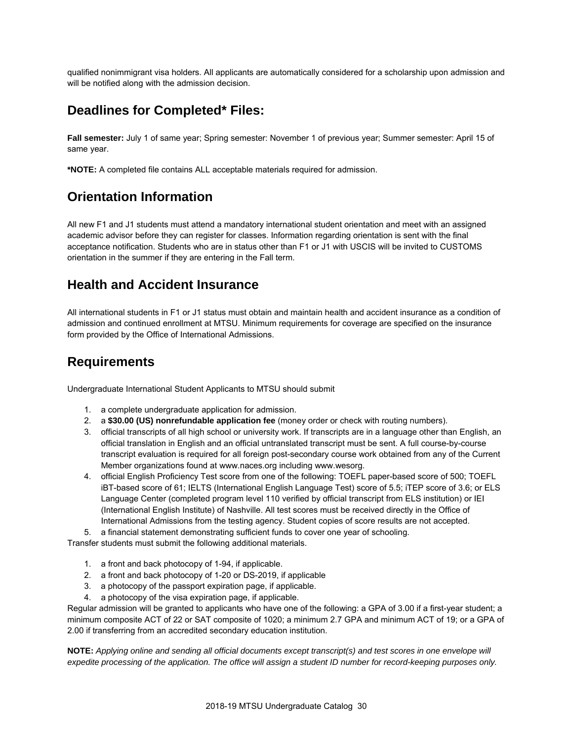qualified nonimmigrant visa holders. All applicants are automatically considered for a scholarship upon admission and will be notified along with the admission decision.

## Deadlines for Completed* Files:

**Fall semester:** July 1 of same year; Spring semester: November 1 of previous year; Summer semester: April 15 of same year.

***NOTE:** A completed file contains ALL acceptable materials required for admission.

## Orientation Information

All new F1 and J1 students must attend a mandatory international student orientation and meet with an assigned academic advisor before they can register for classes. Information regarding orientation is sent with the final acceptance notification. Students who are in status other than F1 or J1 with USCIS will be invited to CUSTOMS orientation in the summer if they are entering in the Fall term.

## Health and Accident Insurance

All international students in F1 or J1 status must obtain and maintain health and accident insurance as a condition of admission and continued enrollment at MTSU. Minimum requirements for coverage are specified on the insurance form provided by the Office of International Admissions.

## Requirements

Undergraduate International Student Applicants to MTSU should submit

1. a complete undergraduate application for admission.
2. a **$30.00 (US) nonrefundable application fee** (money order or check with routing numbers).
3. official transcripts of all high school or university work. If transcripts are in a language other than English, an official translation in English and an official untranslated transcript must be sent. A full course-by-course transcript evaluation is required for all foreign post-secondary course work obtained from any of the Current Member organizations found at www.naces.org including www.wesorg.
4. official English Proficiency Test score from one of the following: TOEFL paper-based score of 500; TOEFL iBT-based score of 61; IELTS (International English Language Test) score of 5.5; iTEP score of 3.6; or ELS Language Center (completed program level 110 verified by official transcript from ELS institution) or IEI (International English Institute) of Nashville. All test scores must be received directly in the Office of International Admissions from the testing agency. Student copies of score results are not accepted.
5. a financial statement demonstrating sufficient funds to cover one year of schooling.

Transfer students must submit the following additional materials.

1. a front and back photocopy of 1-94, if applicable.
2. a front and back photocopy of 1-20 or DS-2019, if applicable
3. a photocopy of the passport expiration page, if applicable.
4. a photocopy of the visa expiration page, if applicable.

Regular admission will be granted to applicants who have one of the following: a GPA of 3.00 if a first-year student; a minimum composite ACT of 22 or SAT composite of 1020; a minimum 2.7 GPA and minimum ACT of 19; or a GPA of 2.00 if transferring from an accredited secondary education institution.

**NOTE:** *Applying online and sending all official documents except transcript(s) and test scores in one envelope will expedite processing of the application. The office will assign a student ID number for record-keeping purposes only.*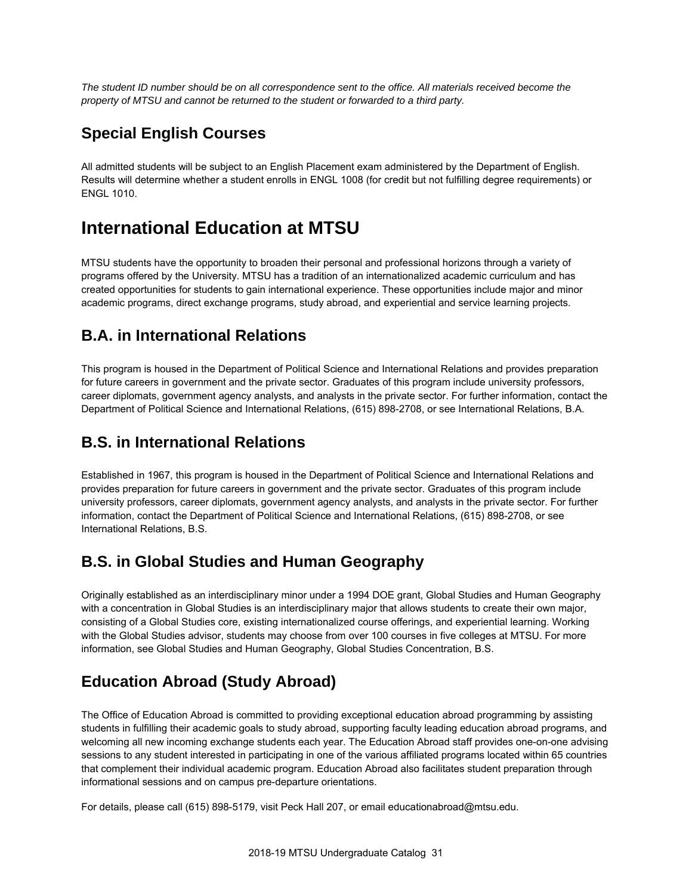*The student ID number should be on all correspondence sent to the office. All materials received become the property of MTSU and cannot be returned to the student or forwarded to a third party.*

## Special English Courses

All admitted students will be subject to an English Placement exam administered by the Department of English. Results will determine whether a student enrolls in ENGL 1008 (for credit but not fulfilling degree requirements) or ENGL 1010.

# International Education at MTSU

MTSU students have the opportunity to broaden their personal and professional horizons through a variety of programs offered by the University. MTSU has a tradition of an internationalized academic curriculum and has created opportunities for students to gain international experience. These opportunities include major and minor academic programs, direct exchange programs, study abroad, and experiential and service learning projects.

## B.A. in International Relations

This program is housed in the Department of Political Science and International Relations and provides preparation for future careers in government and the private sector. Graduates of this program include university professors, career diplomats, government agency analysts, and analysts in the private sector. For further information, contact the Department of Political Science and International Relations, (615) 898-2708, or see International Relations, B.A.

## B.S. in International Relations

Established in 1967, this program is housed in the Department of Political Science and International Relations and provides preparation for future careers in government and the private sector. Graduates of this program include university professors, career diplomats, government agency analysts, and analysts in the private sector. For further information, contact the Department of Political Science and International Relations, (615) 898-2708, or see International Relations, B.S.

## B.S. in Global Studies and Human Geography

Originally established as an interdisciplinary minor under a 1994 DOE grant, Global Studies and Human Geography with a concentration in Global Studies is an interdisciplinary major that allows students to create their own major, consisting of a Global Studies core, existing internationalized course offerings, and experiential learning. Working with the Global Studies advisor, students may choose from over 100 courses in five colleges at MTSU. For more information, see Global Studies and Human Geography, Global Studies Concentration, B.S.

## Education Abroad (Study Abroad)

The Office of Education Abroad is committed to providing exceptional education abroad programming by assisting students in fulfilling their academic goals to study abroad, supporting faculty leading education abroad programs, and welcoming all new incoming exchange students each year. The Education Abroad staff provides one-on-one advising sessions to any student interested in participating in one of the various affiliated programs located within 65 countries that complement their individual academic program. Education Abroad also facilitates student preparation through informational sessions and on campus pre-departure orientations.

For details, please call (615) 898-5179, visit Peck Hall 207, or email educationabroad@mtsu.edu.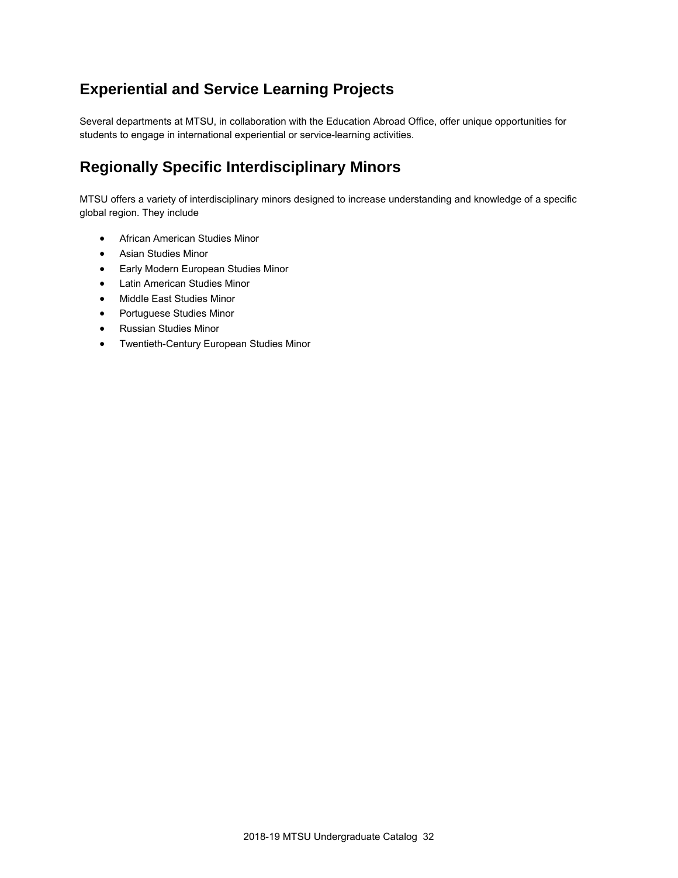## Experiential and Service Learning Projects

Several departments at MTSU, in collaboration with the Education Abroad Office, offer unique opportunities for students to engage in international experiential or service-learning activities.

## Regionally Specific Interdisciplinary Minors

MTSU offers a variety of interdisciplinary minors designed to increase understanding and knowledge of a specific global region. They include

- African American Studies Minor
- Asian Studies Minor
- Early Modern European Studies Minor
- Latin American Studies Minor
- Middle East Studies Minor
- Portuguese Studies Minor
- Russian Studies Minor
- Twentieth-Century European Studies Minor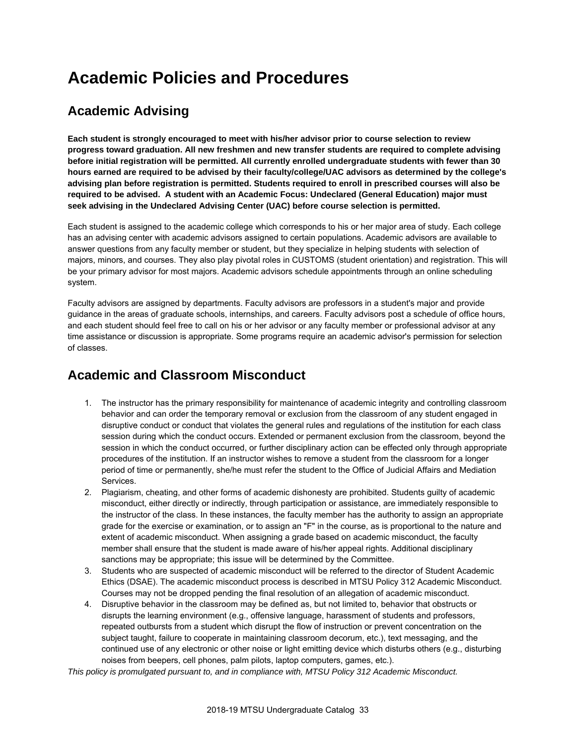# Academic Policies and Procedures

## Academic Advising

**Each student is strongly encouraged to meet with his/her advisor prior to course selection to review progress toward graduation. All new freshmen and new transfer students are required to complete advising before initial registration will be permitted. All currently enrolled undergraduate students with fewer than 30 hours earned are required to be advised by their faculty/college/UAC advisors as determined by the college's advising plan before registration is permitted. Students required to enroll in prescribed courses will also be required to be advised.  A student with an Academic Focus: Undeclared (General Education) major must seek advising in the Undeclared Advising Center (UAC) before course selection is permitted.**

Each student is assigned to the academic college which corresponds to his or her major area of study. Each college has an advising center with academic advisors assigned to certain populations. Academic advisors are available to answer questions from any faculty member or student, but they specialize in helping students with selection of majors, minors, and courses. They also play pivotal roles in CUSTOMS (student orientation) and registration. This will be your primary advisor for most majors. Academic advisors schedule appointments through an online scheduling system.

Faculty advisors are assigned by departments. Faculty advisors are professors in a student's major and provide guidance in the areas of graduate schools, internships, and careers. Faculty advisors post a schedule of office hours, and each student should feel free to call on his or her advisor or any faculty member or professional advisor at any time assistance or discussion is appropriate. Some programs require an academic advisor's permission for selection of classes.

## Academic and Classroom Misconduct

1. The instructor has the primary responsibility for maintenance of academic integrity and controlling classroom behavior and can order the temporary removal or exclusion from the classroom of any student engaged in disruptive conduct or conduct that violates the general rules and regulations of the institution for each class session during which the conduct occurs. Extended or permanent exclusion from the classroom, beyond the session in which the conduct occurred, or further disciplinary action can be effected only through appropriate procedures of the institution. If an instructor wishes to remove a student from the classroom for a longer period of time or permanently, she/he must refer the student to the Office of Judicial Affairs and Mediation Services.
2. Plagiarism, cheating, and other forms of academic dishonesty are prohibited. Students guilty of academic misconduct, either directly or indirectly, through participation or assistance, are immediately responsible to the instructor of the class. In these instances, the faculty member has the authority to assign an appropriate grade for the exercise or examination, or to assign an "F" in the course, as is proportional to the nature and extent of academic misconduct. When assigning a grade based on academic misconduct, the faculty member shall ensure that the student is made aware of his/her appeal rights. Additional disciplinary sanctions may be appropriate; this issue will be determined by the Committee.
3. Students who are suspected of academic misconduct will be referred to the director of Student Academic Ethics (DSAE). The academic misconduct process is described in MTSU Policy 312 Academic Misconduct. Courses may not be dropped pending the final resolution of an allegation of academic misconduct.
4. Disruptive behavior in the classroom may be defined as, but not limited to, behavior that obstructs or disrupts the learning environment (e.g., offensive language, harassment of students and professors, repeated outbursts from a student which disrupt the flow of instruction or prevent concentration on the subject taught, failure to cooperate in maintaining classroom decorum, etc.), text messaging, and the continued use of any electronic or other noise or light emitting device which disturbs others (e.g., disturbing noises from beepers, cell phones, palm pilots, laptop computers, games, etc.).

*This policy is promulgated pursuant to, and in compliance with, MTSU Policy 312 Academic Misconduct.*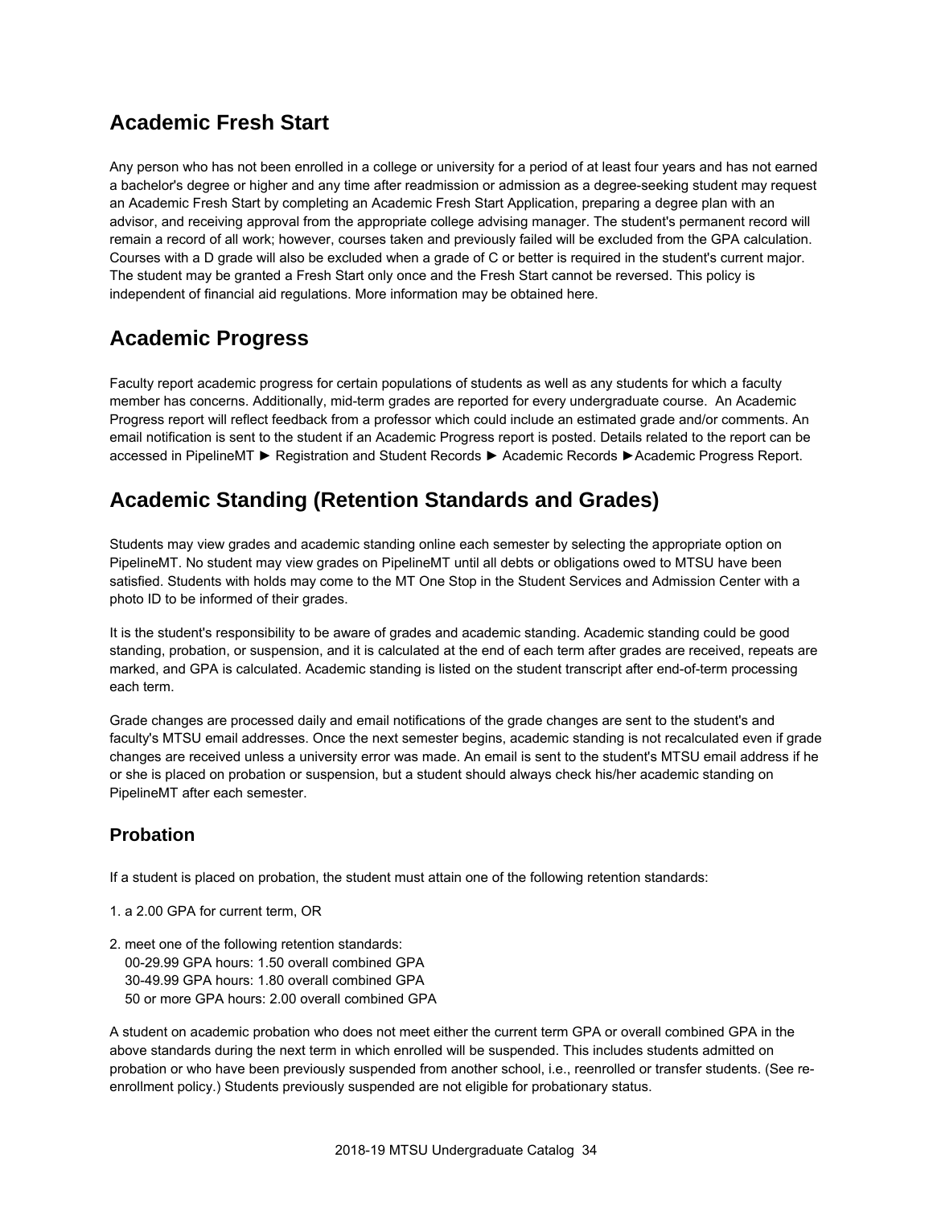## Academic Fresh Start

Any person who has not been enrolled in a college or university for a period of at least four years and has not earned a bachelor's degree or higher and any time after readmission or admission as a degree-seeking student may request an Academic Fresh Start by completing an Academic Fresh Start Application, preparing a degree plan with an advisor, and receiving approval from the appropriate college advising manager. The student's permanent record will remain a record of all work; however, courses taken and previously failed will be excluded from the GPA calculation. Courses with a D grade will also be excluded when a grade of C or better is required in the student's current major. The student may be granted a Fresh Start only once and the Fresh Start cannot be reversed. This policy is independent of financial aid regulations. More information may be obtained here.

## Academic Progress

Faculty report academic progress for certain populations of students as well as any students for which a faculty member has concerns. Additionally, mid-term grades are reported for every undergraduate course. An Academic Progress report will reflect feedback from a professor which could include an estimated grade and/or comments. An email notification is sent to the student if an Academic Progress report is posted. Details related to the report can be accessed in PipelineMT ► Registration and Student Records ► Academic Records ►Academic Progress Report.

## Academic Standing (Retention Standards and Grades)

Students may view grades and academic standing online each semester by selecting the appropriate option on PipelineMT. No student may view grades on PipelineMT until all debts or obligations owed to MTSU have been satisfied. Students with holds may come to the MT One Stop in the Student Services and Admission Center with a photo ID to be informed of their grades.

It is the student's responsibility to be aware of grades and academic standing. Academic standing could be good standing, probation, or suspension, and it is calculated at the end of each term after grades are received, repeats are marked, and GPA is calculated. Academic standing is listed on the student transcript after end-of-term processing each term.

Grade changes are processed daily and email notifications of the grade changes are sent to the student's and faculty's MTSU email addresses. Once the next semester begins, academic standing is not recalculated even if grade changes are received unless a university error was made. An email is sent to the student's MTSU email address if he or she is placed on probation or suspension, but a student should always check his/her academic standing on PipelineMT after each semester.

### Probation

If a student is placed on probation, the student must attain one of the following retention standards:

1. a 2.00 GPA for current term, OR

2. meet one of the following retention standards:
   00-29.99 GPA hours: 1.50 overall combined GPA
   30-49.99 GPA hours: 1.80 overall combined GPA
   50 or more GPA hours: 2.00 overall combined GPA

A student on academic probation who does not meet either the current term GPA or overall combined GPA in the above standards during the next term in which enrolled will be suspended. This includes students admitted on probation or who have been previously suspended from another school, i.e., reenrolled or transfer students. (See re-enrollment policy.) Students previously suspended are not eligible for probationary status.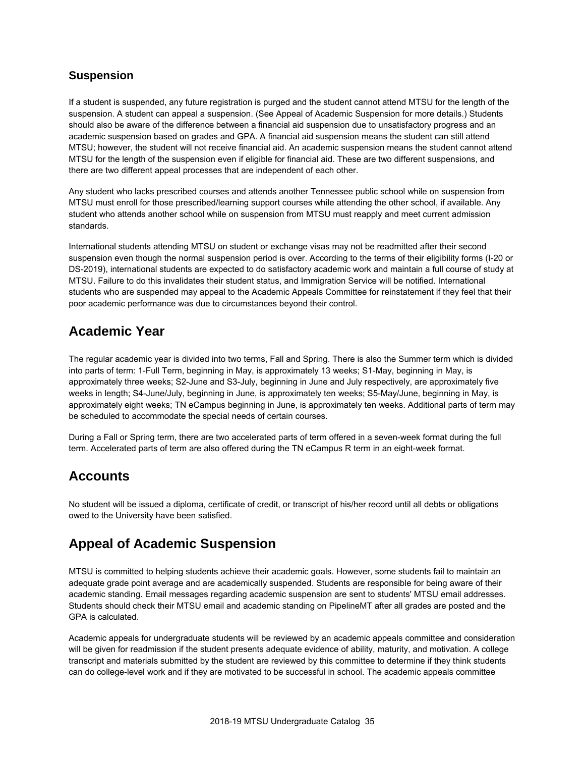### Suspension

If a student is suspended, any future registration is purged and the student cannot attend MTSU for the length of the suspension. A student can appeal a suspension. (See Appeal of Academic Suspension for more details.) Students should also be aware of the difference between a financial aid suspension due to unsatisfactory progress and an academic suspension based on grades and GPA. A financial aid suspension means the student can still attend MTSU; however, the student will not receive financial aid. An academic suspension means the student cannot attend MTSU for the length of the suspension even if eligible for financial aid. These are two different suspensions, and there are two different appeal processes that are independent of each other.

Any student who lacks prescribed courses and attends another Tennessee public school while on suspension from MTSU must enroll for those prescribed/learning support courses while attending the other school, if available. Any student who attends another school while on suspension from MTSU must reapply and meet current admission standards.

International students attending MTSU on student or exchange visas may not be readmitted after their second suspension even though the normal suspension period is over. According to the terms of their eligibility forms (I-20 or DS-2019), international students are expected to do satisfactory academic work and maintain a full course of study at MTSU. Failure to do this invalidates their student status, and Immigration Service will be notified. International students who are suspended may appeal to the Academic Appeals Committee for reinstatement if they feel that their poor academic performance was due to circumstances beyond their control.

## Academic Year

The regular academic year is divided into two terms, Fall and Spring. There is also the Summer term which is divided into parts of term: 1-Full Term, beginning in May, is approximately 13 weeks; S1-May, beginning in May, is approximately three weeks; S2-June and S3-July, beginning in June and July respectively, are approximately five weeks in length; S4-June/July, beginning in June, is approximately ten weeks; S5-May/June, beginning in May, is approximately eight weeks; TN eCampus beginning in June, is approximately ten weeks. Additional parts of term may be scheduled to accommodate the special needs of certain courses.

During a Fall or Spring term, there are two accelerated parts of term offered in a seven-week format during the full term. Accelerated parts of term are also offered during the TN eCampus R term in an eight-week format.

## Accounts

No student will be issued a diploma, certificate of credit, or transcript of his/her record until all debts or obligations owed to the University have been satisfied.

## Appeal of Academic Suspension

MTSU is committed to helping students achieve their academic goals. However, some students fail to maintain an adequate grade point average and are academically suspended. Students are responsible for being aware of their academic standing. Email messages regarding academic suspension are sent to students' MTSU email addresses. Students should check their MTSU email and academic standing on PipelineMT after all grades are posted and the GPA is calculated.

Academic appeals for undergraduate students will be reviewed by an academic appeals committee and consideration will be given for readmission if the student presents adequate evidence of ability, maturity, and motivation. A college transcript and materials submitted by the student are reviewed by this committee to determine if they think students can do college-level work and if they are motivated to be successful in school. The academic appeals committee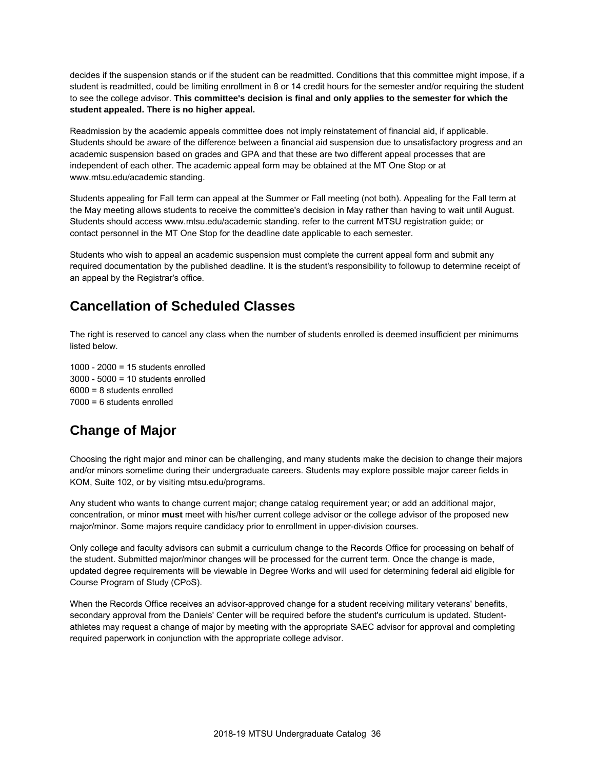decides if the suspension stands or if the student can be readmitted. Conditions that this committee might impose, if a student is readmitted, could be limiting enrollment in 8 or 14 credit hours for the semester and/or requiring the student to see the college advisor. **This committee's decision is final and only applies to the semester for which the student appealed. There is no higher appeal.**

Readmission by the academic appeals committee does not imply reinstatement of financial aid, if applicable. Students should be aware of the difference between a financial aid suspension due to unsatisfactory progress and an academic suspension based on grades and GPA and that these are two different appeal processes that are independent of each other. The academic appeal form may be obtained at the MT One Stop or at www.mtsu.edu/academic standing.

Students appealing for Fall term can appeal at the Summer or Fall meeting (not both). Appealing for the Fall term at the May meeting allows students to receive the committee's decision in May rather than having to wait until August. Students should access www.mtsu.edu/academic standing. refer to the current MTSU registration guide; or contact personnel in the MT One Stop for the deadline date applicable to each semester.

Students who wish to appeal an academic suspension must complete the current appeal form and submit any required documentation by the published deadline. It is the student's responsibility to followup to determine receipt of an appeal by the Registrar's office.

## Cancellation of Scheduled Classes

The right is reserved to cancel any class when the number of students enrolled is deemed insufficient per minimums listed below.

1000 - 2000 = 15 students enrolled
3000 - 5000 = 10 students enrolled
6000 = 8 students enrolled
7000 = 6 students enrolled

## Change of Major

Choosing the right major and minor can be challenging, and many students make the decision to change their majors and/or minors sometime during their undergraduate careers. Students may explore possible major career fields in KOM, Suite 102, or by visiting mtsu.edu/programs.

Any student who wants to change current major; change catalog requirement year; or add an additional major, concentration, or minor **must** meet with his/her current college advisor or the college advisor of the proposed new major/minor. Some majors require candidacy prior to enrollment in upper-division courses.

Only college and faculty advisors can submit a curriculum change to the Records Office for processing on behalf of the student. Submitted major/minor changes will be processed for the current term. Once the change is made, updated degree requirements will be viewable in Degree Works and will used for determining federal aid eligible for Course Program of Study (CPoS).

When the Records Office receives an advisor-approved change for a student receiving military veterans' benefits, secondary approval from the Daniels' Center will be required before the student's curriculum is updated. Student-athletes may request a change of major by meeting with the appropriate SAEC advisor for approval and completing required paperwork in conjunction with the appropriate college advisor.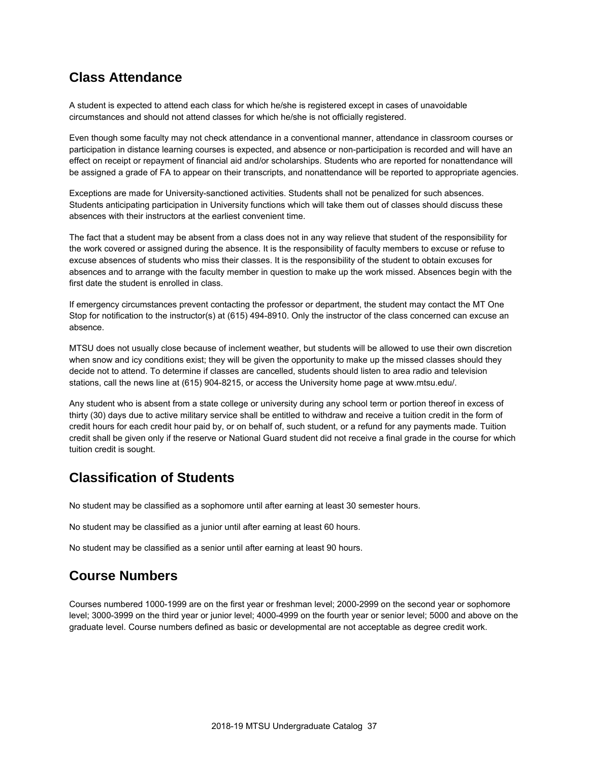## Class Attendance

A student is expected to attend each class for which he/she is registered except in cases of unavoidable circumstances and should not attend classes for which he/she is not officially registered.

Even though some faculty may not check attendance in a conventional manner, attendance in classroom courses or participation in distance learning courses is expected, and absence or non-participation is recorded and will have an effect on receipt or repayment of financial aid and/or scholarships. Students who are reported for nonattendance will be assigned a grade of FA to appear on their transcripts, and nonattendance will be reported to appropriate agencies.

Exceptions are made for University-sanctioned activities. Students shall not be penalized for such absences. Students anticipating participation in University functions which will take them out of classes should discuss these absences with their instructors at the earliest convenient time.

The fact that a student may be absent from a class does not in any way relieve that student of the responsibility for the work covered or assigned during the absence. It is the responsibility of faculty members to excuse or refuse to excuse absences of students who miss their classes. It is the responsibility of the student to obtain excuses for absences and to arrange with the faculty member in question to make up the work missed. Absences begin with the first date the student is enrolled in class.

If emergency circumstances prevent contacting the professor or department, the student may contact the MT One Stop for notification to the instructor(s) at (615) 494-8910. Only the instructor of the class concerned can excuse an absence.

MTSU does not usually close because of inclement weather, but students will be allowed to use their own discretion when snow and icy conditions exist; they will be given the opportunity to make up the missed classes should they decide not to attend. To determine if classes are cancelled, students should listen to area radio and television stations, call the news line at (615) 904-8215, or access the University home page at www.mtsu.edu/.

Any student who is absent from a state college or university during any school term or portion thereof in excess of thirty (30) days due to active military service shall be entitled to withdraw and receive a tuition credit in the form of credit hours for each credit hour paid by, or on behalf of, such student, or a refund for any payments made. Tuition credit shall be given only if the reserve or National Guard student did not receive a final grade in the course for which tuition credit is sought.

## Classification of Students

No student may be classified as a sophomore until after earning at least 30 semester hours.

No student may be classified as a junior until after earning at least 60 hours.

No student may be classified as a senior until after earning at least 90 hours.

## Course Numbers

Courses numbered 1000-1999 are on the first year or freshman level; 2000-2999 on the second year or sophomore level; 3000-3999 on the third year or junior level; 4000-4999 on the fourth year or senior level; 5000 and above on the graduate level. Course numbers defined as basic or developmental are not acceptable as degree credit work.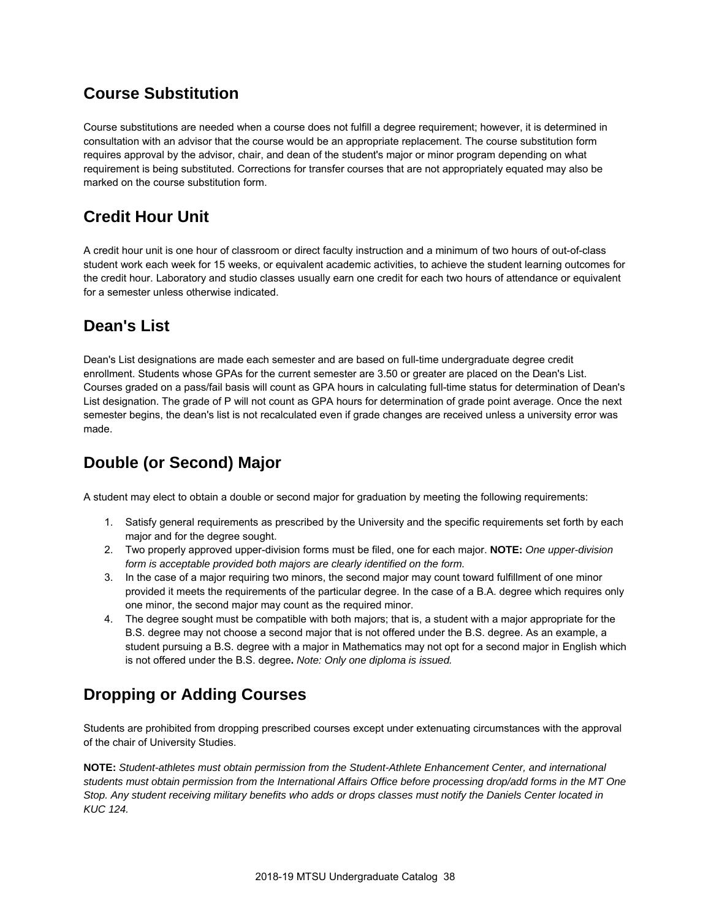## Course Substitution

Course substitutions are needed when a course does not fulfill a degree requirement; however, it is determined in consultation with an advisor that the course would be an appropriate replacement. The course substitution form requires approval by the advisor, chair, and dean of the student's major or minor program depending on what requirement is being substituted. Corrections for transfer courses that are not appropriately equated may also be marked on the course substitution form.

## Credit Hour Unit

A credit hour unit is one hour of classroom or direct faculty instruction and a minimum of two hours of out-of-class student work each week for 15 weeks, or equivalent academic activities, to achieve the student learning outcomes for the credit hour. Laboratory and studio classes usually earn one credit for each two hours of attendance or equivalent for a semester unless otherwise indicated.

## Dean's List

Dean's List designations are made each semester and are based on full-time undergraduate degree credit enrollment. Students whose GPAs for the current semester are 3.50 or greater are placed on the Dean's List. Courses graded on a pass/fail basis will count as GPA hours in calculating full-time status for determination of Dean's List designation. The grade of P will not count as GPA hours for determination of grade point average. Once the next semester begins, the dean's list is not recalculated even if grade changes are received unless a university error was made.

## Double (or Second) Major

A student may elect to obtain a double or second major for graduation by meeting the following requirements:

1. Satisfy general requirements as prescribed by the University and the specific requirements set forth by each major and for the degree sought.
2. Two properly approved upper-division forms must be filed, one for each major. **NOTE:** *One upper-division form is acceptable provided both majors are clearly identified on the form.*
3. In the case of a major requiring two minors, the second major may count toward fulfillment of one minor provided it meets the requirements of the particular degree. In the case of a B.A. degree which requires only one minor, the second major may count as the required minor.
4. The degree sought must be compatible with both majors; that is, a student with a major appropriate for the B.S. degree may not choose a second major that is not offered under the B.S. degree. As an example, a student pursuing a B.S. degree with a major in Mathematics may not opt for a second major in English which is not offered under the B.S. degree**.** *Note: Only one diploma is issued.*

## Dropping or Adding Courses

Students are prohibited from dropping prescribed courses except under extenuating circumstances with the approval of the chair of University Studies.

**NOTE:** *Student-athletes must obtain permission from the Student-Athlete Enhancement Center, and international students must obtain permission from the International Affairs Office before processing drop/add forms in the MT One Stop. Any student receiving military benefits who adds or drops classes must notify the Daniels Center located in KUC 124.*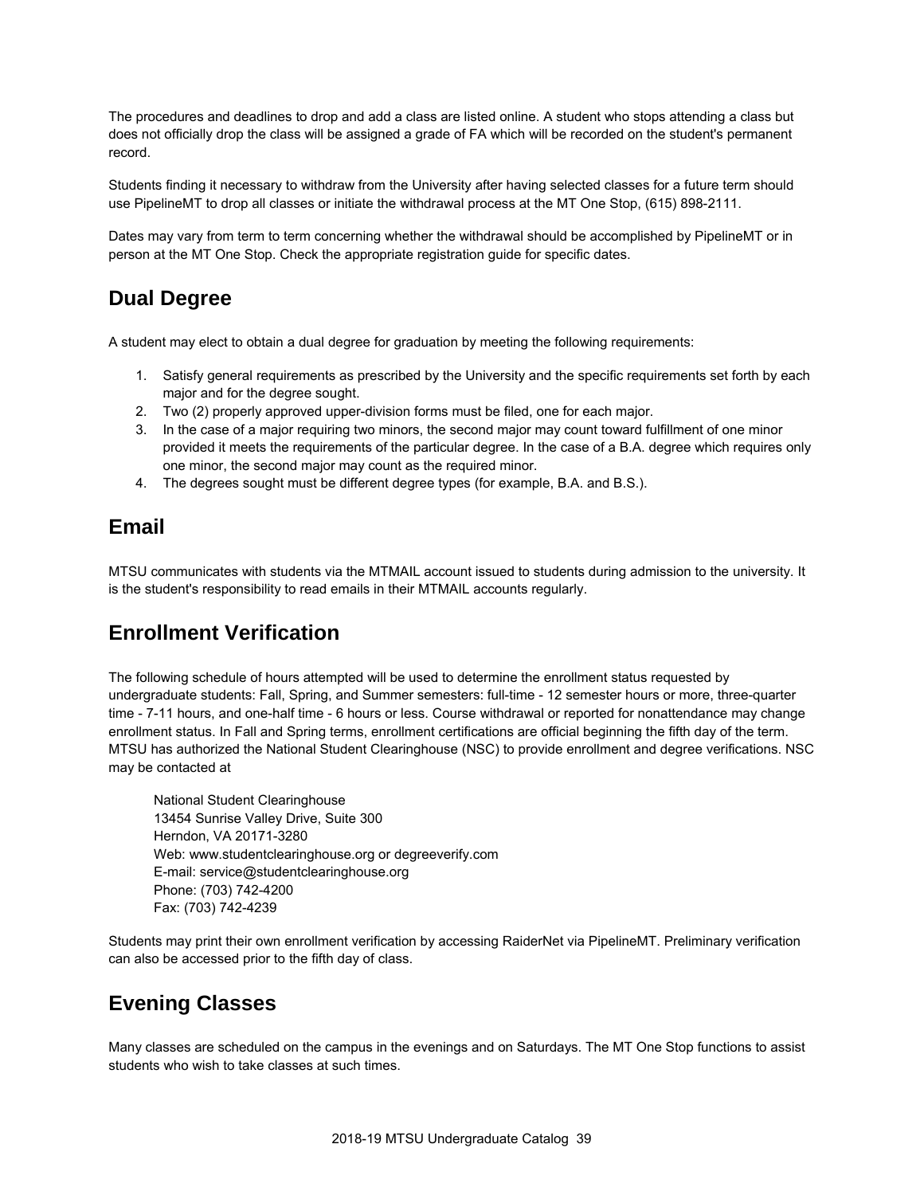The procedures and deadlines to drop and add a class are listed online. A student who stops attending a class but does not officially drop the class will be assigned a grade of FA which will be recorded on the student's permanent record.

Students finding it necessary to withdraw from the University after having selected classes for a future term should use PipelineMT to drop all classes or initiate the withdrawal process at the MT One Stop, (615) 898-2111.

Dates may vary from term to term concerning whether the withdrawal should be accomplished by PipelineMT or in person at the MT One Stop. Check the appropriate registration guide for specific dates.

## Dual Degree

A student may elect to obtain a dual degree for graduation by meeting the following requirements:

1. Satisfy general requirements as prescribed by the University and the specific requirements set forth by each major and for the degree sought.
2. Two (2) properly approved upper-division forms must be filed, one for each major.
3. In the case of a major requiring two minors, the second major may count toward fulfillment of one minor provided it meets the requirements of the particular degree. In the case of a B.A. degree which requires only one minor, the second major may count as the required minor.
4. The degrees sought must be different degree types (for example, B.A. and B.S.).

## Email

MTSU communicates with students via the MTMAIL account issued to students during admission to the university. It is the student's responsibility to read emails in their MTMAIL accounts regularly.

## Enrollment Verification

The following schedule of hours attempted will be used to determine the enrollment status requested by undergraduate students: Fall, Spring, and Summer semesters: full-time - 12 semester hours or more, three-quarter time - 7-11 hours, and one-half time - 6 hours or less. Course withdrawal or reported for nonattendance may change enrollment status. In Fall and Spring terms, enrollment certifications are official beginning the fifth day of the term. MTSU has authorized the National Student Clearinghouse (NSC) to provide enrollment and degree verifications. NSC may be contacted at

> National Student Clearinghouse
> 13454 Sunrise Valley Drive, Suite 300
> Herndon, VA 20171-3280
> Web: www.studentclearinghouse.org or degreeverify.com
> E-mail: service@studentclearinghouse.org
> Phone: (703) 742-4200
> Fax: (703) 742-4239

Students may print their own enrollment verification by accessing RaiderNet via PipelineMT. Preliminary verification can also be accessed prior to the fifth day of class.

## Evening Classes

Many classes are scheduled on the campus in the evenings and on Saturdays. The MT One Stop functions to assist students who wish to take classes at such times.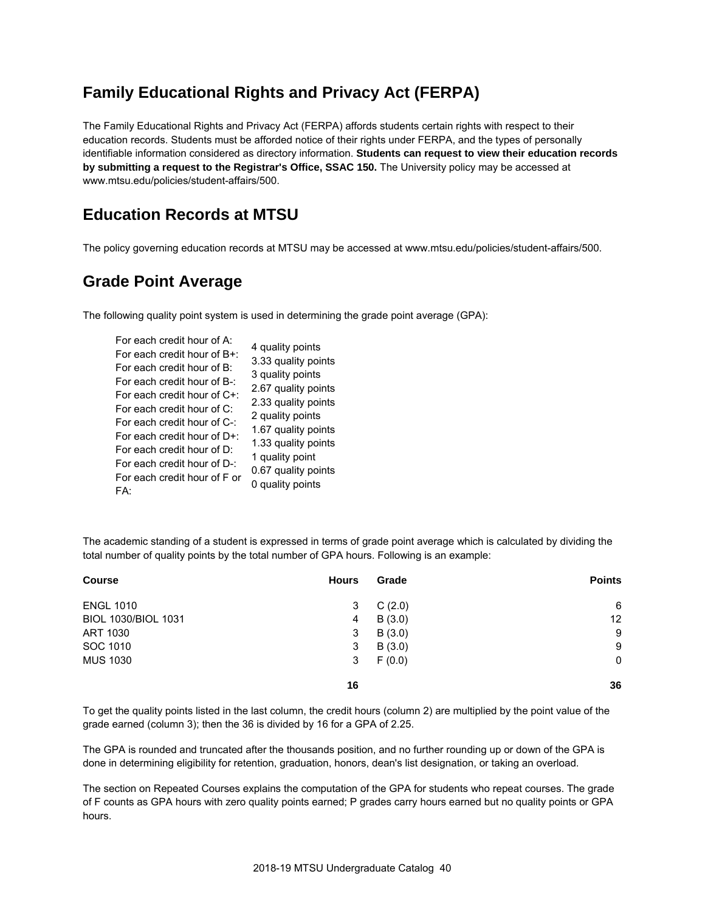## Family Educational Rights and Privacy Act (FERPA)

The Family Educational Rights and Privacy Act (FERPA) affords students certain rights with respect to their education records. Students must be afforded notice of their rights under FERPA, and the types of personally identifiable information considered as directory information. **Students can request to view their education records by submitting a request to the Registrar's Office, SSAC 150.** The University policy may be accessed at www.mtsu.edu/policies/student-affairs/500.

## Education Records at MTSU

The policy governing education records at MTSU may be accessed at www.mtsu.edu/policies/student-affairs/500.

## Grade Point Average

The following quality point system is used in determining the grade point average (GPA):

| | |
|---|---|
| For each credit hour of A: | 4 quality points |
| For each credit hour of B+: | 3.33 quality points |
| For each credit hour of B: | 3 quality points |
| For each credit hour of B-: | 2.67 quality points |
| For each credit hour of C+: | 2.33 quality points |
| For each credit hour of C: | 2 quality points |
| For each credit hour of C-: | 1.67 quality points |
| For each credit hour of D+: | 1.33 quality points |
| For each credit hour of D: | 1 quality point |
| For each credit hour of D-: | 0.67 quality points |
| For each credit hour of F or FA: | 0 quality points |

The academic standing of a student is expressed in terms of grade point average which is calculated by dividing the total number of quality points by the total number of GPA hours. Following is an example:

| Course | Hours | Grade | Points |
|---|---|---|---|
| ENGL 1010 | 3 | C (2.0) | 6 |
| BIOL 1030/BIOL 1031 | 4 | B (3.0) | 12 |
| ART 1030 | 3 | B (3.0) | 9 |
| SOC 1010 | 3 | B (3.0) | 9 |
| MUS 1030 | 3 | F (0.0) | 0 |
| | **16** | | **36** |

To get the quality points listed in the last column, the credit hours (column 2) are multiplied by the point value of the grade earned (column 3); then the 36 is divided by 16 for a GPA of 2.25.

The GPA is rounded and truncated after the thousands position, and no further rounding up or down of the GPA is done in determining eligibility for retention, graduation, honors, dean's list designation, or taking an overload.

The section on Repeated Courses explains the computation of the GPA for students who repeat courses. The grade of F counts as GPA hours with zero quality points earned; P grades carry hours earned but no quality points or GPA hours.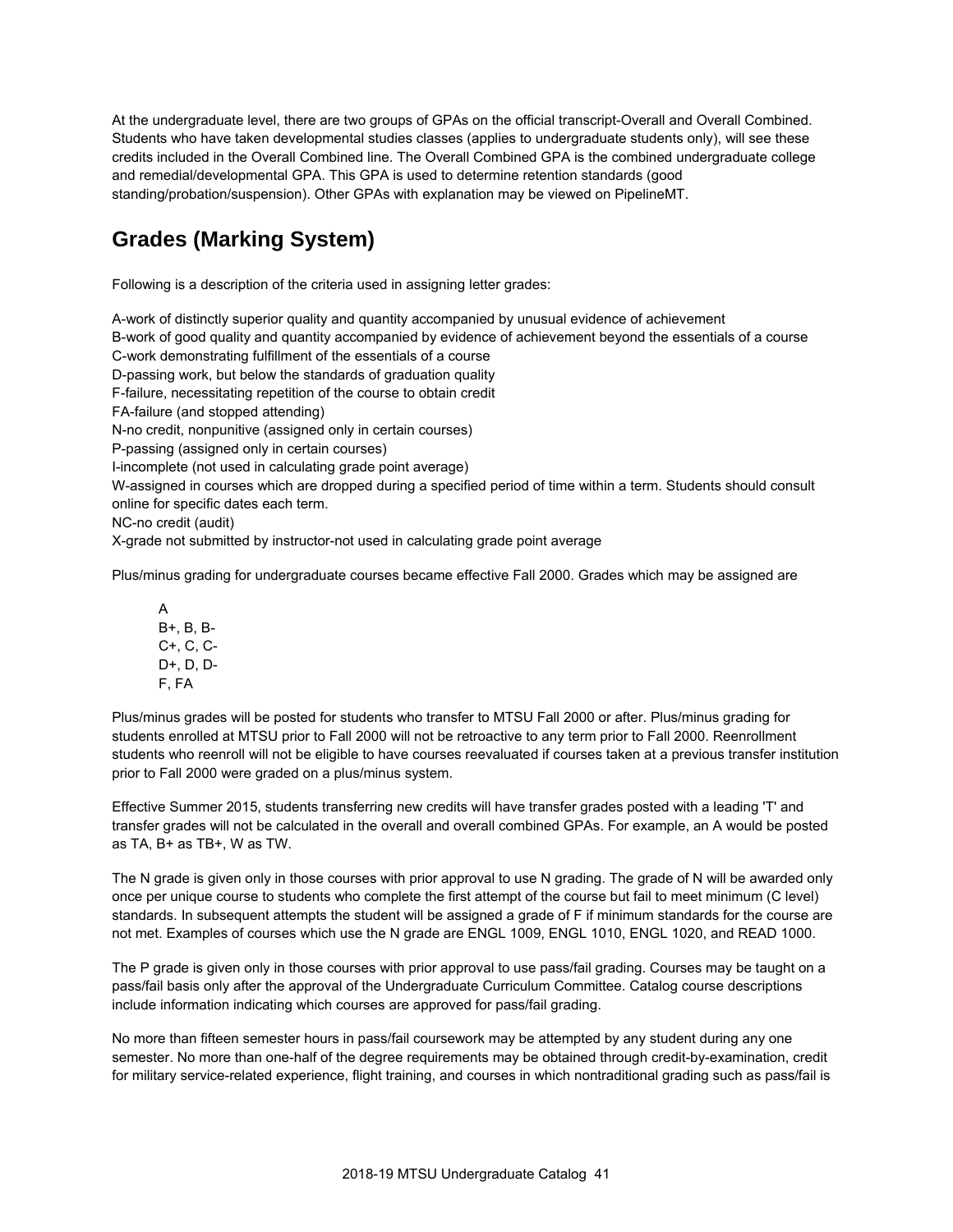At the undergraduate level, there are two groups of GPAs on the official transcript-Overall and Overall Combined. Students who have taken developmental studies classes (applies to undergraduate students only), will see these credits included in the Overall Combined line. The Overall Combined GPA is the combined undergraduate college and remedial/developmental GPA. This GPA is used to determine retention standards (good standing/probation/suspension). Other GPAs with explanation may be viewed on PipelineMT.

## Grades (Marking System)

Following is a description of the criteria used in assigning letter grades:

A-work of distinctly superior quality and quantity accompanied by unusual evidence of achievement
B-work of good quality and quantity accompanied by evidence of achievement beyond the essentials of a course
C-work demonstrating fulfillment of the essentials of a course
D-passing work, but below the standards of graduation quality
F-failure, necessitating repetition of the course to obtain credit
FA-failure (and stopped attending)
N-no credit, nonpunitive (assigned only in certain courses)
P-passing (assigned only in certain courses)
I-incomplete (not used in calculating grade point average)
W-assigned in courses which are dropped during a specified period of time within a term. Students should consult online for specific dates each term.
NC-no credit (audit)
X-grade not submitted by instructor-not used in calculating grade point average

Plus/minus grading for undergraduate courses became effective Fall 2000. Grades which may be assigned are

A
B+, B, B-
C+, C, C-
D+, D, D-
F, FA

Plus/minus grades will be posted for students who transfer to MTSU Fall 2000 or after. Plus/minus grading for students enrolled at MTSU prior to Fall 2000 will not be retroactive to any term prior to Fall 2000. Reenrollment students who reenroll will not be eligible to have courses reevaluated if courses taken at a previous transfer institution prior to Fall 2000 were graded on a plus/minus system.

Effective Summer 2015, students transferring new credits will have transfer grades posted with a leading 'T' and transfer grades will not be calculated in the overall and overall combined GPAs. For example, an A would be posted as TA, B+ as TB+, W as TW.

The N grade is given only in those courses with prior approval to use N grading. The grade of N will be awarded only once per unique course to students who complete the first attempt of the course but fail to meet minimum (C level) standards. In subsequent attempts the student will be assigned a grade of F if minimum standards for the course are not met. Examples of courses which use the N grade are ENGL 1009, ENGL 1010, ENGL 1020, and READ 1000.

The P grade is given only in those courses with prior approval to use pass/fail grading. Courses may be taught on a pass/fail basis only after the approval of the Undergraduate Curriculum Committee. Catalog course descriptions include information indicating which courses are approved for pass/fail grading.

No more than fifteen semester hours in pass/fail coursework may be attempted by any student during any one semester. No more than one-half of the degree requirements may be obtained through credit-by-examination, credit for military service-related experience, flight training, and courses in which nontraditional grading such as pass/fail is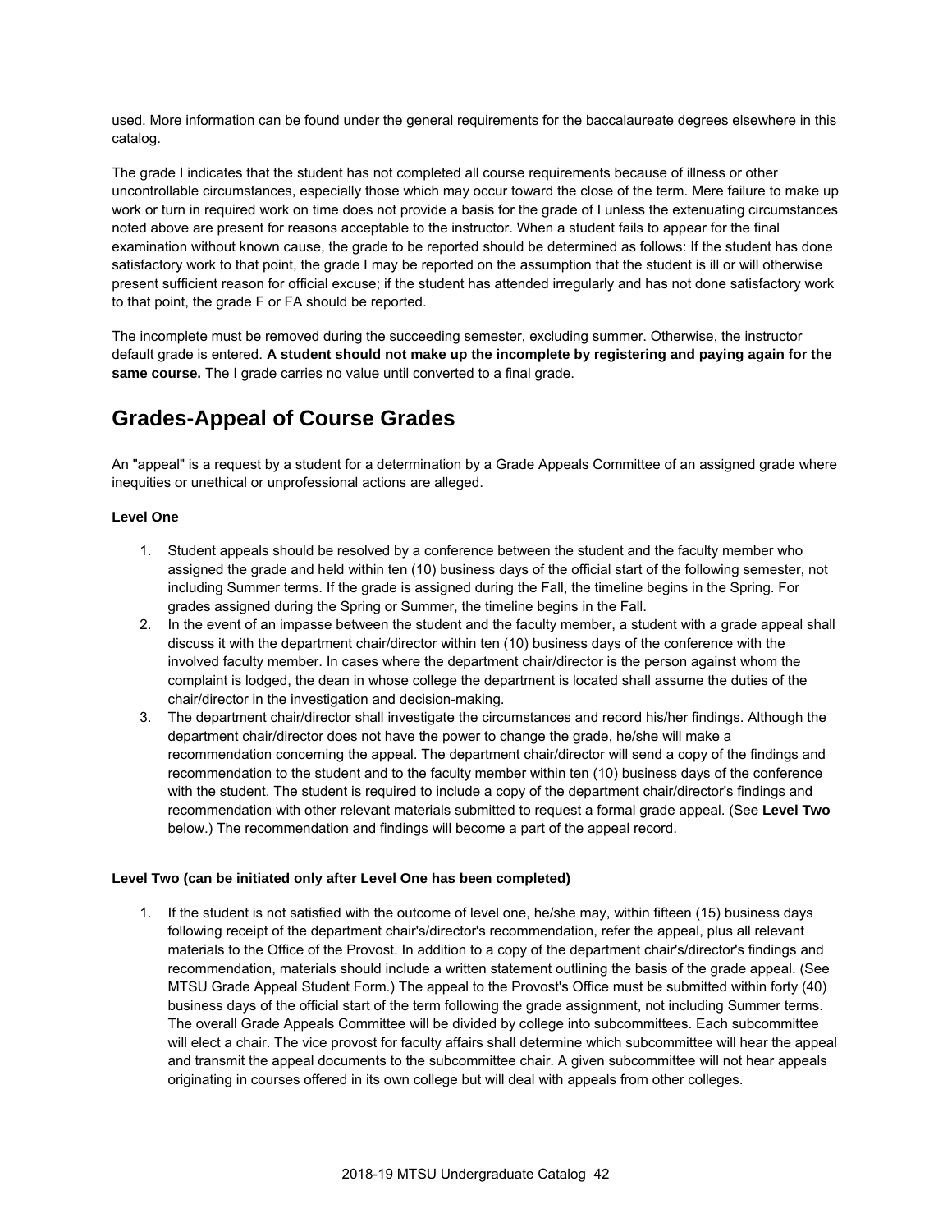used. More information can be found under the general requirements for the baccalaureate degrees elsewhere in this catalog.

The grade I indicates that the student has not completed all course requirements because of illness or other uncontrollable circumstances, especially those which may occur toward the close of the term. Mere failure to make up work or turn in required work on time does not provide a basis for the grade of I unless the extenuating circumstances noted above are present for reasons acceptable to the instructor. When a student fails to appear for the final examination without known cause, the grade to be reported should be determined as follows: If the student has done satisfactory work to that point, the grade I may be reported on the assumption that the student is ill or will otherwise present sufficient reason for official excuse; if the student has attended irregularly and has not done satisfactory work to that point, the grade F or FA should be reported.

The incomplete must be removed during the succeeding semester, excluding summer. Otherwise, the instructor default grade is entered. **A student should not make up the incomplete by registering and paying again for the same course.** The I grade carries no value until converted to a final grade.

## Grades-Appeal of Course Grades

An "appeal" is a request by a student for a determination by a Grade Appeals Committee of an assigned grade where inequities or unethical or unprofessional actions are alleged.

**Level One**

1. Student appeals should be resolved by a conference between the student and the faculty member who assigned the grade and held within ten (10) business days of the official start of the following semester, not including Summer terms. If the grade is assigned during the Fall, the timeline begins in the Spring. For grades assigned during the Spring or Summer, the timeline begins in the Fall.
2. In the event of an impasse between the student and the faculty member, a student with a grade appeal shall discuss it with the department chair/director within ten (10) business days of the conference with the involved faculty member. In cases where the department chair/director is the person against whom the complaint is lodged, the dean in whose college the department is located shall assume the duties of the chair/director in the investigation and decision-making.
3. The department chair/director shall investigate the circumstances and record his/her findings. Although the department chair/director does not have the power to change the grade, he/she will make a recommendation concerning the appeal. The department chair/director will send a copy of the findings and recommendation to the student and to the faculty member within ten (10) business days of the conference with the student. The student is required to include a copy of the department chair/director's findings and recommendation with other relevant materials submitted to request a formal grade appeal. (See **Level Two** below.) The recommendation and findings will become a part of the appeal record.

**Level Two (can be initiated only after Level One has been completed)**

1. If the student is not satisfied with the outcome of level one, he/she may, within fifteen (15) business days following receipt of the department chair's/director's recommendation, refer the appeal, plus all relevant materials to the Office of the Provost. In addition to a copy of the department chair's/director's findings and recommendation, materials should include a written statement outlining the basis of the grade appeal. (See MTSU Grade Appeal Student Form.) The appeal to the Provost's Office must be submitted within forty (40) business days of the official start of the term following the grade assignment, not including Summer terms. The overall Grade Appeals Committee will be divided by college into subcommittees. Each subcommittee will elect a chair. The vice provost for faculty affairs shall determine which subcommittee will hear the appeal and transmit the appeal documents to the subcommittee chair. A given subcommittee will not hear appeals originating in courses offered in its own college but will deal with appeals from other colleges.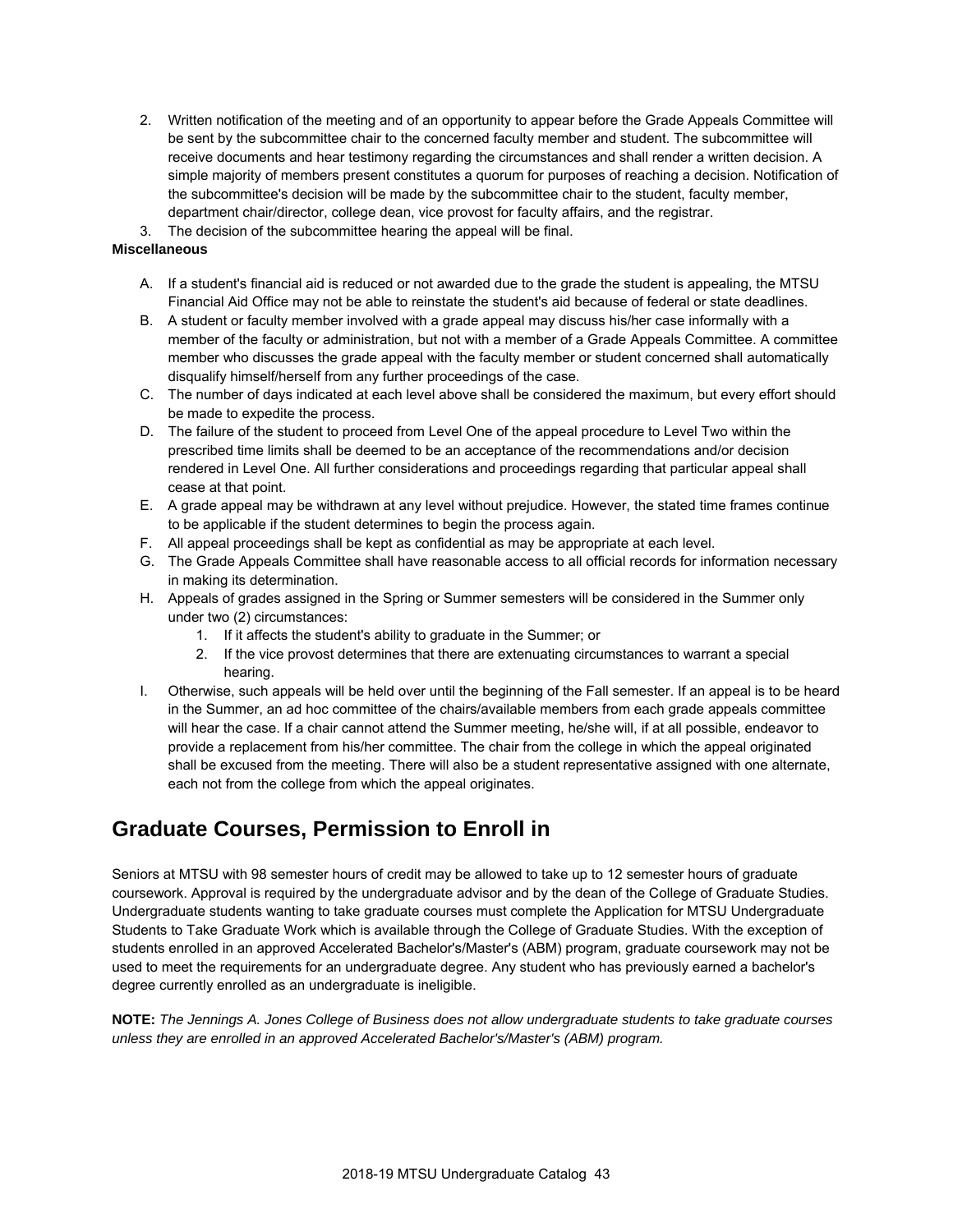2. Written notification of the meeting and of an opportunity to appear before the Grade Appeals Committee will be sent by the subcommittee chair to the concerned faculty member and student. The subcommittee will receive documents and hear testimony regarding the circumstances and shall render a written decision. A simple majority of members present constitutes a quorum for purposes of reaching a decision. Notification of the subcommittee's decision will be made by the subcommittee chair to the student, faculty member, department chair/director, college dean, vice provost for faculty affairs, and the registrar.
3. The decision of the subcommittee hearing the appeal will be final.

**Miscellaneous**

A. If a student's financial aid is reduced or not awarded due to the grade the student is appealing, the MTSU Financial Aid Office may not be able to reinstate the student's aid because of federal or state deadlines.
B. A student or faculty member involved with a grade appeal may discuss his/her case informally with a member of the faculty or administration, but not with a member of a Grade Appeals Committee. A committee member who discusses the grade appeal with the faculty member or student concerned shall automatically disqualify himself/herself from any further proceedings of the case.
C. The number of days indicated at each level above shall be considered the maximum, but every effort should be made to expedite the process.
D. The failure of the student to proceed from Level One of the appeal procedure to Level Two within the prescribed time limits shall be deemed to be an acceptance of the recommendations and/or decision rendered in Level One. All further considerations and proceedings regarding that particular appeal shall cease at that point.
E. A grade appeal may be withdrawn at any level without prejudice. However, the stated time frames continue to be applicable if the student determines to begin the process again.
F. All appeal proceedings shall be kept as confidential as may be appropriate at each level.
G. The Grade Appeals Committee shall have reasonable access to all official records for information necessary in making its determination.
H. Appeals of grades assigned in the Spring or Summer semesters will be considered in the Summer only under two (2) circumstances:
    1. If it affects the student's ability to graduate in the Summer; or
    2. If the vice provost determines that there are extenuating circumstances to warrant a special hearing.
I. Otherwise, such appeals will be held over until the beginning of the Fall semester. If an appeal is to be heard in the Summer, an ad hoc committee of the chairs/available members from each grade appeals committee will hear the case. If a chair cannot attend the Summer meeting, he/she will, if at all possible, endeavor to provide a replacement from his/her committee. The chair from the college in which the appeal originated shall be excused from the meeting. There will also be a student representative assigned with one alternate, each not from the college from which the appeal originates.

## Graduate Courses, Permission to Enroll in

Seniors at MTSU with 98 semester hours of credit may be allowed to take up to 12 semester hours of graduate coursework. Approval is required by the undergraduate advisor and by the dean of the College of Graduate Studies. Undergraduate students wanting to take graduate courses must complete the Application for MTSU Undergraduate Students to Take Graduate Work which is available through the College of Graduate Studies. With the exception of students enrolled in an approved Accelerated Bachelor's/Master's (ABM) program, graduate coursework may not be used to meet the requirements for an undergraduate degree. Any student who has previously earned a bachelor's degree currently enrolled as an undergraduate is ineligible.

**NOTE:** *The Jennings A. Jones College of Business does not allow undergraduate students to take graduate courses unless they are enrolled in an approved Accelerated Bachelor's/Master's (ABM) program.*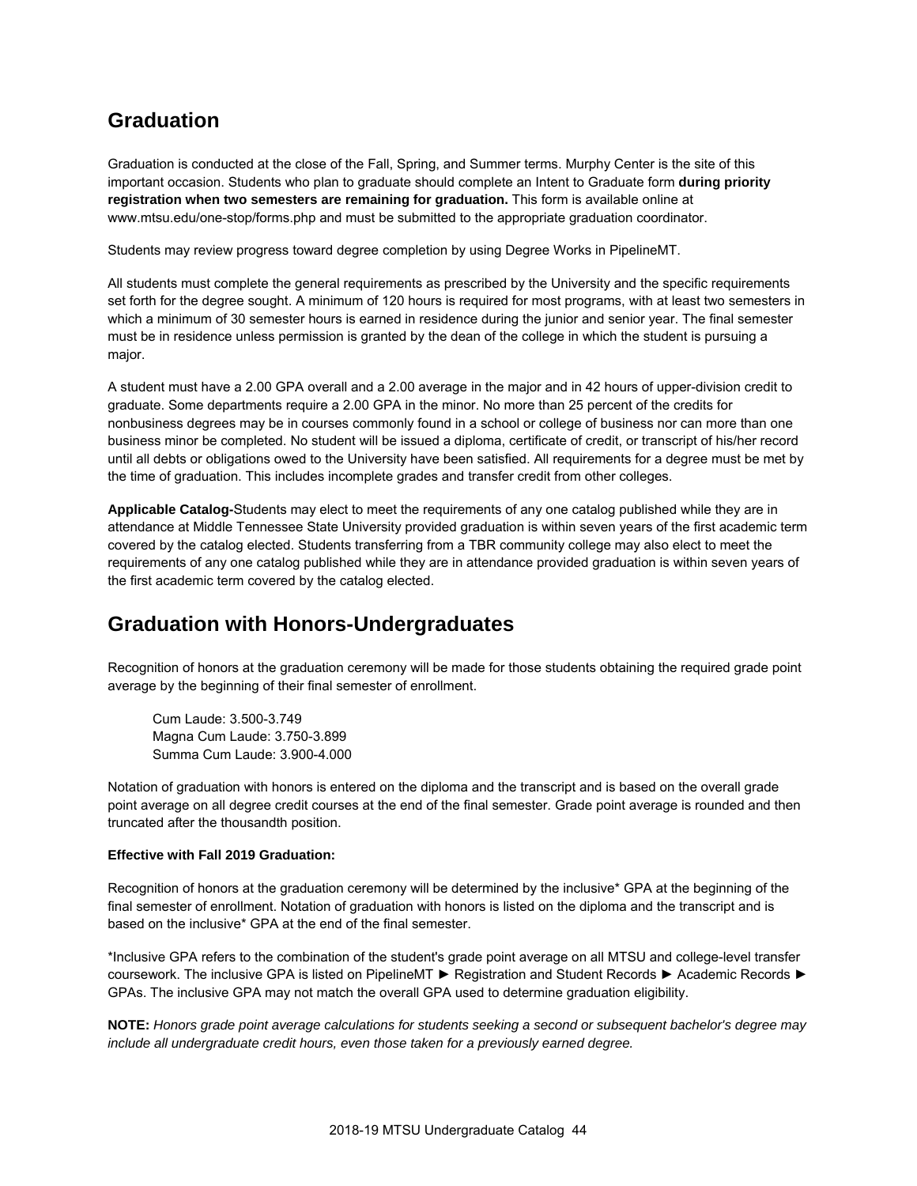## Graduation

Graduation is conducted at the close of the Fall, Spring, and Summer terms. Murphy Center is the site of this important occasion. Students who plan to graduate should complete an Intent to Graduate form **during priority registration when two semesters are remaining for graduation.** This form is available online at www.mtsu.edu/one-stop/forms.php and must be submitted to the appropriate graduation coordinator.

Students may review progress toward degree completion by using Degree Works in PipelineMT.

All students must complete the general requirements as prescribed by the University and the specific requirements set forth for the degree sought. A minimum of 120 hours is required for most programs, with at least two semesters in which a minimum of 30 semester hours is earned in residence during the junior and senior year. The final semester must be in residence unless permission is granted by the dean of the college in which the student is pursuing a major.

A student must have a 2.00 GPA overall and a 2.00 average in the major and in 42 hours of upper-division credit to graduate. Some departments require a 2.00 GPA in the minor. No more than 25 percent of the credits for nonbusiness degrees may be in courses commonly found in a school or college of business nor can more than one business minor be completed. No student will be issued a diploma, certificate of credit, or transcript of his/her record until all debts or obligations owed to the University have been satisfied. All requirements for a degree must be met by the time of graduation. This includes incomplete grades and transfer credit from other colleges.

**Applicable Catalog-**Students may elect to meet the requirements of any one catalog published while they are in attendance at Middle Tennessee State University provided graduation is within seven years of the first academic term covered by the catalog elected. Students transferring from a TBR community college may also elect to meet the requirements of any one catalog published while they are in attendance provided graduation is within seven years of the first academic term covered by the catalog elected.

## Graduation with Honors-Undergraduates

Recognition of honors at the graduation ceremony will be made for those students obtaining the required grade point average by the beginning of their final semester of enrollment.

Cum Laude: 3.500-3.749
Magna Cum Laude: 3.750-3.899
Summa Cum Laude: 3.900-4.000

Notation of graduation with honors is entered on the diploma and the transcript and is based on the overall grade point average on all degree credit courses at the end of the final semester. Grade point average is rounded and then truncated after the thousandth position.

**Effective with Fall 2019 Graduation:**

Recognition of honors at the graduation ceremony will be determined by the inclusive* GPA at the beginning of the final semester of enrollment. Notation of graduation with honors is listed on the diploma and the transcript and is based on the inclusive* GPA at the end of the final semester.

*Inclusive GPA refers to the combination of the student's grade point average on all MTSU and college-level transfer coursework. The inclusive GPA is listed on PipelineMT ► Registration and Student Records ► Academic Records ► GPAs. The inclusive GPA may not match the overall GPA used to determine graduation eligibility.

**NOTE:** *Honors grade point average calculations for students seeking a second or subsequent bachelor's degree may include all undergraduate credit hours, even those taken for a previously earned degree.*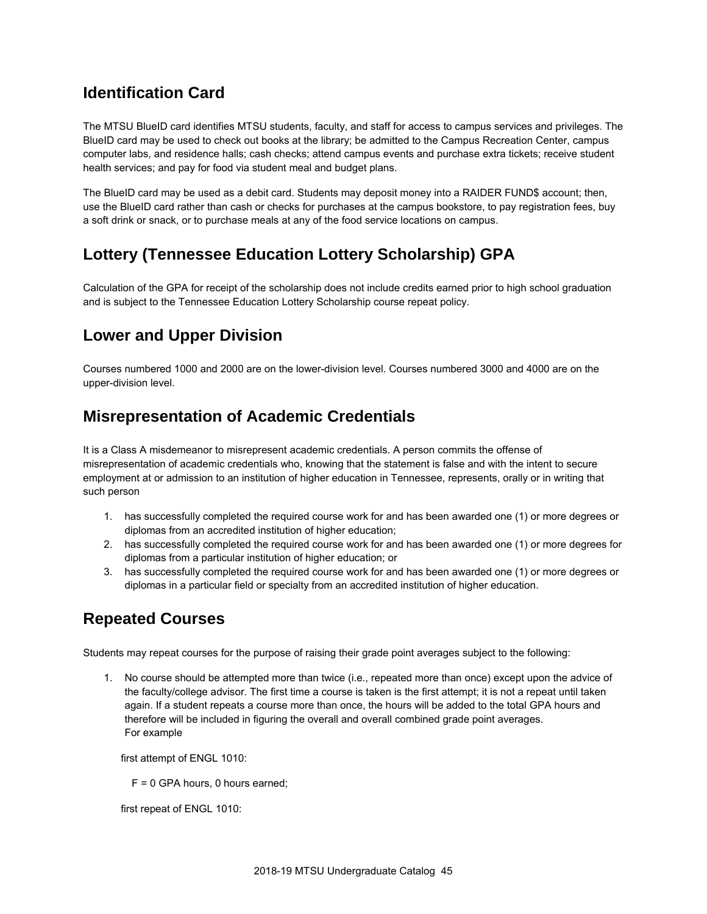## Identification Card

The MTSU BlueID card identifies MTSU students, faculty, and staff for access to campus services and privileges. The BlueID card may be used to check out books at the library; be admitted to the Campus Recreation Center, campus computer labs, and residence halls; cash checks; attend campus events and purchase extra tickets; receive student health services; and pay for food via student meal and budget plans.

The BlueID card may be used as a debit card. Students may deposit money into a RAIDER FUND$ account; then, use the BlueID card rather than cash or checks for purchases at the campus bookstore, to pay registration fees, buy a soft drink or snack, or to purchase meals at any of the food service locations on campus.

## Lottery (Tennessee Education Lottery Scholarship) GPA

Calculation of the GPA for receipt of the scholarship does not include credits earned prior to high school graduation and is subject to the Tennessee Education Lottery Scholarship course repeat policy.

## Lower and Upper Division

Courses numbered 1000 and 2000 are on the lower-division level. Courses numbered 3000 and 4000 are on the upper-division level.

## Misrepresentation of Academic Credentials

It is a Class A misdemeanor to misrepresent academic credentials. A person commits the offense of misrepresentation of academic credentials who, knowing that the statement is false and with the intent to secure employment at or admission to an institution of higher education in Tennessee, represents, orally or in writing that such person

1. has successfully completed the required course work for and has been awarded one (1) or more degrees or diplomas from an accredited institution of higher education;
2. has successfully completed the required course work for and has been awarded one (1) or more degrees for diplomas from a particular institution of higher education; or
3. has successfully completed the required course work for and has been awarded one (1) or more degrees or diplomas in a particular field or specialty from an accredited institution of higher education.

## Repeated Courses

Students may repeat courses for the purpose of raising their grade point averages subject to the following:

1. No course should be attempted more than twice (i.e., repeated more than once) except upon the advice of the faculty/college advisor. The first time a course is taken is the first attempt; it is not a repeat until taken again. If a student repeats a course more than once, the hours will be added to the total GPA hours and therefore will be included in figuring the overall and overall combined grade point averages.
   For example

   first attempt of ENGL 1010:

   F = 0 GPA hours, 0 hours earned;

   first repeat of ENGL 1010: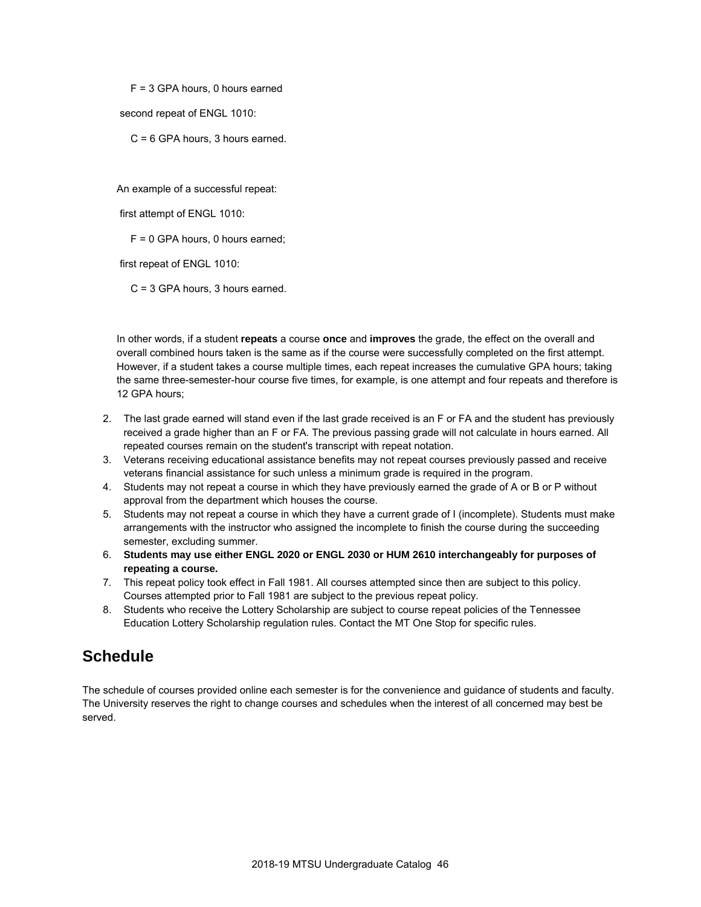F = 3 GPA hours, 0 hours earned

second repeat of ENGL 1010:

C = 6 GPA hours, 3 hours earned.

An example of a successful repeat:

first attempt of ENGL 1010:

F = 0 GPA hours, 0 hours earned;

first repeat of ENGL 1010:

C = 3 GPA hours, 3 hours earned.

In other words, if a student **repeats** a course **once** and **improves** the grade, the effect on the overall and overall combined hours taken is the same as if the course were successfully completed on the first attempt. However, if a student takes a course multiple times, each repeat increases the cumulative GPA hours; taking the same three-semester-hour course five times, for example, is one attempt and four repeats and therefore is 12 GPA hours;

2. The last grade earned will stand even if the last grade received is an F or FA and the student has previously received a grade higher than an F or FA. The previous passing grade will not calculate in hours earned. All repeated courses remain on the student's transcript with repeat notation.
3. Veterans receiving educational assistance benefits may not repeat courses previously passed and receive veterans financial assistance for such unless a minimum grade is required in the program.
4. Students may not repeat a course in which they have previously earned the grade of A or B or P without approval from the department which houses the course.
5. Students may not repeat a course in which they have a current grade of I (incomplete). Students must make arrangements with the instructor who assigned the incomplete to finish the course during the succeeding semester, excluding summer.
6. **Students may use either ENGL 2020 or ENGL 2030 or HUM 2610 interchangeably for purposes of repeating a course.**
7. This repeat policy took effect in Fall 1981. All courses attempted since then are subject to this policy. Courses attempted prior to Fall 1981 are subject to the previous repeat policy.
8. Students who receive the Lottery Scholarship are subject to course repeat policies of the Tennessee Education Lottery Scholarship regulation rules. Contact the MT One Stop for specific rules.

## Schedule

The schedule of courses provided online each semester is for the convenience and guidance of students and faculty. The University reserves the right to change courses and schedules when the interest of all concerned may best be served.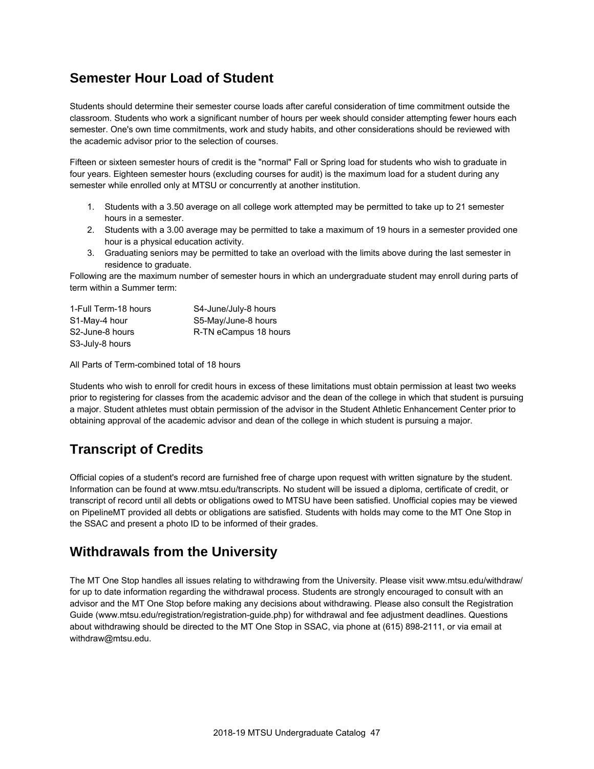## Semester Hour Load of Student

Students should determine their semester course loads after careful consideration of time commitment outside the classroom. Students who work a significant number of hours per week should consider attempting fewer hours each semester. One's own time commitments, work and study habits, and other considerations should be reviewed with the academic advisor prior to the selection of courses.

Fifteen or sixteen semester hours of credit is the "normal" Fall or Spring load for students who wish to graduate in four years. Eighteen semester hours (excluding courses for audit) is the maximum load for a student during any semester while enrolled only at MTSU or concurrently at another institution.

1. Students with a 3.50 average on all college work attempted may be permitted to take up to 21 semester hours in a semester.
2. Students with a 3.00 average may be permitted to take a maximum of 19 hours in a semester provided one hour is a physical education activity.
3. Graduating seniors may be permitted to take an overload with the limits above during the last semester in residence to graduate.

Following are the maximum number of semester hours in which an undergraduate student may enroll during parts of term within a Summer term:

| | |
|---|---|
| 1-Full Term-18 hours | S4-June/July-8 hours |
| S1-May-4 hour | S5-May/June-8 hours |
| S2-June-8 hours | R-TN eCampus 18 hours |
| S3-July-8 hours | |

All Parts of Term-combined total of 18 hours

Students who wish to enroll for credit hours in excess of these limitations must obtain permission at least two weeks prior to registering for classes from the academic advisor and the dean of the college in which that student is pursuing a major. Student athletes must obtain permission of the advisor in the Student Athletic Enhancement Center prior to obtaining approval of the academic advisor and dean of the college in which student is pursuing a major.

## Transcript of Credits

Official copies of a student's record are furnished free of charge upon request with written signature by the student. Information can be found at www.mtsu.edu/transcripts. No student will be issued a diploma, certificate of credit, or transcript of record until all debts or obligations owed to MTSU have been satisfied. Unofficial copies may be viewed on PipelineMT provided all debts or obligations are satisfied. Students with holds may come to the MT One Stop in the SSAC and present a photo ID to be informed of their grades.

## Withdrawals from the University

The MT One Stop handles all issues relating to withdrawing from the University. Please visit www.mtsu.edu/withdraw/ for up to date information regarding the withdrawal process. Students are strongly encouraged to consult with an advisor and the MT One Stop before making any decisions about withdrawing. Please also consult the Registration Guide (www.mtsu.edu/registration/registration-guide.php) for withdrawal and fee adjustment deadlines. Questions about withdrawing should be directed to the MT One Stop in SSAC, via phone at (615) 898-2111, or via email at withdraw@mtsu.edu.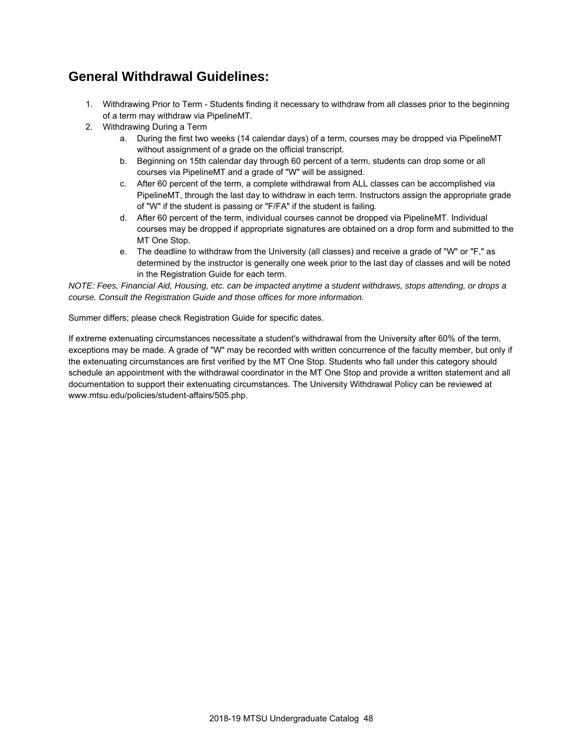## General Withdrawal Guidelines:

1. Withdrawing Prior to Term - Students finding it necessary to withdraw from all classes prior to the beginning of a term may withdraw via PipelineMT.
2. Withdrawing During a Term
   a. During the first two weeks (14 calendar days) of a term, courses may be dropped via PipelineMT without assignment of a grade on the official transcript.
   b. Beginning on 15th calendar day through 60 percent of a term, students can drop some or all courses via PipelineMT and a grade of "W" will be assigned.
   c. After 60 percent of the term, a complete withdrawal from ALL classes can be accomplished via PipelineMT, through the last day to withdraw in each term. Instructors assign the appropriate grade of "W" if the student is passing or "F/FA" if the student is failing.
   d. After 60 percent of the term, individual courses cannot be dropped via PipelineMT. Individual courses may be dropped if appropriate signatures are obtained on a drop form and submitted to the MT One Stop.
   e. The deadline to withdraw from the University (all classes) and receive a grade of "W" or "F," as determined by the instructor is generally one week prior to the last day of classes and will be noted in the Registration Guide for each term.

*NOTE: Fees, Financial Aid, Housing, etc. can be impacted anytime a student withdraws, stops attending, or drops a course. Consult the Registration Guide and those offices for more information.*

Summer differs; please check Registration Guide for specific dates.

If extreme extenuating circumstances necessitate a student's withdrawal from the University after 60% of the term, exceptions may be made. A grade of "W" may be recorded with written concurrence of the faculty member, but only if the extenuating circumstances are first verified by the MT One Stop. Students who fall under this category should schedule an appointment with the withdrawal coordinator in the MT One Stop and provide a written statement and all documentation to support their extenuating circumstances. The University Withdrawal Policy can be reviewed at www.mtsu.edu/policies/student-affairs/505.php.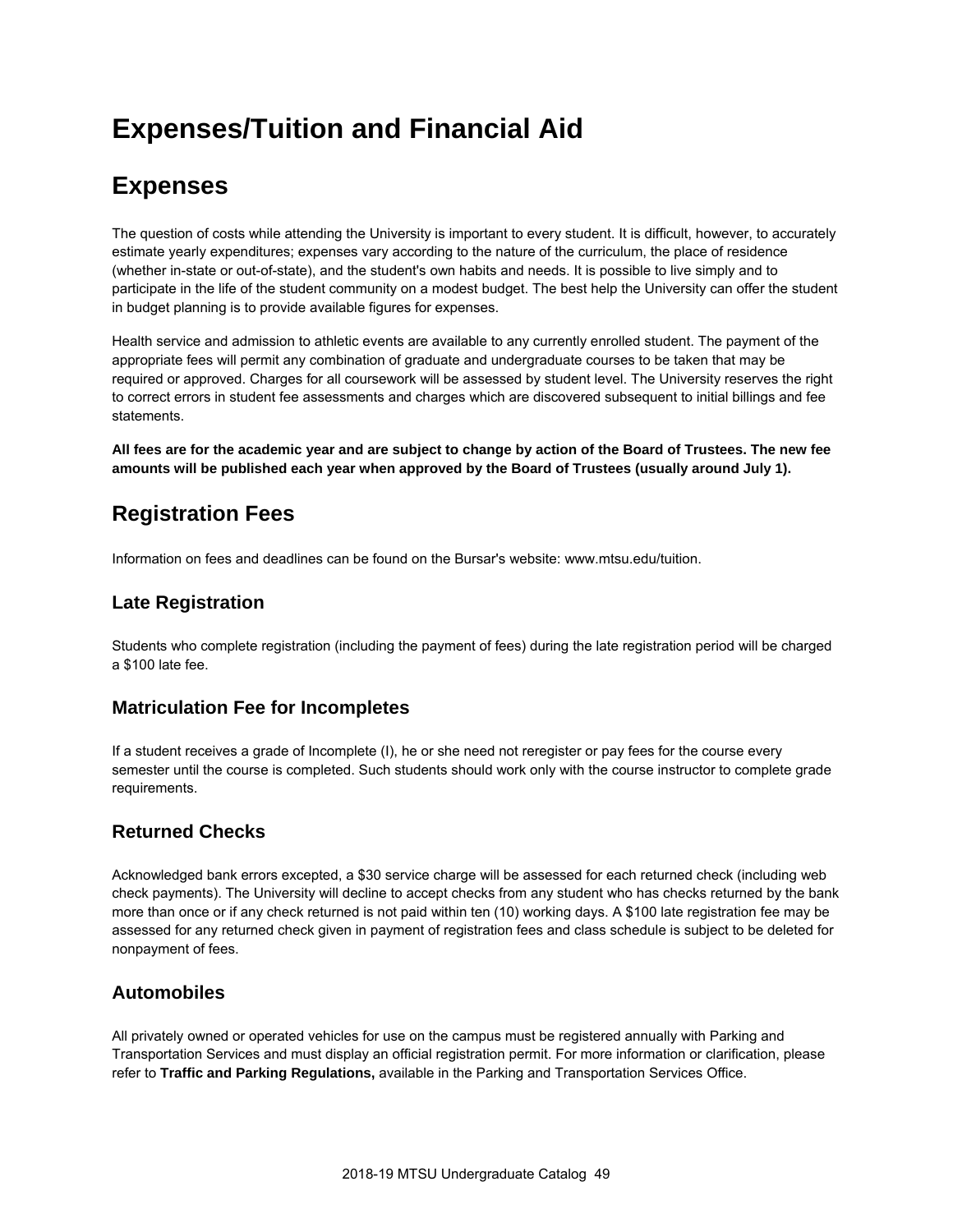# Expenses/Tuition and Financial Aid

## Expenses

The question of costs while attending the University is important to every student. It is difficult, however, to accurately estimate yearly expenditures; expenses vary according to the nature of the curriculum, the place of residence (whether in-state or out-of-state), and the student's own habits and needs. It is possible to live simply and to participate in the life of the student community on a modest budget. The best help the University can offer the student in budget planning is to provide available figures for expenses.

Health service and admission to athletic events are available to any currently enrolled student. The payment of the appropriate fees will permit any combination of graduate and undergraduate courses to be taken that may be required or approved. Charges for all coursework will be assessed by student level. The University reserves the right to correct errors in student fee assessments and charges which are discovered subsequent to initial billings and fee statements.

**All fees are for the academic year and are subject to change by action of the Board of Trustees. The new fee amounts will be published each year when approved by the Board of Trustees (usually around July 1).**

## Registration Fees

Information on fees and deadlines can be found on the Bursar's website: www.mtsu.edu/tuition.

### Late Registration

Students who complete registration (including the payment of fees) during the late registration period will be charged a $100 late fee.

### Matriculation Fee for Incompletes

If a student receives a grade of Incomplete (I), he or she need not reregister or pay fees for the course every semester until the course is completed. Such students should work only with the course instructor to complete grade requirements.

### Returned Checks

Acknowledged bank errors excepted, a $30 service charge will be assessed for each returned check (including web check payments). The University will decline to accept checks from any student who has checks returned by the bank more than once or if any check returned is not paid within ten (10) working days. A $100 late registration fee may be assessed for any returned check given in payment of registration fees and class schedule is subject to be deleted for nonpayment of fees.

### Automobiles

All privately owned or operated vehicles for use on the campus must be registered annually with Parking and Transportation Services and must display an official registration permit. For more information or clarification, please refer to **Traffic and Parking Regulations,** available in the Parking and Transportation Services Office.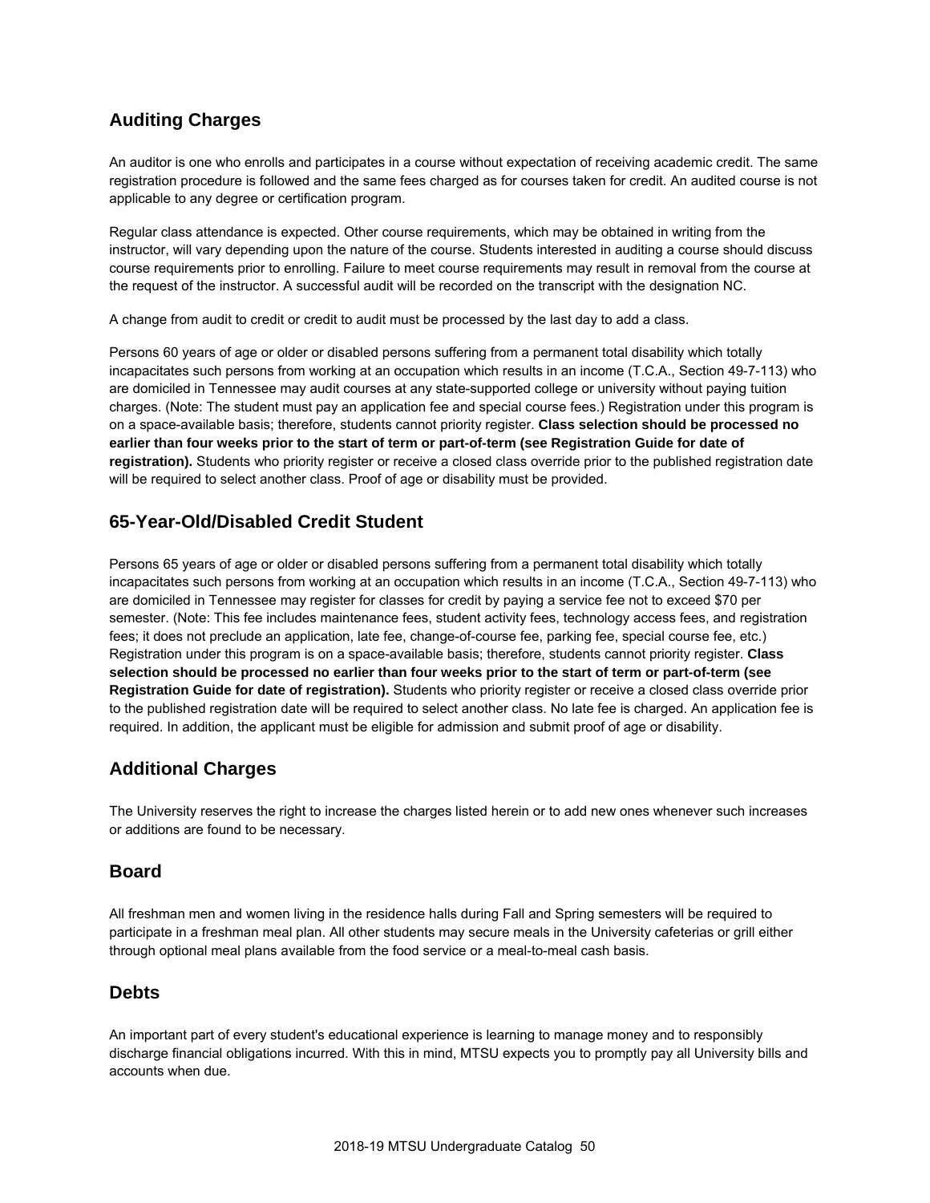## Auditing Charges

An auditor is one who enrolls and participates in a course without expectation of receiving academic credit. The same registration procedure is followed and the same fees charged as for courses taken for credit. An audited course is not applicable to any degree or certification program.

Regular class attendance is expected. Other course requirements, which may be obtained in writing from the instructor, will vary depending upon the nature of the course. Students interested in auditing a course should discuss course requirements prior to enrolling. Failure to meet course requirements may result in removal from the course at the request of the instructor. A successful audit will be recorded on the transcript with the designation NC.

A change from audit to credit or credit to audit must be processed by the last day to add a class.

Persons 60 years of age or older or disabled persons suffering from a permanent total disability which totally incapacitates such persons from working at an occupation which results in an income (T.C.A., Section 49-7-113) who are domiciled in Tennessee may audit courses at any state-supported college or university without paying tuition charges. (Note: The student must pay an application fee and special course fees.) Registration under this program is on a space-available basis; therefore, students cannot priority register. **Class selection should be processed no earlier than four weeks prior to the start of term or part-of-term (see Registration Guide for date of registration).** Students who priority register or receive a closed class override prior to the published registration date will be required to select another class. Proof of age or disability must be provided.

## 65-Year-Old/Disabled Credit Student

Persons 65 years of age or older or disabled persons suffering from a permanent total disability which totally incapacitates such persons from working at an occupation which results in an income (T.C.A., Section 49-7-113) who are domiciled in Tennessee may register for classes for credit by paying a service fee not to exceed $70 per semester. (Note: This fee includes maintenance fees, student activity fees, technology access fees, and registration fees; it does not preclude an application, late fee, change-of-course fee, parking fee, special course fee, etc.) Registration under this program is on a space-available basis; therefore, students cannot priority register. **Class selection should be processed no earlier than four weeks prior to the start of term or part-of-term (see Registration Guide for date of registration).** Students who priority register or receive a closed class override prior to the published registration date will be required to select another class. No late fee is charged. An application fee is required. In addition, the applicant must be eligible for admission and submit proof of age or disability.

## Additional Charges

The University reserves the right to increase the charges listed herein or to add new ones whenever such increases or additions are found to be necessary.

## Board

All freshman men and women living in the residence halls during Fall and Spring semesters will be required to participate in a freshman meal plan. All other students may secure meals in the University cafeterias or grill either through optional meal plans available from the food service or a meal-to-meal cash basis.

## Debts

An important part of every student's educational experience is learning to manage money and to responsibly discharge financial obligations incurred. With this in mind, MTSU expects you to promptly pay all University bills and accounts when due.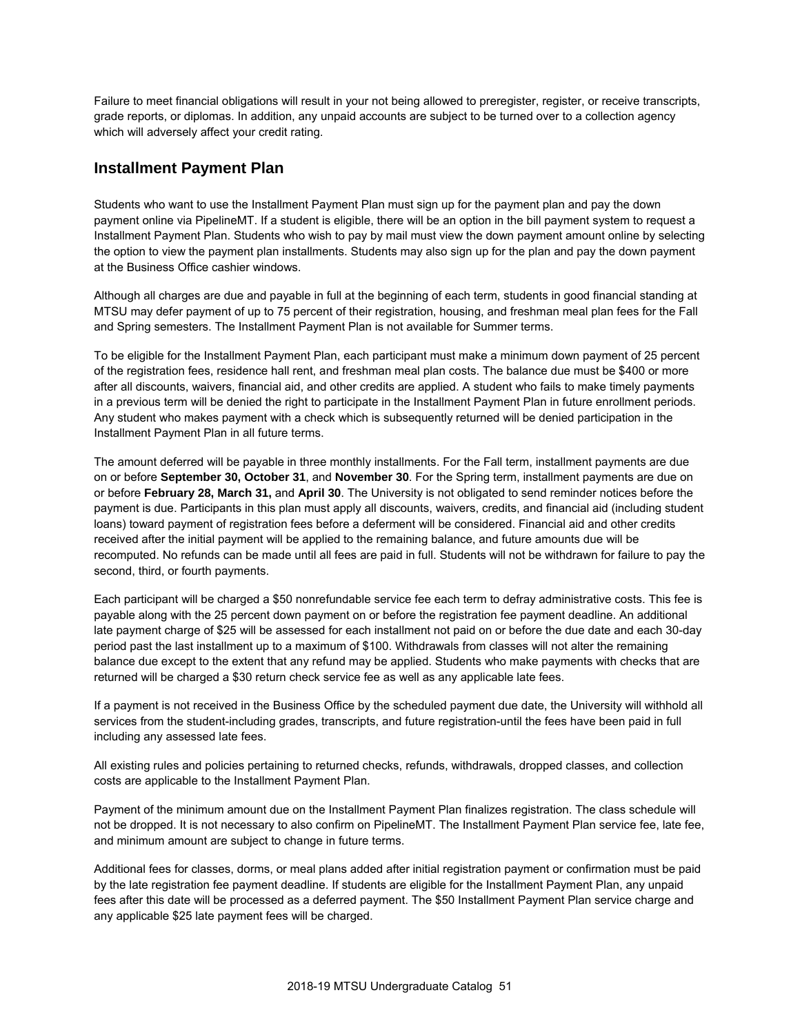Failure to meet financial obligations will result in your not being allowed to preregister, register, or receive transcripts, grade reports, or diplomas. In addition, any unpaid accounts are subject to be turned over to a collection agency which will adversely affect your credit rating.

## Installment Payment Plan

Students who want to use the Installment Payment Plan must sign up for the payment plan and pay the down payment online via PipelineMT. If a student is eligible, there will be an option in the bill payment system to request a Installment Payment Plan. Students who wish to pay by mail must view the down payment amount online by selecting the option to view the payment plan installments. Students may also sign up for the plan and pay the down payment at the Business Office cashier windows.

Although all charges are due and payable in full at the beginning of each term, students in good financial standing at MTSU may defer payment of up to 75 percent of their registration, housing, and freshman meal plan fees for the Fall and Spring semesters. The Installment Payment Plan is not available for Summer terms.

To be eligible for the Installment Payment Plan, each participant must make a minimum down payment of 25 percent of the registration fees, residence hall rent, and freshman meal plan costs. The balance due must be $400 or more after all discounts, waivers, financial aid, and other credits are applied. A student who fails to make timely payments in a previous term will be denied the right to participate in the Installment Payment Plan in future enrollment periods. Any student who makes payment with a check which is subsequently returned will be denied participation in the Installment Payment Plan in all future terms.

The amount deferred will be payable in three monthly installments. For the Fall term, installment payments are due on or before **September 30, October 31**, and **November 30**. For the Spring term, installment payments are due on or before **February 28, March 31,** and **April 30**. The University is not obligated to send reminder notices before the payment is due. Participants in this plan must apply all discounts, waivers, credits, and financial aid (including student loans) toward payment of registration fees before a deferment will be considered. Financial aid and other credits received after the initial payment will be applied to the remaining balance, and future amounts due will be recomputed. No refunds can be made until all fees are paid in full. Students will not be withdrawn for failure to pay the second, third, or fourth payments.

Each participant will be charged a $50 nonrefundable service fee each term to defray administrative costs. This fee is payable along with the 25 percent down payment on or before the registration fee payment deadline. An additional late payment charge of $25 will be assessed for each installment not paid on or before the due date and each 30-day period past the last installment up to a maximum of $100. Withdrawals from classes will not alter the remaining balance due except to the extent that any refund may be applied. Students who make payments with checks that are returned will be charged a $30 return check service fee as well as any applicable late fees.

If a payment is not received in the Business Office by the scheduled payment due date, the University will withhold all services from the student-including grades, transcripts, and future registration-until the fees have been paid in full including any assessed late fees.

All existing rules and policies pertaining to returned checks, refunds, withdrawals, dropped classes, and collection costs are applicable to the Installment Payment Plan.

Payment of the minimum amount due on the Installment Payment Plan finalizes registration. The class schedule will not be dropped. It is not necessary to also confirm on PipelineMT. The Installment Payment Plan service fee, late fee, and minimum amount are subject to change in future terms.

Additional fees for classes, dorms, or meal plans added after initial registration payment or confirmation must be paid by the late registration fee payment deadline. If students are eligible for the Installment Payment Plan, any unpaid fees after this date will be processed as a deferred payment. The $50 Installment Payment Plan service charge and any applicable $25 late payment fees will be charged.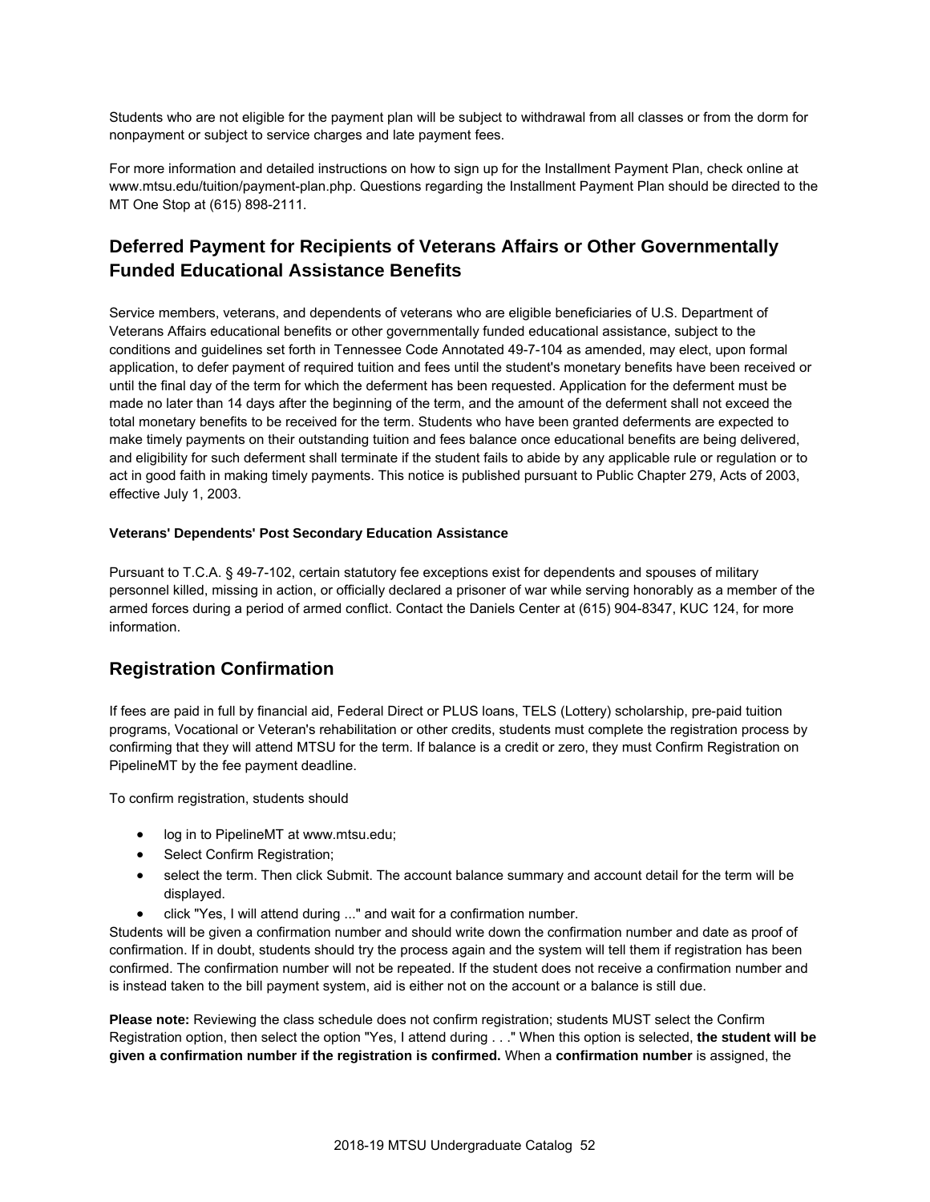Students who are not eligible for the payment plan will be subject to withdrawal from all classes or from the dorm for nonpayment or subject to service charges and late payment fees.

For more information and detailed instructions on how to sign up for the Installment Payment Plan, check online at www.mtsu.edu/tuition/payment-plan.php. Questions regarding the Installment Payment Plan should be directed to the MT One Stop at (615) 898-2111.

## Deferred Payment for Recipients of Veterans Affairs or Other Governmentally Funded Educational Assistance Benefits

Service members, veterans, and dependents of veterans who are eligible beneficiaries of U.S. Department of Veterans Affairs educational benefits or other governmentally funded educational assistance, subject to the conditions and guidelines set forth in Tennessee Code Annotated 49-7-104 as amended, may elect, upon formal application, to defer payment of required tuition and fees until the student's monetary benefits have been received or until the final day of the term for which the deferment has been requested. Application for the deferment must be made no later than 14 days after the beginning of the term, and the amount of the deferment shall not exceed the total monetary benefits to be received for the term. Students who have been granted deferments are expected to make timely payments on their outstanding tuition and fees balance once educational benefits are being delivered, and eligibility for such deferment shall terminate if the student fails to abide by any applicable rule or regulation or to act in good faith in making timely payments. This notice is published pursuant to Public Chapter 279, Acts of 2003, effective July 1, 2003.

#### Veterans' Dependents' Post Secondary Education Assistance

Pursuant to T.C.A. § 49-7-102, certain statutory fee exceptions exist for dependents and spouses of military personnel killed, missing in action, or officially declared a prisoner of war while serving honorably as a member of the armed forces during a period of armed conflict. Contact the Daniels Center at (615) 904-8347, KUC 124, for more information.

## Registration Confirmation

If fees are paid in full by financial aid, Federal Direct or PLUS loans, TELS (Lottery) scholarship, pre-paid tuition programs, Vocational or Veteran's rehabilitation or other credits, students must complete the registration process by confirming that they will attend MTSU for the term. If balance is a credit or zero, they must Confirm Registration on PipelineMT by the fee payment deadline.

To confirm registration, students should

- log in to PipelineMT at www.mtsu.edu;
- Select Confirm Registration;
- select the term. Then click Submit. The account balance summary and account detail for the term will be displayed.
- click "Yes, I will attend during ..." and wait for a confirmation number.

Students will be given a confirmation number and should write down the confirmation number and date as proof of confirmation. If in doubt, students should try the process again and the system will tell them if registration has been confirmed. The confirmation number will not be repeated. If the student does not receive a confirmation number and is instead taken to the bill payment system, aid is either not on the account or a balance is still due.

**Please note:** Reviewing the class schedule does not confirm registration; students MUST select the Confirm Registration option, then select the option "Yes, I attend during . . ." When this option is selected, **the student will be given a confirmation number if the registration is confirmed.** When a **confirmation number** is assigned, the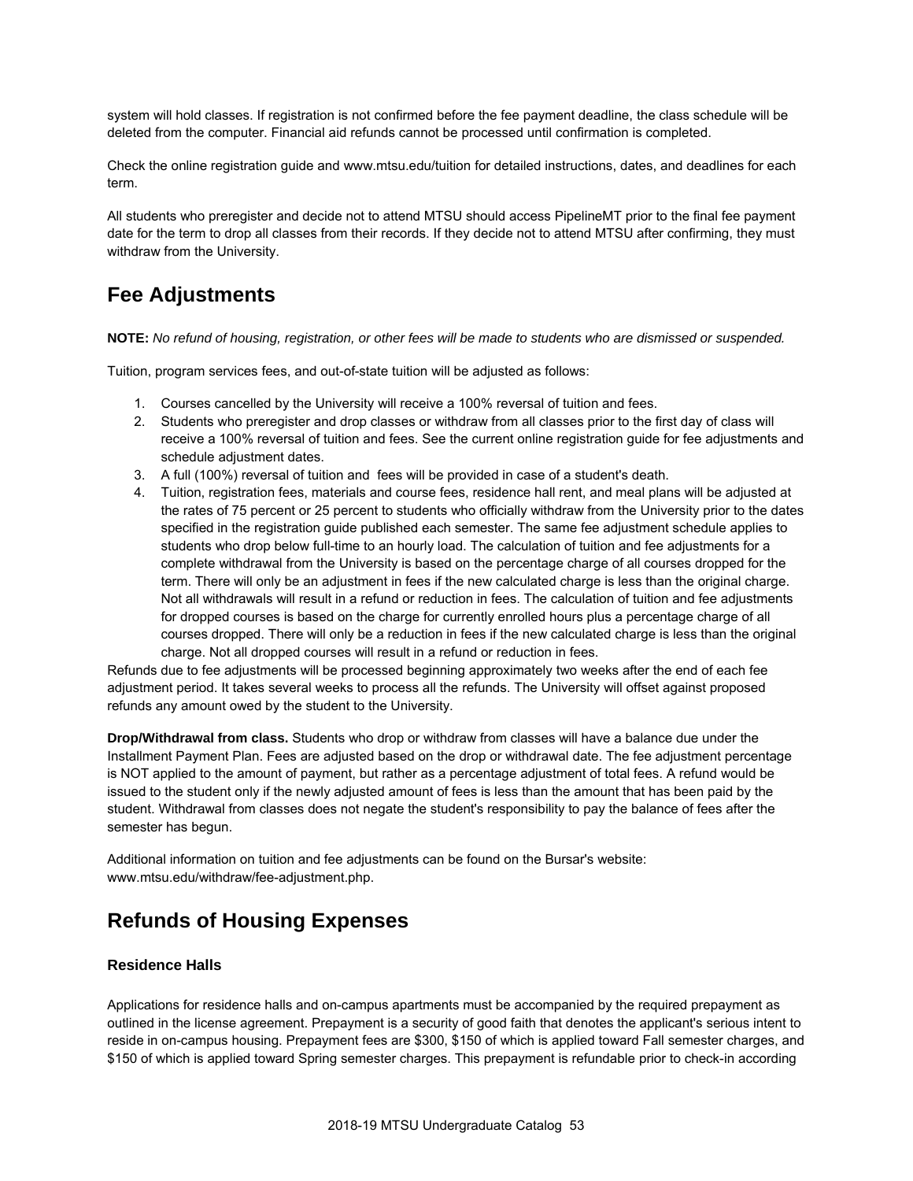system will hold classes. If registration is not confirmed before the fee payment deadline, the class schedule will be deleted from the computer. Financial aid refunds cannot be processed until confirmation is completed.

Check the online registration guide and www.mtsu.edu/tuition for detailed instructions, dates, and deadlines for each term.

All students who preregister and decide not to attend MTSU should access PipelineMT prior to the final fee payment date for the term to drop all classes from their records. If they decide not to attend MTSU after confirming, they must withdraw from the University.

## Fee Adjustments

**NOTE:** *No refund of housing, registration, or other fees will be made to students who are dismissed or suspended.*

Tuition, program services fees, and out-of-state tuition will be adjusted as follows:

1. Courses cancelled by the University will receive a 100% reversal of tuition and fees.
2. Students who preregister and drop classes or withdraw from all classes prior to the first day of class will receive a 100% reversal of tuition and fees. See the current online registration guide for fee adjustments and schedule adjustment dates.
3. A full (100%) reversal of tuition and fees will be provided in case of a student's death.
4. Tuition, registration fees, materials and course fees, residence hall rent, and meal plans will be adjusted at the rates of 75 percent or 25 percent to students who officially withdraw from the University prior to the dates specified in the registration guide published each semester. The same fee adjustment schedule applies to students who drop below full-time to an hourly load. The calculation of tuition and fee adjustments for a complete withdrawal from the University is based on the percentage charge of all courses dropped for the term. There will only be an adjustment in fees if the new calculated charge is less than the original charge. Not all withdrawals will result in a refund or reduction in fees. The calculation of tuition and fee adjustments for dropped courses is based on the charge for currently enrolled hours plus a percentage charge of all courses dropped. There will only be a reduction in fees if the new calculated charge is less than the original charge. Not all dropped courses will result in a refund or reduction in fees.

Refunds due to fee adjustments will be processed beginning approximately two weeks after the end of each fee adjustment period. It takes several weeks to process all the refunds. The University will offset against proposed refunds any amount owed by the student to the University.

**Drop/Withdrawal from class.** Students who drop or withdraw from classes will have a balance due under the Installment Payment Plan. Fees are adjusted based on the drop or withdrawal date. The fee adjustment percentage is NOT applied to the amount of payment, but rather as a percentage adjustment of total fees. A refund would be issued to the student only if the newly adjusted amount of fees is less than the amount that has been paid by the student. Withdrawal from classes does not negate the student's responsibility to pay the balance of fees after the semester has begun.

Additional information on tuition and fee adjustments can be found on the Bursar's website: www.mtsu.edu/withdraw/fee-adjustment.php.

## Refunds of Housing Expenses

### Residence Halls

Applications for residence halls and on-campus apartments must be accompanied by the required prepayment as outlined in the license agreement. Prepayment is a security of good faith that denotes the applicant's serious intent to reside in on-campus housing. Prepayment fees are $300, $150 of which is applied toward Fall semester charges, and $150 of which is applied toward Spring semester charges. This prepayment is refundable prior to check-in according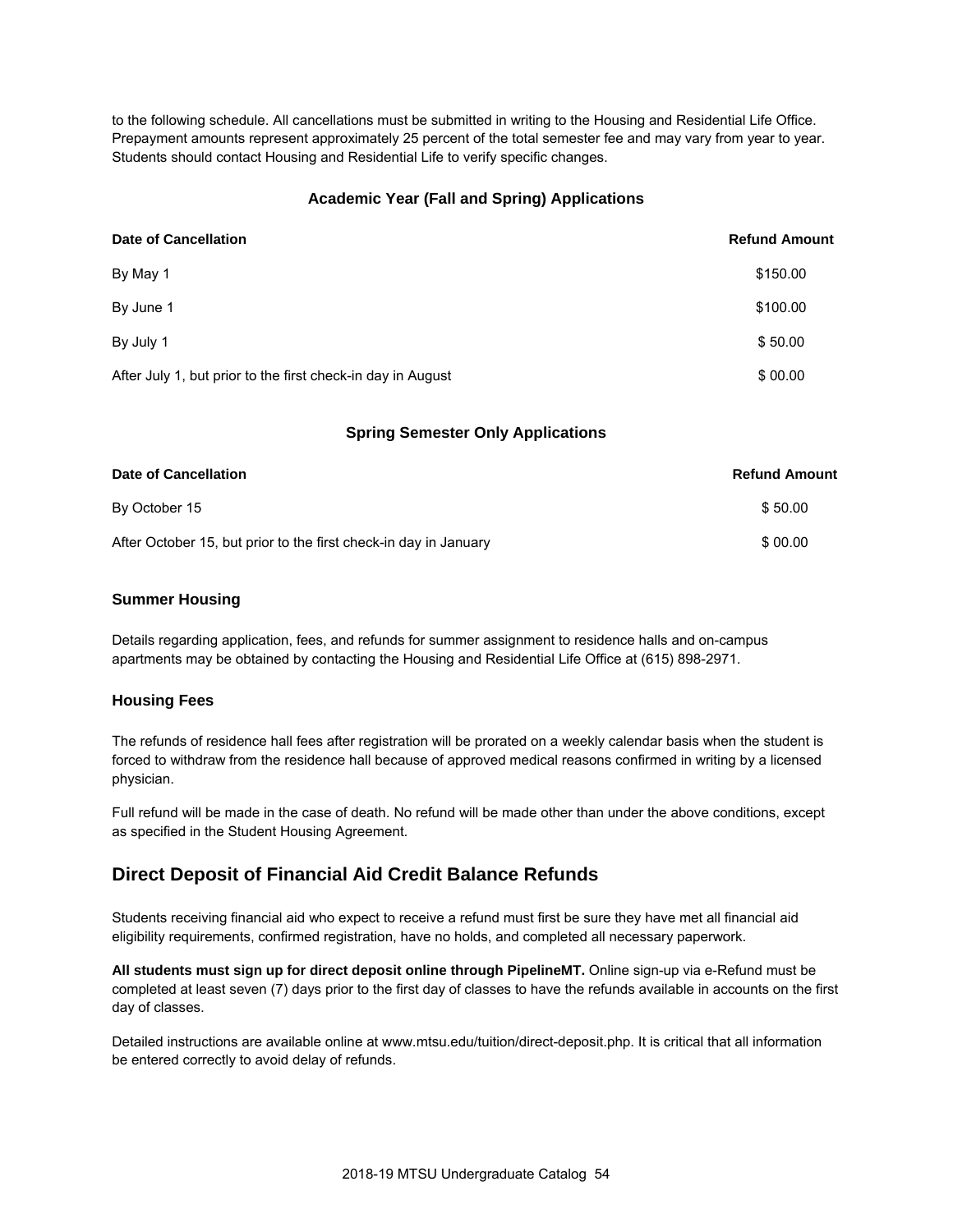to the following schedule. All cancellations must be submitted in writing to the Housing and Residential Life Office. Prepayment amounts represent approximately 25 percent of the total semester fee and may vary from year to year. Students should contact Housing and Residential Life to verify specific changes.

### Academic Year (Fall and Spring) Applications

| Date of Cancellation | Refund Amount |
|---|---|
| By May 1 | $150.00 |
| By June 1 | $100.00 |
| By July 1 | $ 50.00 |
| After July 1, but prior to the first check-in day in August | $ 00.00 |

### Spring Semester Only Applications

| Date of Cancellation | Refund Amount |
|---|---|
| By October 15 | $ 50.00 |
| After October 15, but prior to the first check-in day in January | $ 00.00 |

### Summer Housing

Details regarding application, fees, and refunds for summer assignment to residence halls and on-campus apartments may be obtained by contacting the Housing and Residential Life Office at (615) 898-2971.

### Housing Fees

The refunds of residence hall fees after registration will be prorated on a weekly calendar basis when the student is forced to withdraw from the residence hall because of approved medical reasons confirmed in writing by a licensed physician.

Full refund will be made in the case of death. No refund will be made other than under the above conditions, except as specified in the Student Housing Agreement.

## Direct Deposit of Financial Aid Credit Balance Refunds

Students receiving financial aid who expect to receive a refund must first be sure they have met all financial aid eligibility requirements, confirmed registration, have no holds, and completed all necessary paperwork.

**All students must sign up for direct deposit online through PipelineMT.** Online sign-up via e-Refund must be completed at least seven (7) days prior to the first day of classes to have the refunds available in accounts on the first day of classes.

Detailed instructions are available online at www.mtsu.edu/tuition/direct-deposit.php. It is critical that all information be entered correctly to avoid delay of refunds.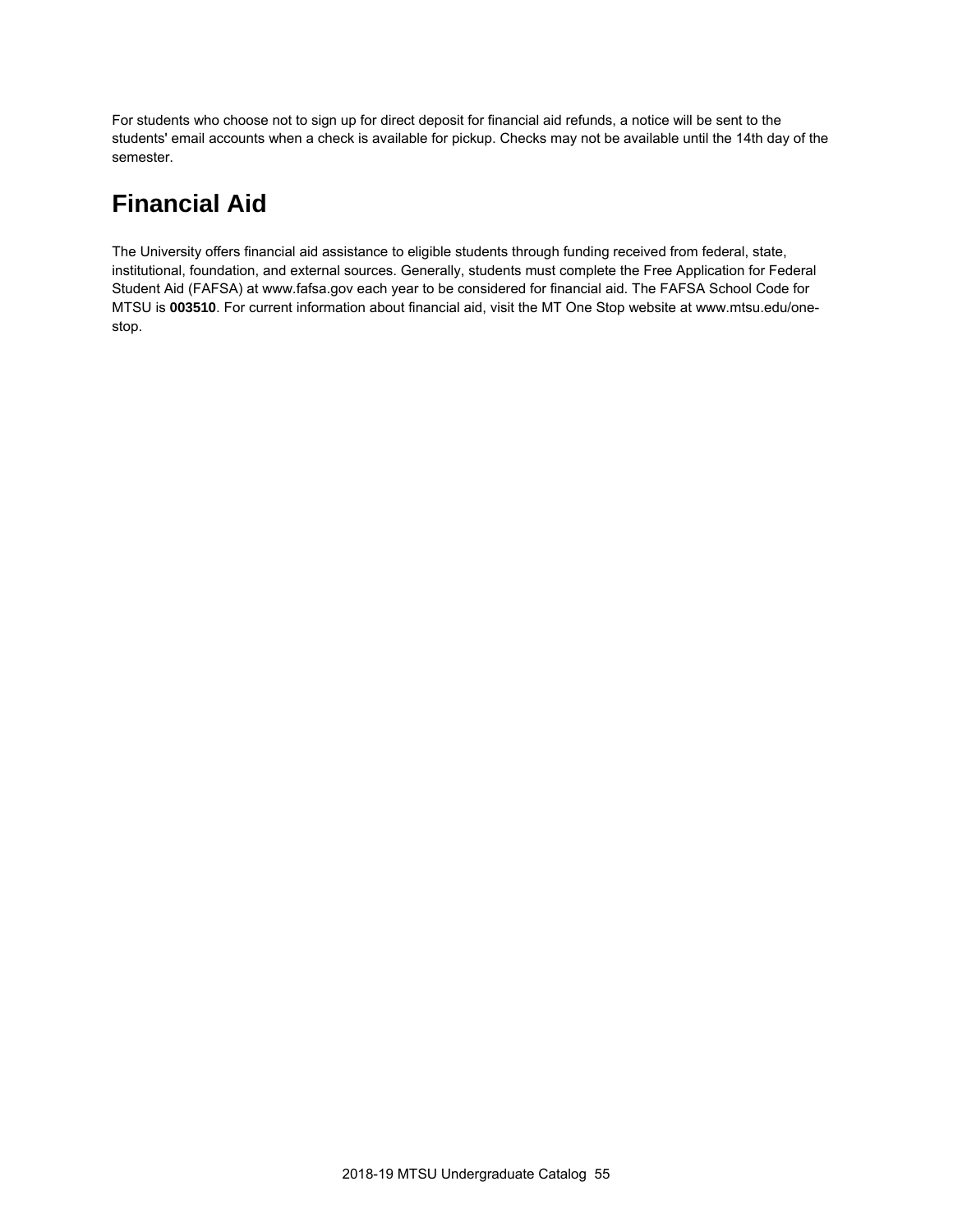For students who choose not to sign up for direct deposit for financial aid refunds, a notice will be sent to the students' email accounts when a check is available for pickup. Checks may not be available until the 14th day of the semester.

# Financial Aid

The University offers financial aid assistance to eligible students through funding received from federal, state, institutional, foundation, and external sources. Generally, students must complete the Free Application for Federal Student Aid (FAFSA) at www.fafsa.gov each year to be considered for financial aid. The FAFSA School Code for MTSU is **003510**. For current information about financial aid, visit the MT One Stop website at www.mtsu.edu/one-stop.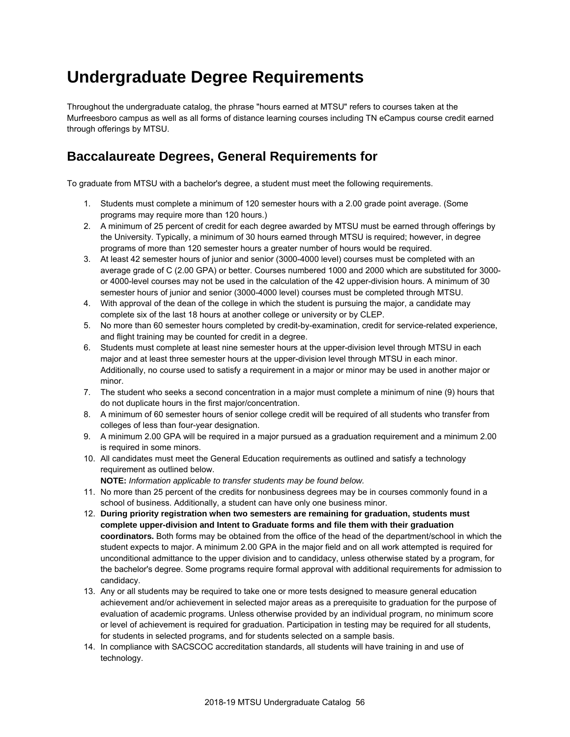# Undergraduate Degree Requirements

Throughout the undergraduate catalog, the phrase "hours earned at MTSU" refers to courses taken at the Murfreesboro campus as well as all forms of distance learning courses including TN eCampus course credit earned through offerings by MTSU.

## Baccalaureate Degrees, General Requirements for

To graduate from MTSU with a bachelor's degree, a student must meet the following requirements.

1. Students must complete a minimum of 120 semester hours with a 2.00 grade point average. (Some programs may require more than 120 hours.)
2. A minimum of 25 percent of credit for each degree awarded by MTSU must be earned through offerings by the University. Typically, a minimum of 30 hours earned through MTSU is required; however, in degree programs of more than 120 semester hours a greater number of hours would be required.
3. At least 42 semester hours of junior and senior (3000-4000 level) courses must be completed with an average grade of C (2.00 GPA) or better. Courses numbered 1000 and 2000 which are substituted for 3000- or 4000-level courses may not be used in the calculation of the 42 upper-division hours. A minimum of 30 semester hours of junior and senior (3000-4000 level) courses must be completed through MTSU.
4. With approval of the dean of the college in which the student is pursuing the major, a candidate may complete six of the last 18 hours at another college or university or by CLEP.
5. No more than 60 semester hours completed by credit-by-examination, credit for service-related experience, and flight training may be counted for credit in a degree.
6. Students must complete at least nine semester hours at the upper-division level through MTSU in each major and at least three semester hours at the upper-division level through MTSU in each minor. Additionally, no course used to satisfy a requirement in a major or minor may be used in another major or minor.
7. The student who seeks a second concentration in a major must complete a minimum of nine (9) hours that do not duplicate hours in the first major/concentration.
8. A minimum of 60 semester hours of senior college credit will be required of all students who transfer from colleges of less than four-year designation.
9. A minimum 2.00 GPA will be required in a major pursued as a graduation requirement and a minimum 2.00 is required in some minors.
10. All candidates must meet the General Education requirements as outlined and satisfy a technology requirement as outlined below.
    **NOTE:** *Information applicable to transfer students may be found below.*
11. No more than 25 percent of the credits for nonbusiness degrees may be in courses commonly found in a school of business. Additionally, a student can have only one business minor.
12. **During priority registration when two semesters are remaining for graduation, students must complete upper-division and Intent to Graduate forms and file them with their graduation coordinators.** Both forms may be obtained from the office of the head of the department/school in which the student expects to major. A minimum 2.00 GPA in the major field and on all work attempted is required for unconditional admittance to the upper division and to candidacy, unless otherwise stated by a program, for the bachelor's degree. Some programs require formal approval with additional requirements for admission to candidacy.
13. Any or all students may be required to take one or more tests designed to measure general education achievement and/or achievement in selected major areas as a prerequisite to graduation for the purpose of evaluation of academic programs. Unless otherwise provided by an individual program, no minimum score or level of achievement is required for graduation. Participation in testing may be required for all students, for students in selected programs, and for students selected on a sample basis.
14. In compliance with SACSCOC accreditation standards, all students will have training in and use of technology.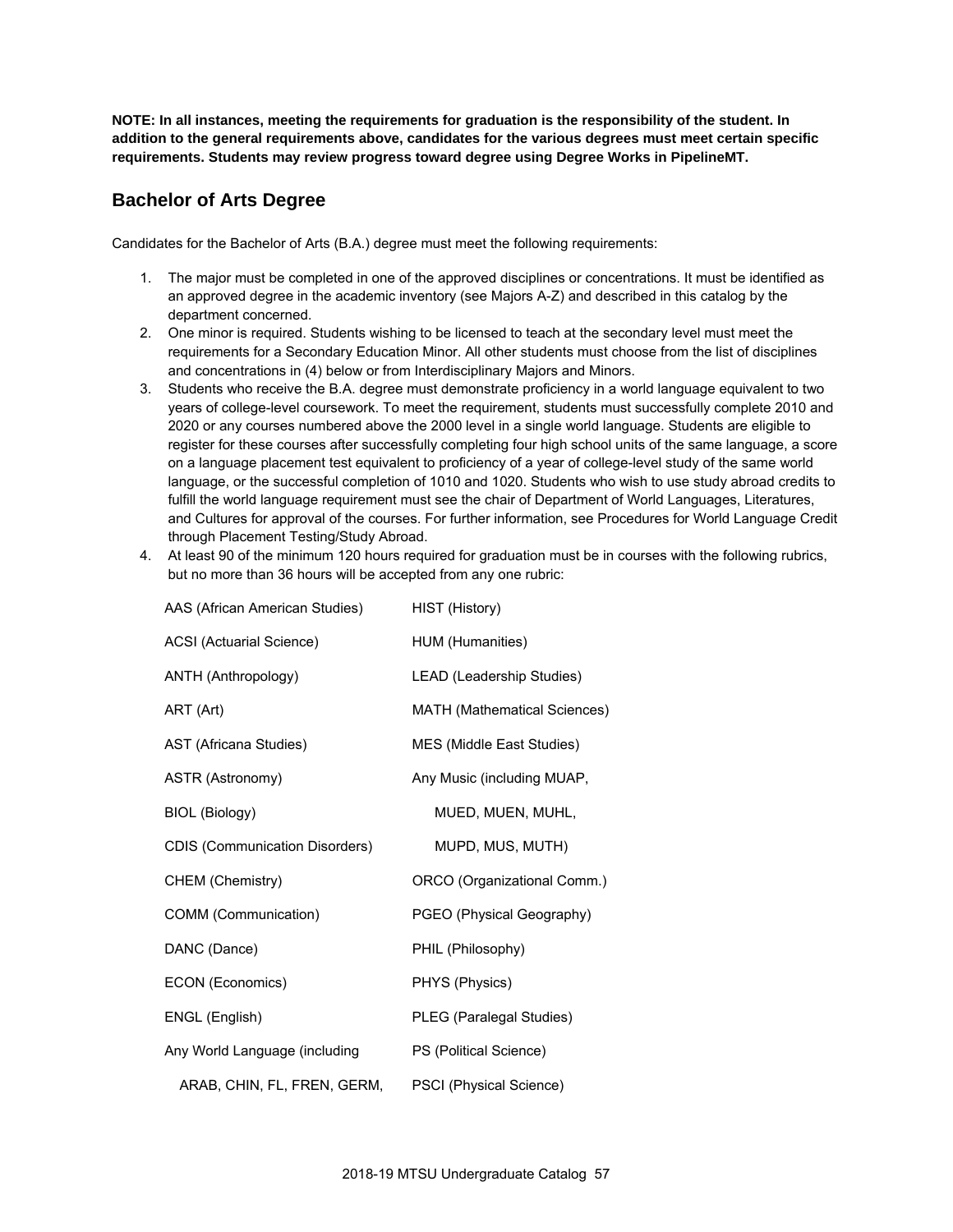**NOTE: In all instances, meeting the requirements for graduation is the responsibility of the student. In addition to the general requirements above, candidates for the various degrees must meet certain specific requirements. Students may review progress toward degree using Degree Works in PipelineMT.**

## Bachelor of Arts Degree

Candidates for the Bachelor of Arts (B.A.) degree must meet the following requirements:

1. The major must be completed in one of the approved disciplines or concentrations. It must be identified as an approved degree in the academic inventory (see Majors A-Z) and described in this catalog by the department concerned.
2. One minor is required. Students wishing to be licensed to teach at the secondary level must meet the requirements for a Secondary Education Minor. All other students must choose from the list of disciplines and concentrations in (4) below or from Interdisciplinary Majors and Minors.
3. Students who receive the B.A. degree must demonstrate proficiency in a world language equivalent to two years of college-level coursework. To meet the requirement, students must successfully complete 2010 and 2020 or any courses numbered above the 2000 level in a single world language. Students are eligible to register for these courses after successfully completing four high school units of the same language, a score on a language placement test equivalent to proficiency of a year of college-level study of the same world language, or the successful completion of 1010 and 1020. Students who wish to use study abroad credits to fulfill the world language requirement must see the chair of Department of World Languages, Literatures, and Cultures for approval of the courses. For further information, see Procedures for World Language Credit through Placement Testing/Study Abroad.
4. At least 90 of the minimum 120 hours required for graduation must be in courses with the following rubrics, but no more than 36 hours will be accepted from any one rubric:

| | |
|---|---|
| AAS (African American Studies) | HIST (History) |
| ACSI (Actuarial Science) | HUM (Humanities) |
| ANTH (Anthropology) | LEAD (Leadership Studies) |
| ART (Art) | MATH (Mathematical Sciences) |
| AST (Africana Studies) | MES (Middle East Studies) |
| ASTR (Astronomy) | Any Music (including MUAP, |
| BIOL (Biology) | MUED, MUEN, MUHL, |
| CDIS (Communication Disorders) | MUPD, MUS, MUTH) |
| CHEM (Chemistry) | ORCO (Organizational Comm.) |
| COMM (Communication) | PGEO (Physical Geography) |
| DANC (Dance) | PHIL (Philosophy) |
| ECON (Economics) | PHYS (Physics) |
| ENGL (English) | PLEG (Paralegal Studies) |
| Any World Language (including | PS (Political Science) |
| ARAB, CHIN, FL, FREN, GERM, | PSCI (Physical Science) |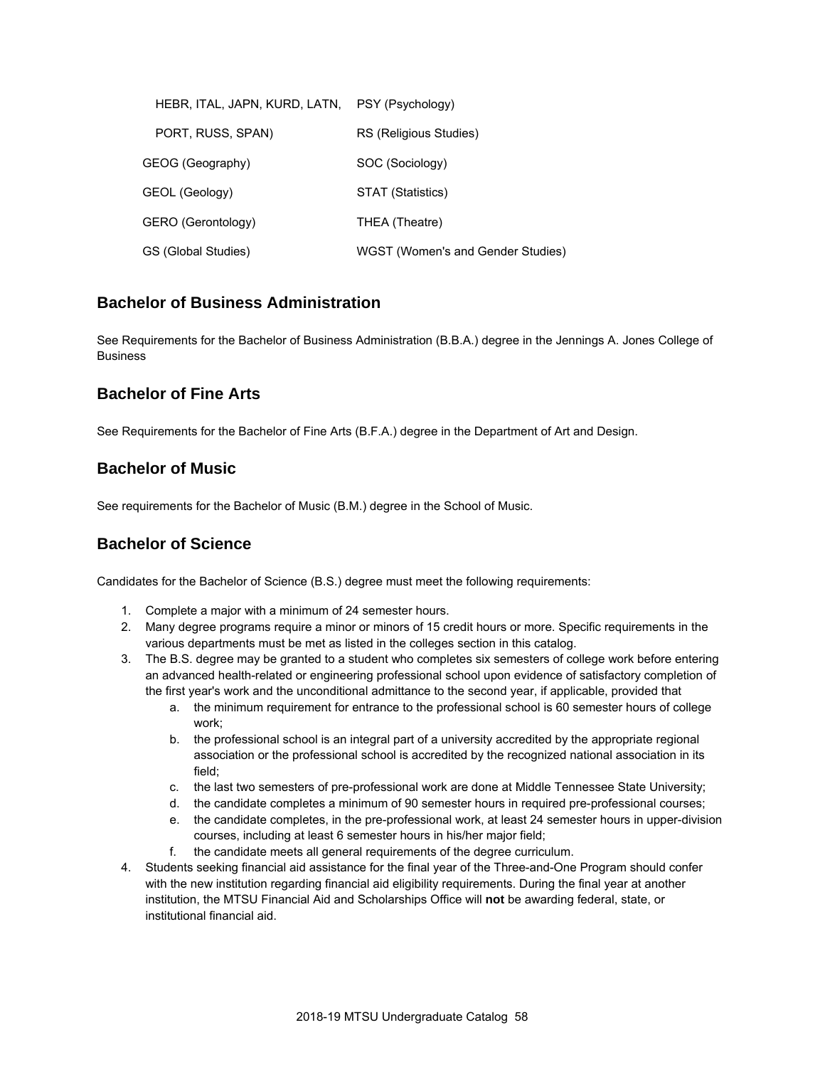| | |
|---|---|
| HEBR, ITAL, JAPN, KURD, LATN, | PSY (Psychology) |
| PORT, RUSS, SPAN) | RS (Religious Studies) |
| GEOG (Geography) | SOC (Sociology) |
| GEOL (Geology) | STAT (Statistics) |
| GERO (Gerontology) | THEA (Theatre) |
| GS (Global Studies) | WGST (Women's and Gender Studies) |

## Bachelor of Business Administration

See Requirements for the Bachelor of Business Administration (B.B.A.) degree in the Jennings A. Jones College of Business

## Bachelor of Fine Arts

See Requirements for the Bachelor of Fine Arts (B.F.A.) degree in the Department of Art and Design.

## Bachelor of Music

See requirements for the Bachelor of Music (B.M.) degree in the School of Music.

## Bachelor of Science

Candidates for the Bachelor of Science (B.S.) degree must meet the following requirements:

1. Complete a major with a minimum of 24 semester hours.
2. Many degree programs require a minor or minors of 15 credit hours or more. Specific requirements in the various departments must be met as listed in the colleges section in this catalog.
3. The B.S. degree may be granted to a student who completes six semesters of college work before entering an advanced health-related or engineering professional school upon evidence of satisfactory completion of the first year's work and the unconditional admittance to the second year, if applicable, provided that
   a. the minimum requirement for entrance to the professional school is 60 semester hours of college work;
   b. the professional school is an integral part of a university accredited by the appropriate regional association or the professional school is accredited by the recognized national association in its field;
   c. the last two semesters of pre-professional work are done at Middle Tennessee State University;
   d. the candidate completes a minimum of 90 semester hours in required pre-professional courses;
   e. the candidate completes, in the pre-professional work, at least 24 semester hours in upper-division courses, including at least 6 semester hours in his/her major field;
   f. the candidate meets all general requirements of the degree curriculum.
4. Students seeking financial aid assistance for the final year of the Three-and-One Program should confer with the new institution regarding financial aid eligibility requirements. During the final year at another institution, the MTSU Financial Aid and Scholarships Office will **not** be awarding federal, state, or institutional financial aid.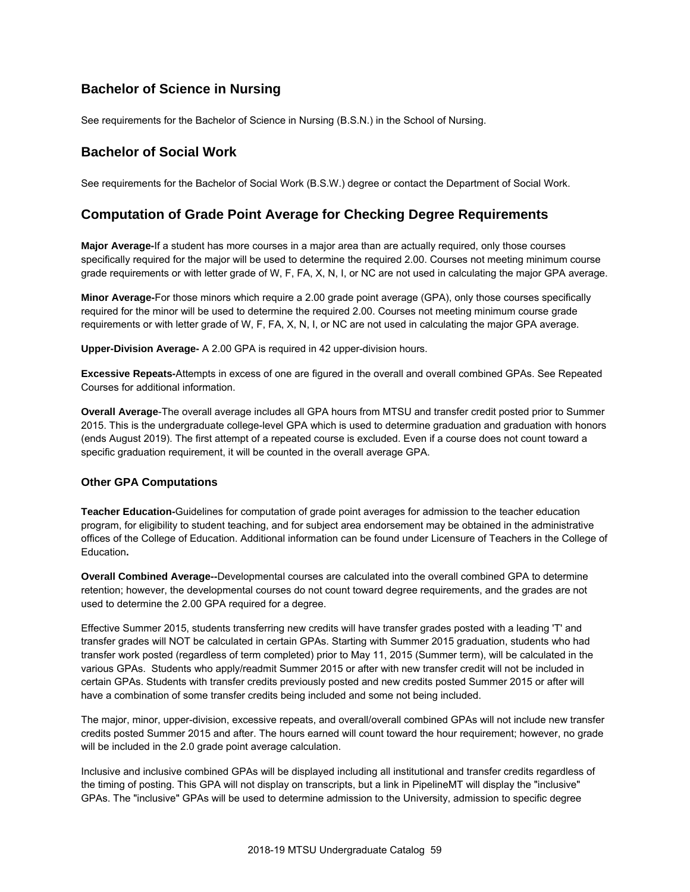## Bachelor of Science in Nursing

See requirements for the Bachelor of Science in Nursing (B.S.N.) in the School of Nursing.

## Bachelor of Social Work

See requirements for the Bachelor of Social Work (B.S.W.) degree or contact the Department of Social Work.

## Computation of Grade Point Average for Checking Degree Requirements

**Major Average-**If a student has more courses in a major area than are actually required, only those courses specifically required for the major will be used to determine the required 2.00. Courses not meeting minimum course grade requirements or with letter grade of W, F, FA, X, N, I, or NC are not used in calculating the major GPA average.

**Minor Average-**For those minors which require a 2.00 grade point average (GPA), only those courses specifically required for the minor will be used to determine the required 2.00. Courses not meeting minimum course grade requirements or with letter grade of W, F, FA, X, N, I, or NC are not used in calculating the major GPA average.

**Upper-Division Average-** A 2.00 GPA is required in 42 upper-division hours.

**Excessive Repeats-**Attempts in excess of one are figured in the overall and overall combined GPAs. See Repeated Courses for additional information.

**Overall Average**-The overall average includes all GPA hours from MTSU and transfer credit posted prior to Summer 2015. This is the undergraduate college-level GPA which is used to determine graduation and graduation with honors (ends August 2019). The first attempt of a repeated course is excluded. Even if a course does not count toward a specific graduation requirement, it will be counted in the overall average GPA.

### Other GPA Computations

**Teacher Education-**Guidelines for computation of grade point averages for admission to the teacher education program, for eligibility to student teaching, and for subject area endorsement may be obtained in the administrative offices of the College of Education. Additional information can be found under Licensure of Teachers in the College of Education**.**

**Overall Combined Average--**Developmental courses are calculated into the overall combined GPA to determine retention; however, the developmental courses do not count toward degree requirements, and the grades are not used to determine the 2.00 GPA required for a degree.

Effective Summer 2015, students transferring new credits will have transfer grades posted with a leading 'T' and transfer grades will NOT be calculated in certain GPAs. Starting with Summer 2015 graduation, students who had transfer work posted (regardless of term completed) prior to May 11, 2015 (Summer term), will be calculated in the various GPAs. Students who apply/readmit Summer 2015 or after with new transfer credit will not be included in certain GPAs. Students with transfer credits previously posted and new credits posted Summer 2015 or after will have a combination of some transfer credits being included and some not being included.

The major, minor, upper-division, excessive repeats, and overall/overall combined GPAs will not include new transfer credits posted Summer 2015 and after. The hours earned will count toward the hour requirement; however, no grade will be included in the 2.0 grade point average calculation.

Inclusive and inclusive combined GPAs will be displayed including all institutional and transfer credits regardless of the timing of posting. This GPA will not display on transcripts, but a link in PipelineMT will display the "inclusive" GPAs. The "inclusive" GPAs will be used to determine admission to the University, admission to specific degree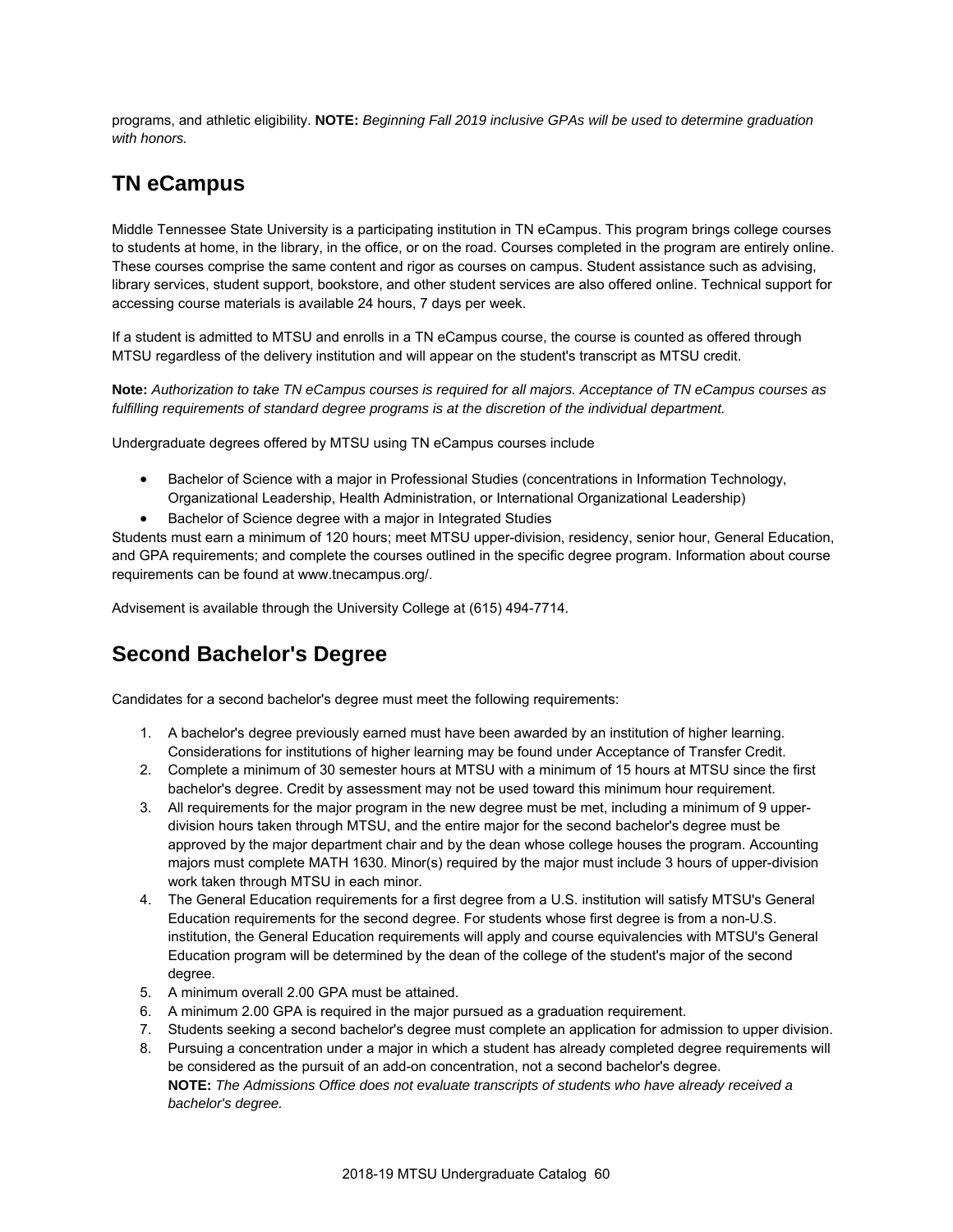programs, and athletic eligibility. **NOTE:** *Beginning Fall 2019 inclusive GPAs will be used to determine graduation with honors.*

## TN eCampus

Middle Tennessee State University is a participating institution in TN eCampus. This program brings college courses to students at home, in the library, in the office, or on the road. Courses completed in the program are entirely online. These courses comprise the same content and rigor as courses on campus. Student assistance such as advising, library services, student support, bookstore, and other student services are also offered online. Technical support for accessing course materials is available 24 hours, 7 days per week.

If a student is admitted to MTSU and enrolls in a TN eCampus course, the course is counted as offered through MTSU regardless of the delivery institution and will appear on the student's transcript as MTSU credit.

**Note:** *Authorization to take TN eCampus courses is required for all majors. Acceptance of TN eCampus courses as fulfilling requirements of standard degree programs is at the discretion of the individual department.*

Undergraduate degrees offered by MTSU using TN eCampus courses include

- Bachelor of Science with a major in Professional Studies (concentrations in Information Technology, Organizational Leadership, Health Administration, or International Organizational Leadership)
- Bachelor of Science degree with a major in Integrated Studies

Students must earn a minimum of 120 hours; meet MTSU upper-division, residency, senior hour, General Education, and GPA requirements; and complete the courses outlined in the specific degree program. Information about course requirements can be found at www.tnecampus.org/.

Advisement is available through the University College at (615) 494-7714.

## Second Bachelor's Degree

Candidates for a second bachelor's degree must meet the following requirements:

1. A bachelor's degree previously earned must have been awarded by an institution of higher learning. Considerations for institutions of higher learning may be found under Acceptance of Transfer Credit.
2. Complete a minimum of 30 semester hours at MTSU with a minimum of 15 hours at MTSU since the first bachelor's degree. Credit by assessment may not be used toward this minimum hour requirement.
3. All requirements for the major program in the new degree must be met, including a minimum of 9 upper-division hours taken through MTSU, and the entire major for the second bachelor's degree must be approved by the major department chair and by the dean whose college houses the program. Accounting majors must complete MATH 1630. Minor(s) required by the major must include 3 hours of upper-division work taken through MTSU in each minor.
4. The General Education requirements for a first degree from a U.S. institution will satisfy MTSU's General Education requirements for the second degree. For students whose first degree is from a non-U.S. institution, the General Education requirements will apply and course equivalencies with MTSU's General Education program will be determined by the dean of the college of the student's major of the second degree.
5. A minimum overall 2.00 GPA must be attained.
6. A minimum 2.00 GPA is required in the major pursued as a graduation requirement.
7. Students seeking a second bachelor's degree must complete an application for admission to upper division.
8. Pursuing a concentration under a major in which a student has already completed degree requirements will be considered as the pursuit of an add-on concentration, not a second bachelor's degree.
   **NOTE:** *The Admissions Office does not evaluate transcripts of students who have already received a bachelor's degree.*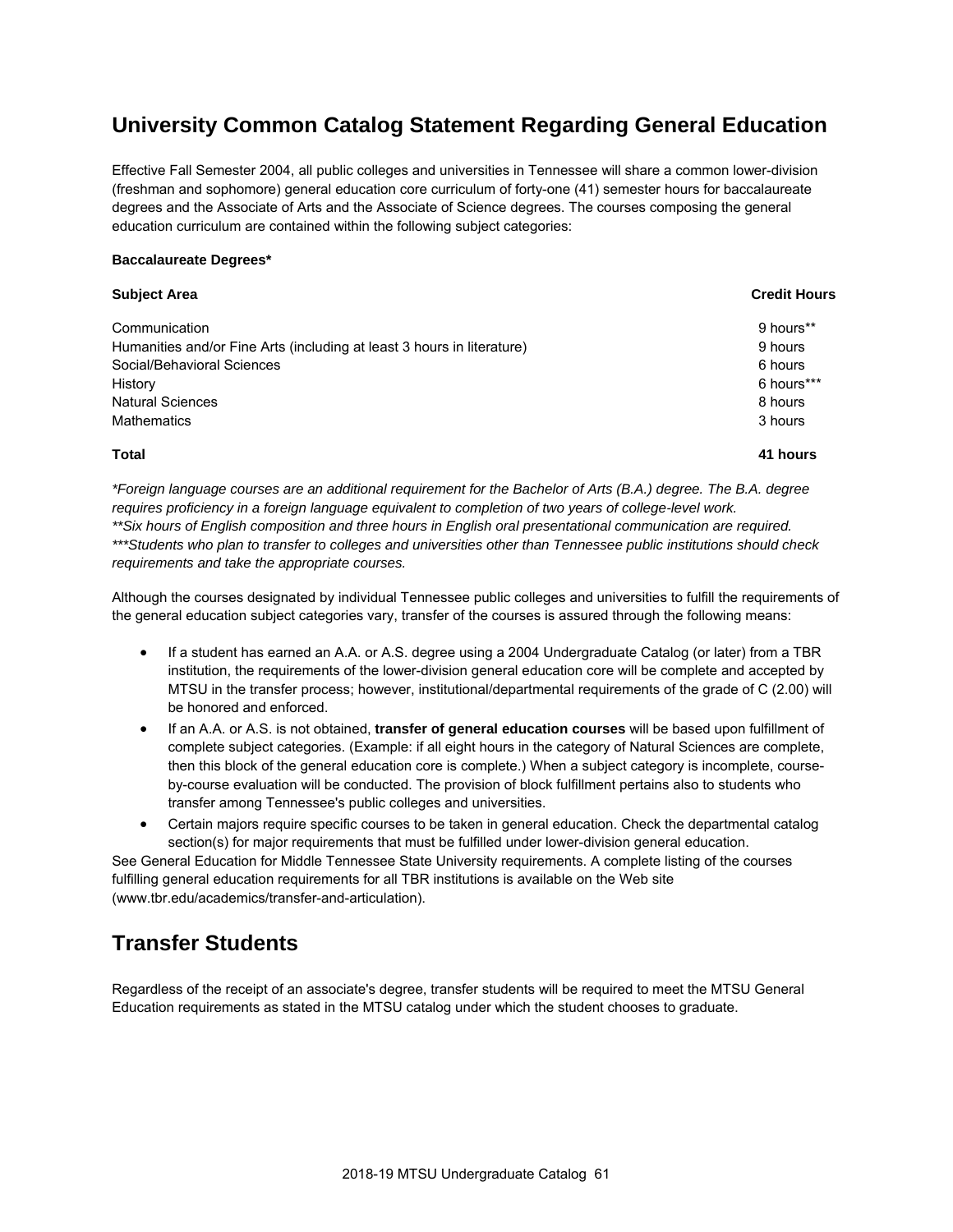## University Common Catalog Statement Regarding General Education

Effective Fall Semester 2004, all public colleges and universities in Tennessee will share a common lower-division (freshman and sophomore) general education core curriculum of forty-one (41) semester hours for baccalaureate degrees and the Associate of Arts and the Associate of Science degrees. The courses composing the general education curriculum are contained within the following subject categories:

**Baccalaureate Degrees***

| Subject Area | Credit Hours |
|---|---|
| Communication | 9 hours** |
| Humanities and/or Fine Arts (including at least 3 hours in literature) | 9 hours |
| Social/Behavioral Sciences | 6 hours |
| History | 6 hours*** |
| Natural Sciences | 8 hours |
| Mathematics | 3 hours |
| **Total** | **41 hours** |

*\*Foreign language courses are an additional requirement for the Bachelor of Arts (B.A.) degree. The B.A. degree requires proficiency in a foreign language equivalent to completion of two years of college-level work.*
*\*\*Six hours of English composition and three hours in English oral presentational communication are required.*
*\*\*\*Students who plan to transfer to colleges and universities other than Tennessee public institutions should check requirements and take the appropriate courses.*

Although the courses designated by individual Tennessee public colleges and universities to fulfill the requirements of the general education subject categories vary, transfer of the courses is assured through the following means:

- If a student has earned an A.A. or A.S. degree using a 2004 Undergraduate Catalog (or later) from a TBR institution, the requirements of the lower-division general education core will be complete and accepted by MTSU in the transfer process; however, institutional/departmental requirements of the grade of C (2.00) will be honored and enforced.
- If an A.A. or A.S. is not obtained, **transfer of general education courses** will be based upon fulfillment of complete subject categories. (Example: if all eight hours in the category of Natural Sciences are complete, then this block of the general education core is complete.) When a subject category is incomplete, course-by-course evaluation will be conducted. The provision of block fulfillment pertains also to students who transfer among Tennessee's public colleges and universities.
- Certain majors require specific courses to be taken in general education. Check the departmental catalog section(s) for major requirements that must be fulfilled under lower-division general education.

See General Education for Middle Tennessee State University requirements. A complete listing of the courses fulfilling general education requirements for all TBR institutions is available on the Web site (www.tbr.edu/academics/transfer-and-articulation).

## Transfer Students

Regardless of the receipt of an associate's degree, transfer students will be required to meet the MTSU General Education requirements as stated in the MTSU catalog under which the student chooses to graduate.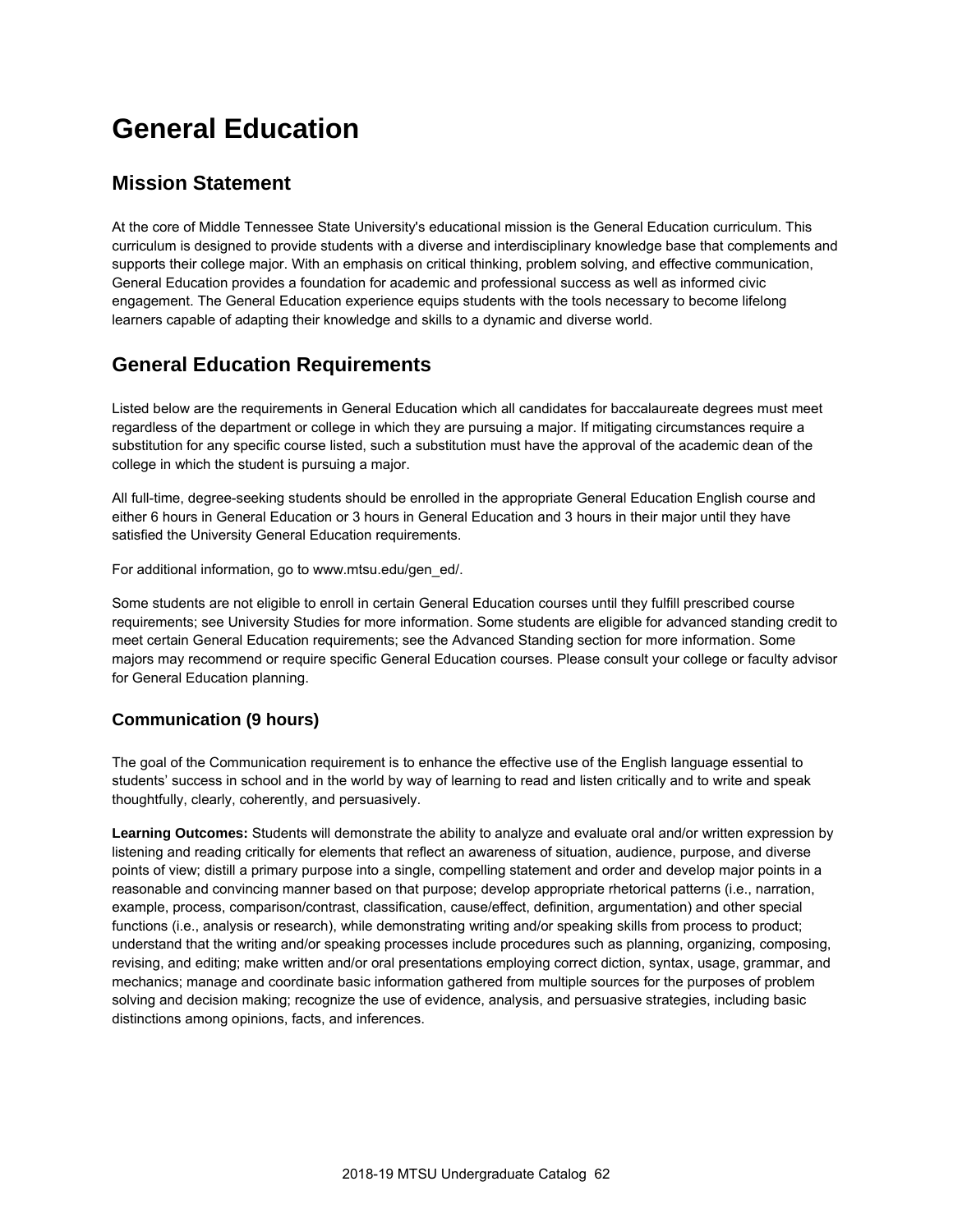# General Education

## Mission Statement

At the core of Middle Tennessee State University's educational mission is the General Education curriculum. This curriculum is designed to provide students with a diverse and interdisciplinary knowledge base that complements and supports their college major. With an emphasis on critical thinking, problem solving, and effective communication, General Education provides a foundation for academic and professional success as well as informed civic engagement. The General Education experience equips students with the tools necessary to become lifelong learners capable of adapting their knowledge and skills to a dynamic and diverse world.

## General Education Requirements

Listed below are the requirements in General Education which all candidates for baccalaureate degrees must meet regardless of the department or college in which they are pursuing a major. If mitigating circumstances require a substitution for any specific course listed, such a substitution must have the approval of the academic dean of the college in which the student is pursuing a major.

All full-time, degree-seeking students should be enrolled in the appropriate General Education English course and either 6 hours in General Education or 3 hours in General Education and 3 hours in their major until they have satisfied the University General Education requirements.

For additional information, go to www.mtsu.edu/gen_ed/.

Some students are not eligible to enroll in certain General Education courses until they fulfill prescribed course requirements; see University Studies for more information. Some students are eligible for advanced standing credit to meet certain General Education requirements; see the Advanced Standing section for more information. Some majors may recommend or require specific General Education courses. Please consult your college or faculty advisor for General Education planning.

### Communication (9 hours)

The goal of the Communication requirement is to enhance the effective use of the English language essential to students' success in school and in the world by way of learning to read and listen critically and to write and speak thoughtfully, clearly, coherently, and persuasively.

**Learning Outcomes:** Students will demonstrate the ability to analyze and evaluate oral and/or written expression by listening and reading critically for elements that reflect an awareness of situation, audience, purpose, and diverse points of view; distill a primary purpose into a single, compelling statement and order and develop major points in a reasonable and convincing manner based on that purpose; develop appropriate rhetorical patterns (i.e., narration, example, process, comparison/contrast, classification, cause/effect, definition, argumentation) and other special functions (i.e., analysis or research), while demonstrating writing and/or speaking skills from process to product; understand that the writing and/or speaking processes include procedures such as planning, organizing, composing, revising, and editing; make written and/or oral presentations employing correct diction, syntax, usage, grammar, and mechanics; manage and coordinate basic information gathered from multiple sources for the purposes of problem solving and decision making; recognize the use of evidence, analysis, and persuasive strategies, including basic distinctions among opinions, facts, and inferences.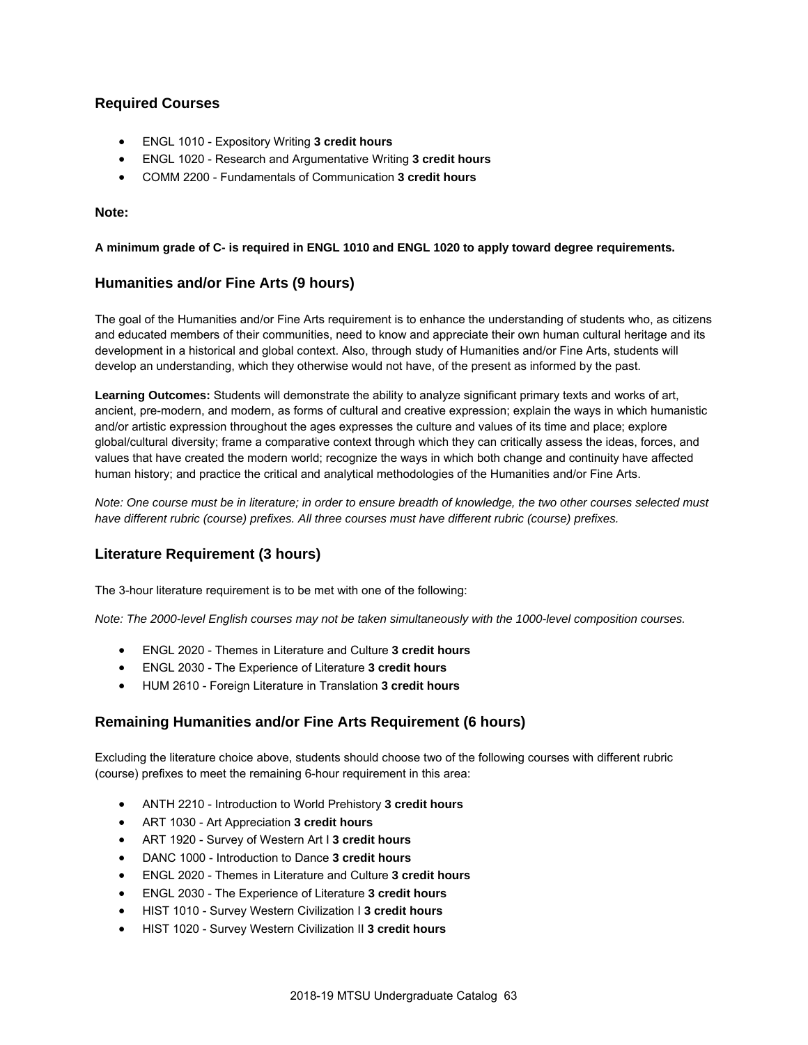### Required Courses

- ENGL 1010 - Expository Writing **3 credit hours**
- ENGL 1020 - Research and Argumentative Writing **3 credit hours**
- COMM 2200 - Fundamentals of Communication **3 credit hours**

#### Note:

**A minimum grade of C- is required in ENGL 1010 and ENGL 1020 to apply toward degree requirements.**

### Humanities and/or Fine Arts (9 hours)

The goal of the Humanities and/or Fine Arts requirement is to enhance the understanding of students who, as citizens and educated members of their communities, need to know and appreciate their own human cultural heritage and its development in a historical and global context. Also, through study of Humanities and/or Fine Arts, students will develop an understanding, which they otherwise would not have, of the present as informed by the past.

**Learning Outcomes:** Students will demonstrate the ability to analyze significant primary texts and works of art, ancient, pre-modern, and modern, as forms of cultural and creative expression; explain the ways in which humanistic and/or artistic expression throughout the ages expresses the culture and values of its time and place; explore global/cultural diversity; frame a comparative context through which they can critically assess the ideas, forces, and values that have created the modern world; recognize the ways in which both change and continuity have affected human history; and practice the critical and analytical methodologies of the Humanities and/or Fine Arts.

*Note: One course must be in literature; in order to ensure breadth of knowledge, the two other courses selected must have different rubric (course) prefixes. All three courses must have different rubric (course) prefixes.*

### Literature Requirement (3 hours)

The 3-hour literature requirement is to be met with one of the following:

*Note: The 2000-level English courses may not be taken simultaneously with the 1000-level composition courses.*

- ENGL 2020 - Themes in Literature and Culture **3 credit hours**
- ENGL 2030 - The Experience of Literature **3 credit hours**
- HUM 2610 - Foreign Literature in Translation **3 credit hours**

### Remaining Humanities and/or Fine Arts Requirement (6 hours)

Excluding the literature choice above, students should choose two of the following courses with different rubric (course) prefixes to meet the remaining 6-hour requirement in this area:

- ANTH 2210 - Introduction to World Prehistory **3 credit hours**
- ART 1030 - Art Appreciation **3 credit hours**
- ART 1920 - Survey of Western Art I **3 credit hours**
- DANC 1000 - Introduction to Dance **3 credit hours**
- ENGL 2020 - Themes in Literature and Culture **3 credit hours**
- ENGL 2030 - The Experience of Literature **3 credit hours**
- HIST 1010 - Survey Western Civilization I **3 credit hours**
- HIST 1020 - Survey Western Civilization II **3 credit hours**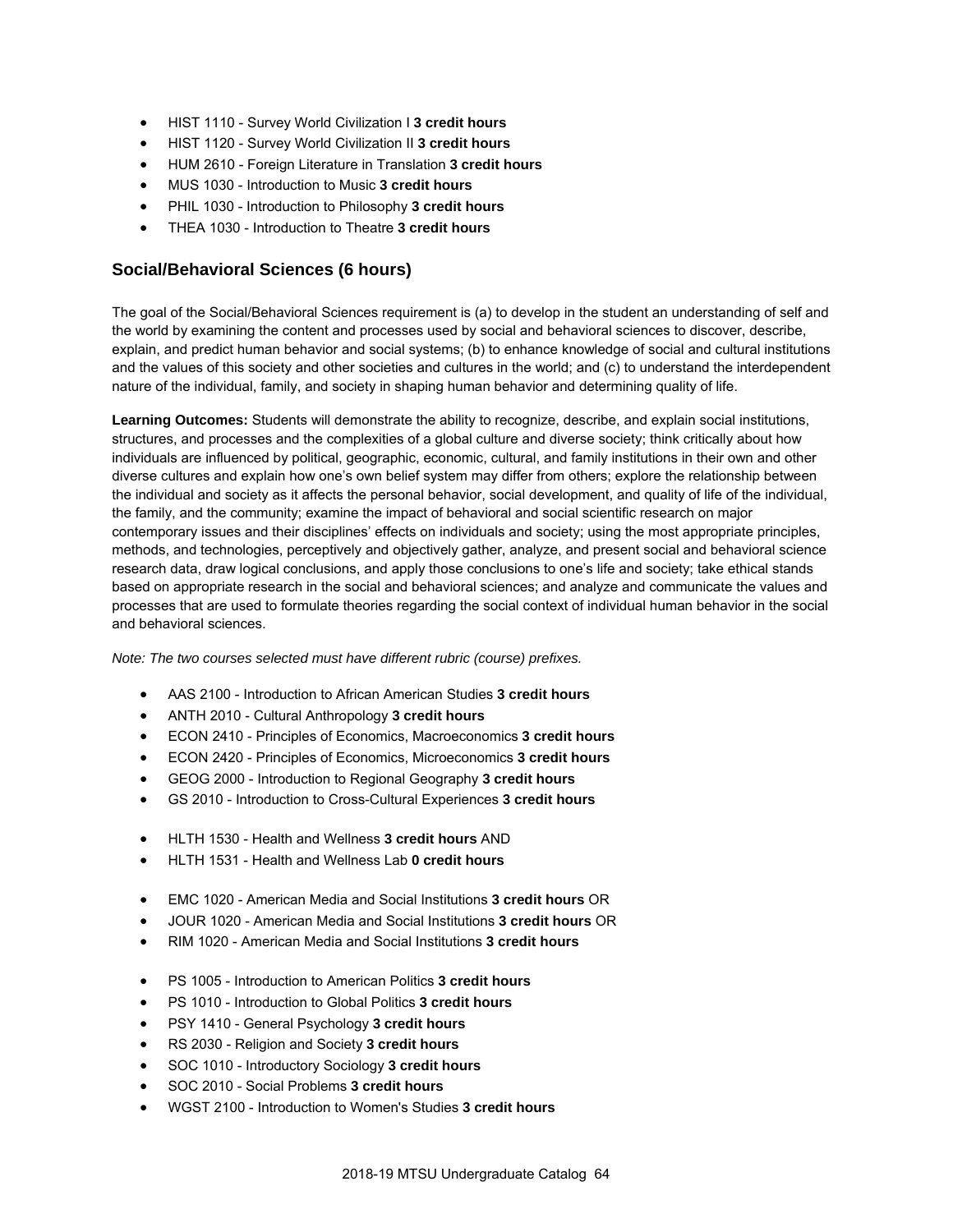- HIST 1110 - Survey World Civilization I **3 credit hours**
- HIST 1120 - Survey World Civilization II **3 credit hours**
- HUM 2610 - Foreign Literature in Translation **3 credit hours**
- MUS 1030 - Introduction to Music **3 credit hours**
- PHIL 1030 - Introduction to Philosophy **3 credit hours**
- THEA 1030 - Introduction to Theatre **3 credit hours**

## Social/Behavioral Sciences (6 hours)

The goal of the Social/Behavioral Sciences requirement is (a) to develop in the student an understanding of self and the world by examining the content and processes used by social and behavioral sciences to discover, describe, explain, and predict human behavior and social systems; (b) to enhance knowledge of social and cultural institutions and the values of this society and other societies and cultures in the world; and (c) to understand the interdependent nature of the individual, family, and society in shaping human behavior and determining quality of life.

**Learning Outcomes:** Students will demonstrate the ability to recognize, describe, and explain social institutions, structures, and processes and the complexities of a global culture and diverse society; think critically about how individuals are influenced by political, geographic, economic, cultural, and family institutions in their own and other diverse cultures and explain how one's own belief system may differ from others; explore the relationship between the individual and society as it affects the personal behavior, social development, and quality of life of the individual, the family, and the community; examine the impact of behavioral and social scientific research on major contemporary issues and their disciplines' effects on individuals and society; using the most appropriate principles, methods, and technologies, perceptively and objectively gather, analyze, and present social and behavioral science research data, draw logical conclusions, and apply those conclusions to one's life and society; take ethical stands based on appropriate research in the social and behavioral sciences; and analyze and communicate the values and processes that are used to formulate theories regarding the social context of individual human behavior in the social and behavioral sciences.

*Note: The two courses selected must have different rubric (course) prefixes.*

- AAS 2100 - Introduction to African American Studies **3 credit hours**
- ANTH 2010 - Cultural Anthropology **3 credit hours**
- ECON 2410 - Principles of Economics, Macroeconomics **3 credit hours**
- ECON 2420 - Principles of Economics, Microeconomics **3 credit hours**
- GEOG 2000 - Introduction to Regional Geography **3 credit hours**
- GS 2010 - Introduction to Cross-Cultural Experiences **3 credit hours**

- HLTH 1530 - Health and Wellness **3 credit hours** AND
- HLTH 1531 - Health and Wellness Lab **0 credit hours**

- EMC 1020 - American Media and Social Institutions **3 credit hours** OR
- JOUR 1020 - American Media and Social Institutions **3 credit hours** OR
- RIM 1020 - American Media and Social Institutions **3 credit hours**

- PS 1005 - Introduction to American Politics **3 credit hours**
- PS 1010 - Introduction to Global Politics **3 credit hours**
- PSY 1410 - General Psychology **3 credit hours**
- RS 2030 - Religion and Society **3 credit hours**
- SOC 1010 - Introductory Sociology **3 credit hours**
- SOC 2010 - Social Problems **3 credit hours**
- WGST 2100 - Introduction to Women's Studies **3 credit hours**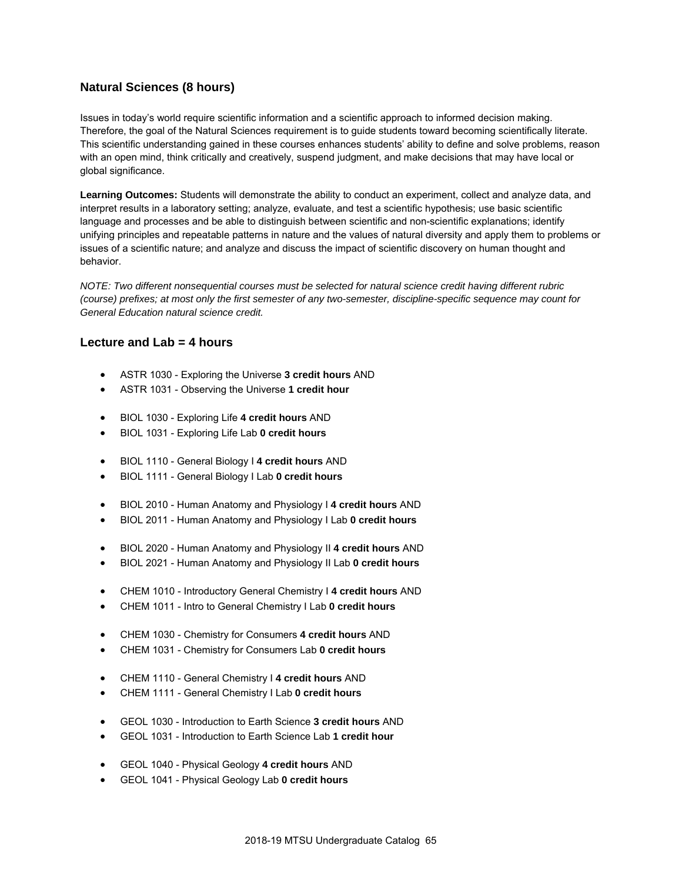## Natural Sciences (8 hours)

Issues in today's world require scientific information and a scientific approach to informed decision making. Therefore, the goal of the Natural Sciences requirement is to guide students toward becoming scientifically literate. This scientific understanding gained in these courses enhances students' ability to define and solve problems, reason with an open mind, think critically and creatively, suspend judgment, and make decisions that may have local or global significance.

**Learning Outcomes:** Students will demonstrate the ability to conduct an experiment, collect and analyze data, and interpret results in a laboratory setting; analyze, evaluate, and test a scientific hypothesis; use basic scientific language and processes and be able to distinguish between scientific and non-scientific explanations; identify unifying principles and repeatable patterns in nature and the values of natural diversity and apply them to problems or issues of a scientific nature; and analyze and discuss the impact of scientific discovery on human thought and behavior.

*NOTE: Two different nonsequential courses must be selected for natural science credit having different rubric (course) prefixes; at most only the first semester of any two-semester, discipline-specific sequence may count for General Education natural science credit.*

### Lecture and Lab = 4 hours

- ASTR 1030 - Exploring the Universe **3 credit hours** AND
- ASTR 1031 - Observing the Universe **1 credit hour**

- BIOL 1030 - Exploring Life **4 credit hours** AND
- BIOL 1031 - Exploring Life Lab **0 credit hours**

- BIOL 1110 - General Biology I **4 credit hours** AND
- BIOL 1111 - General Biology I Lab **0 credit hours**

- BIOL 2010 - Human Anatomy and Physiology I **4 credit hours** AND
- BIOL 2011 - Human Anatomy and Physiology I Lab **0 credit hours**

- BIOL 2020 - Human Anatomy and Physiology II **4 credit hours** AND
- BIOL 2021 - Human Anatomy and Physiology II Lab **0 credit hours**

- CHEM 1010 - Introductory General Chemistry I **4 credit hours** AND
- CHEM 1011 - Intro to General Chemistry I Lab **0 credit hours**

- CHEM 1030 - Chemistry for Consumers **4 credit hours** AND
- CHEM 1031 - Chemistry for Consumers Lab **0 credit hours**

- CHEM 1110 - General Chemistry I **4 credit hours** AND
- CHEM 1111 - General Chemistry I Lab **0 credit hours**

- GEOL 1030 - Introduction to Earth Science **3 credit hours** AND
- GEOL 1031 - Introduction to Earth Science Lab **1 credit hour**

- GEOL 1040 - Physical Geology **4 credit hours** AND
- GEOL 1041 - Physical Geology Lab **0 credit hours**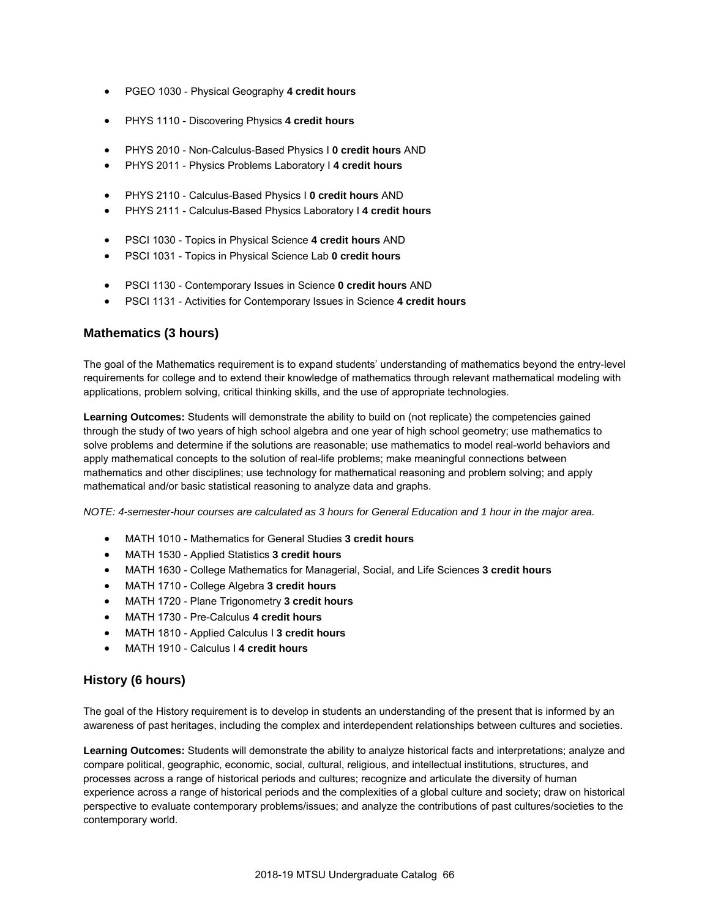- PGEO 1030 - Physical Geography **4 credit hours**

- PHYS 1110 - Discovering Physics **4 credit hours**

- PHYS 2010 - Non-Calculus-Based Physics I **0 credit hours** AND
- PHYS 2011 - Physics Problems Laboratory I **4 credit hours**

- PHYS 2110 - Calculus-Based Physics I **0 credit hours** AND
- PHYS 2111 - Calculus-Based Physics Laboratory I **4 credit hours**

- PSCI 1030 - Topics in Physical Science **4 credit hours** AND
- PSCI 1031 - Topics in Physical Science Lab **0 credit hours**

- PSCI 1130 - Contemporary Issues in Science **0 credit hours** AND
- PSCI 1131 - Activities for Contemporary Issues in Science **4 credit hours**

### Mathematics (3 hours)

The goal of the Mathematics requirement is to expand students' understanding of mathematics beyond the entry-level requirements for college and to extend their knowledge of mathematics through relevant mathematical modeling with applications, problem solving, critical thinking skills, and the use of appropriate technologies.

**Learning Outcomes:** Students will demonstrate the ability to build on (not replicate) the competencies gained through the study of two years of high school algebra and one year of high school geometry; use mathematics to solve problems and determine if the solutions are reasonable; use mathematics to model real-world behaviors and apply mathematical concepts to the solution of real-life problems; make meaningful connections between mathematics and other disciplines; use technology for mathematical reasoning and problem solving; and apply mathematical and/or basic statistical reasoning to analyze data and graphs.

*NOTE: 4-semester-hour courses are calculated as 3 hours for General Education and 1 hour in the major area.*

- MATH 1010 - Mathematics for General Studies **3 credit hours**
- MATH 1530 - Applied Statistics **3 credit hours**
- MATH 1630 - College Mathematics for Managerial, Social, and Life Sciences **3 credit hours**
- MATH 1710 - College Algebra **3 credit hours**
- MATH 1720 - Plane Trigonometry **3 credit hours**
- MATH 1730 - Pre-Calculus **4 credit hours**
- MATH 1810 - Applied Calculus I **3 credit hours**
- MATH 1910 - Calculus I **4 credit hours**

### History (6 hours)

The goal of the History requirement is to develop in students an understanding of the present that is informed by an awareness of past heritages, including the complex and interdependent relationships between cultures and societies.

**Learning Outcomes:** Students will demonstrate the ability to analyze historical facts and interpretations; analyze and compare political, geographic, economic, social, cultural, religious, and intellectual institutions, structures, and processes across a range of historical periods and cultures; recognize and articulate the diversity of human experience across a range of historical periods and the complexities of a global culture and society; draw on historical perspective to evaluate contemporary problems/issues; and analyze the contributions of past cultures/societies to the contemporary world.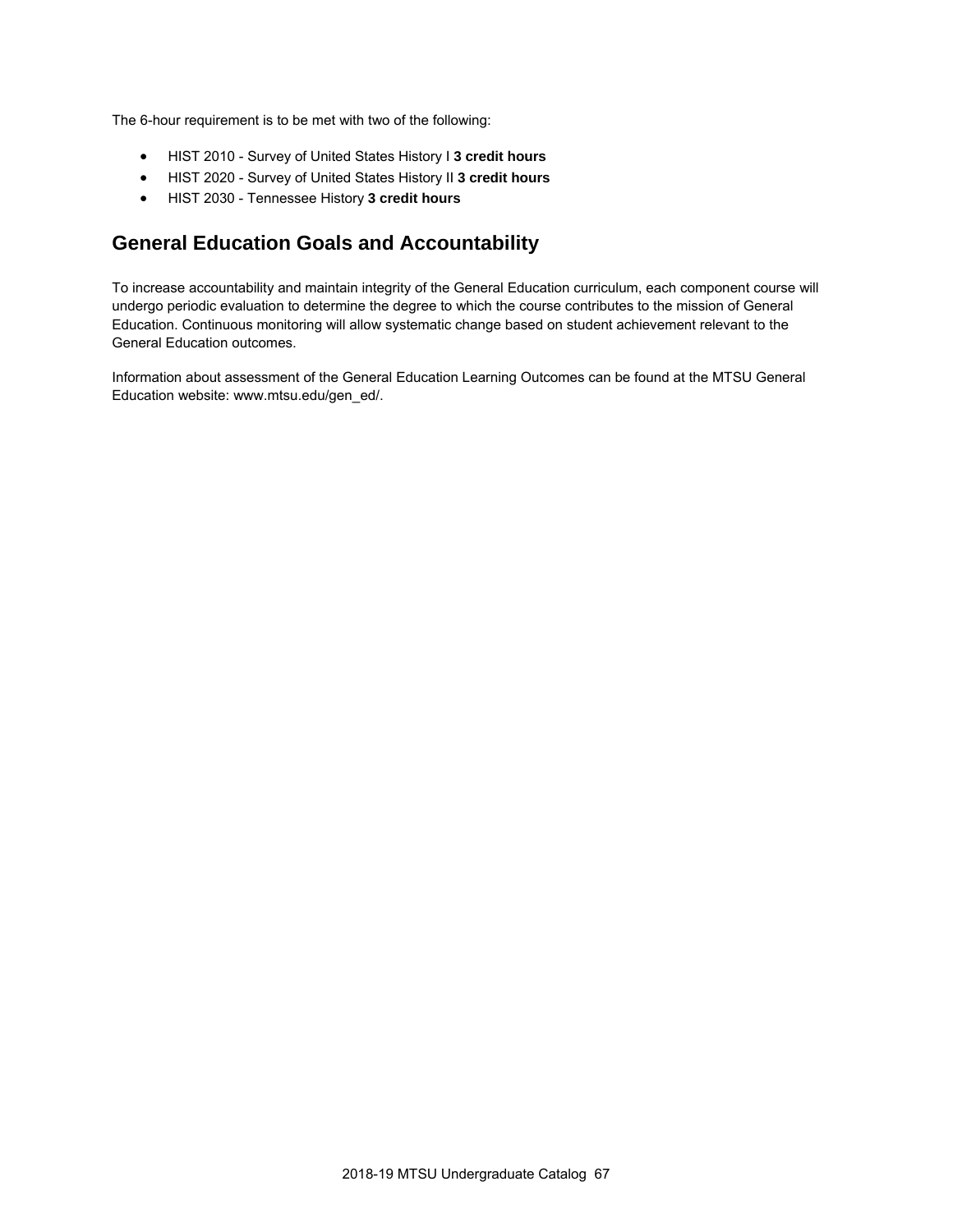The 6-hour requirement is to be met with two of the following:

- HIST 2010 - Survey of United States History I **3 credit hours**
- HIST 2020 - Survey of United States History II **3 credit hours**
- HIST 2030 - Tennessee History **3 credit hours**

## General Education Goals and Accountability

To increase accountability and maintain integrity of the General Education curriculum, each component course will undergo periodic evaluation to determine the degree to which the course contributes to the mission of General Education. Continuous monitoring will allow systematic change based on student achievement relevant to the General Education outcomes.

Information about assessment of the General Education Learning Outcomes can be found at the MTSU General Education website: www.mtsu.edu/gen_ed/.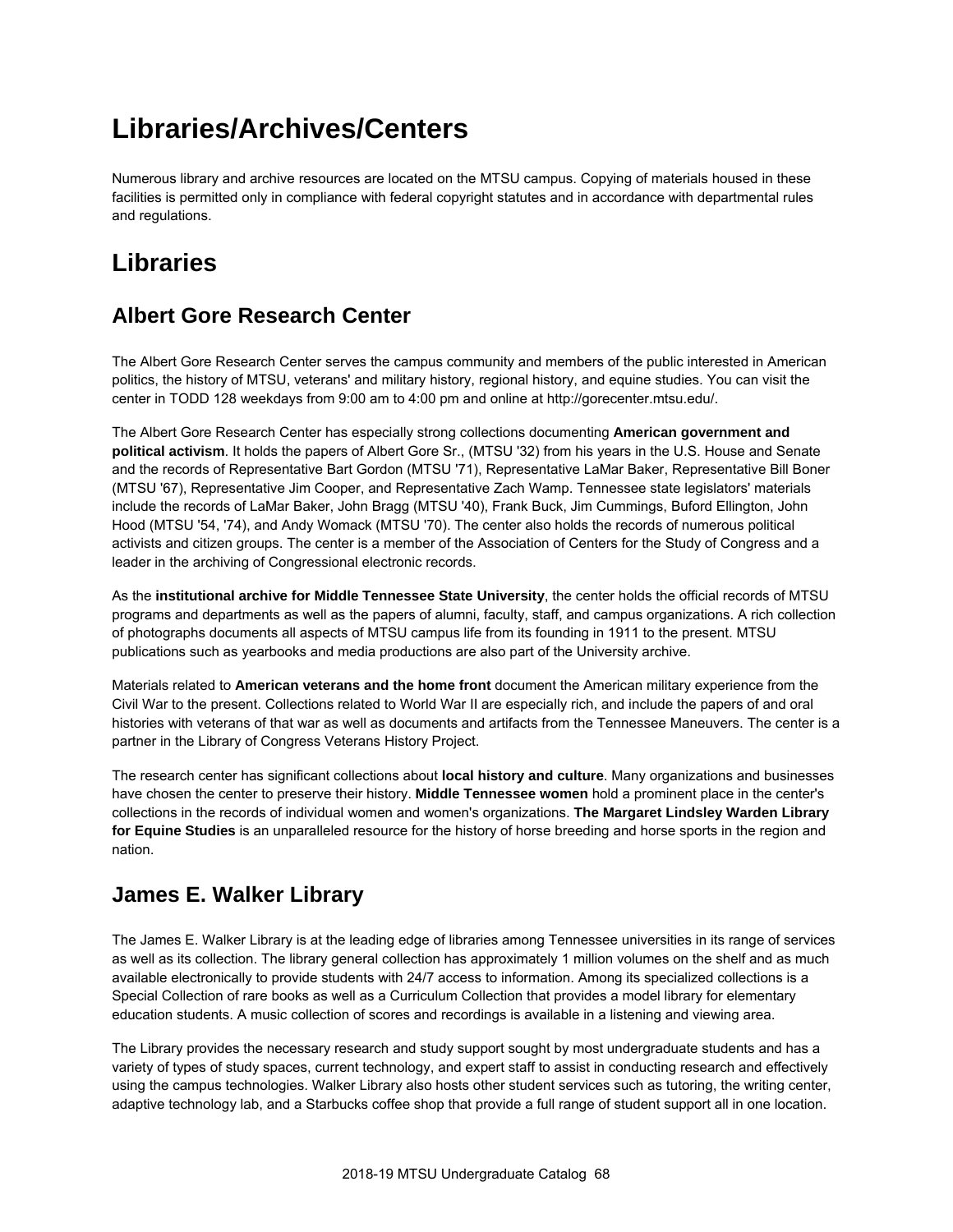# Libraries/Archives/Centers

Numerous library and archive resources are located on the MTSU campus. Copying of materials housed in these facilities is permitted only in compliance with federal copyright statutes and in accordance with departmental rules and regulations.

## Libraries

### Albert Gore Research Center

The Albert Gore Research Center serves the campus community and members of the public interested in American politics, the history of MTSU, veterans' and military history, regional history, and equine studies. You can visit the center in TODD 128 weekdays from 9:00 am to 4:00 pm and online at http://gorecenter.mtsu.edu/.

The Albert Gore Research Center has especially strong collections documenting **American government and political activism**. It holds the papers of Albert Gore Sr., (MTSU '32) from his years in the U.S. House and Senate and the records of Representative Bart Gordon (MTSU '71), Representative LaMar Baker, Representative Bill Boner (MTSU '67), Representative Jim Cooper, and Representative Zach Wamp. Tennessee state legislators' materials include the records of LaMar Baker, John Bragg (MTSU '40), Frank Buck, Jim Cummings, Buford Ellington, John Hood (MTSU '54, '74), and Andy Womack (MTSU '70). The center also holds the records of numerous political activists and citizen groups. The center is a member of the Association of Centers for the Study of Congress and a leader in the archiving of Congressional electronic records.

As the **institutional archive for Middle Tennessee State University**, the center holds the official records of MTSU programs and departments as well as the papers of alumni, faculty, staff, and campus organizations. A rich collection of photographs documents all aspects of MTSU campus life from its founding in 1911 to the present. MTSU publications such as yearbooks and media productions are also part of the University archive.

Materials related to **American veterans and the home front** document the American military experience from the Civil War to the present. Collections related to World War II are especially rich, and include the papers of and oral histories with veterans of that war as well as documents and artifacts from the Tennessee Maneuvers. The center is a partner in the Library of Congress Veterans History Project.

The research center has significant collections about **local history and culture**. Many organizations and businesses have chosen the center to preserve their history. **Middle Tennessee women** hold a prominent place in the center's collections in the records of individual women and women's organizations. **The Margaret Lindsley Warden Library for Equine Studies** is an unparalleled resource for the history of horse breeding and horse sports in the region and nation.

### James E. Walker Library

The James E. Walker Library is at the leading edge of libraries among Tennessee universities in its range of services as well as its collection. The library general collection has approximately 1 million volumes on the shelf and as much available electronically to provide students with 24/7 access to information. Among its specialized collections is a Special Collection of rare books as well as a Curriculum Collection that provides a model library for elementary education students. A music collection of scores and recordings is available in a listening and viewing area.

The Library provides the necessary research and study support sought by most undergraduate students and has a variety of types of study spaces, current technology, and expert staff to assist in conducting research and effectively using the campus technologies. Walker Library also hosts other student services such as tutoring, the writing center, adaptive technology lab, and a Starbucks coffee shop that provide a full range of student support all in one location.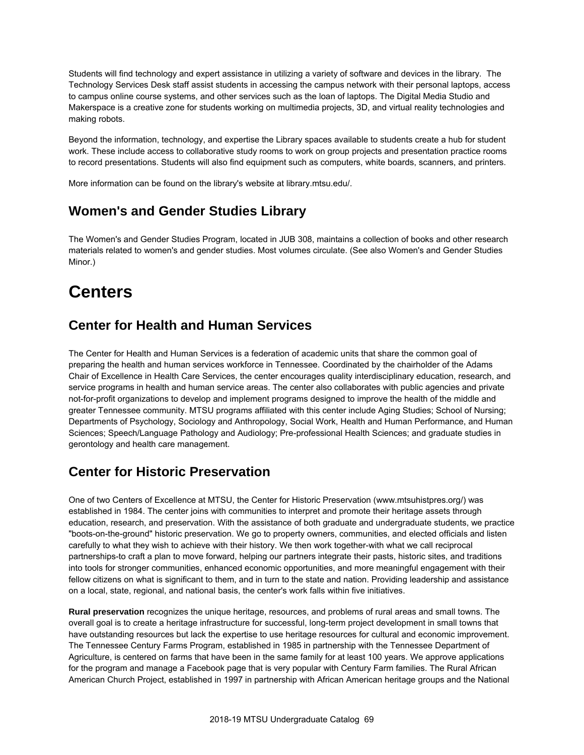Students will find technology and expert assistance in utilizing a variety of software and devices in the library. The Technology Services Desk staff assist students in accessing the campus network with their personal laptops, access to campus online course systems, and other services such as the loan of laptops. The Digital Media Studio and Makerspace is a creative zone for students working on multimedia projects, 3D, and virtual reality technologies and making robots.

Beyond the information, technology, and expertise the Library spaces available to students create a hub for student work. These include access to collaborative study rooms to work on group projects and presentation practice rooms to record presentations. Students will also find equipment such as computers, white boards, scanners, and printers.

More information can be found on the library's website at library.mtsu.edu/.

## Women's and Gender Studies Library

The Women's and Gender Studies Program, located in JUB 308, maintains a collection of books and other research materials related to women's and gender studies. Most volumes circulate. (See also Women's and Gender Studies Minor.)

# Centers

## Center for Health and Human Services

The Center for Health and Human Services is a federation of academic units that share the common goal of preparing the health and human services workforce in Tennessee. Coordinated by the chairholder of the Adams Chair of Excellence in Health Care Services, the center encourages quality interdisciplinary education, research, and service programs in health and human service areas. The center also collaborates with public agencies and private not-for-profit organizations to develop and implement programs designed to improve the health of the middle and greater Tennessee community. MTSU programs affiliated with this center include Aging Studies; School of Nursing; Departments of Psychology, Sociology and Anthropology, Social Work, Health and Human Performance, and Human Sciences; Speech/Language Pathology and Audiology; Pre-professional Health Sciences; and graduate studies in gerontology and health care management.

## Center for Historic Preservation

One of two Centers of Excellence at MTSU, the Center for Historic Preservation (www.mtsuhistpres.org/) was established in 1984. The center joins with communities to interpret and promote their heritage assets through education, research, and preservation. With the assistance of both graduate and undergraduate students, we practice "boots-on-the-ground" historic preservation. We go to property owners, communities, and elected officials and listen carefully to what they wish to achieve with their history. We then work together-with what we call reciprocal partnerships-to craft a plan to move forward, helping our partners integrate their pasts, historic sites, and traditions into tools for stronger communities, enhanced economic opportunities, and more meaningful engagement with their fellow citizens on what is significant to them, and in turn to the state and nation. Providing leadership and assistance on a local, state, regional, and national basis, the center's work falls within five initiatives.

**Rural preservation** recognizes the unique heritage, resources, and problems of rural areas and small towns. The overall goal is to create a heritage infrastructure for successful, long-term project development in small towns that have outstanding resources but lack the expertise to use heritage resources for cultural and economic improvement. The Tennessee Century Farms Program, established in 1985 in partnership with the Tennessee Department of Agriculture, is centered on farms that have been in the same family for at least 100 years. We approve applications for the program and manage a Facebook page that is very popular with Century Farm families. The Rural African American Church Project, established in 1997 in partnership with African American heritage groups and the National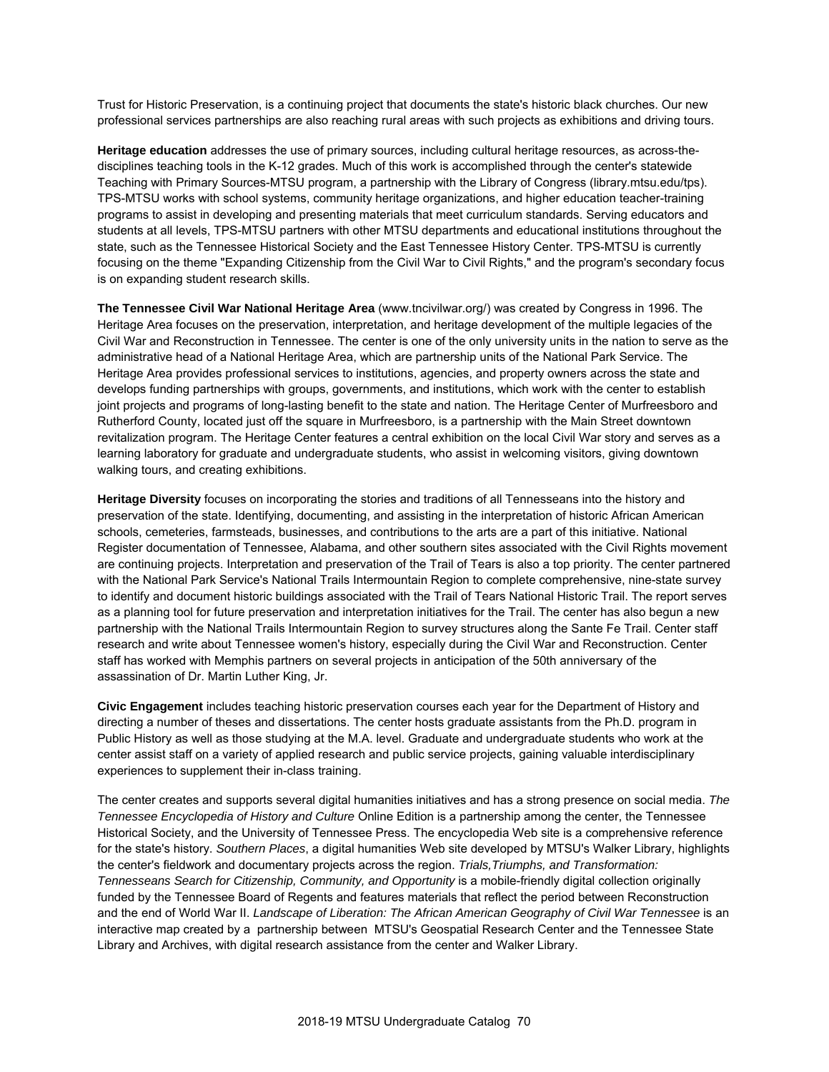Trust for Historic Preservation, is a continuing project that documents the state's historic black churches. Our new professional services partnerships are also reaching rural areas with such projects as exhibitions and driving tours.

**Heritage education** addresses the use of primary sources, including cultural heritage resources, as across-the-disciplines teaching tools in the K-12 grades. Much of this work is accomplished through the center's statewide Teaching with Primary Sources-MTSU program, a partnership with the Library of Congress (library.mtsu.edu/tps). TPS-MTSU works with school systems, community heritage organizations, and higher education teacher-training programs to assist in developing and presenting materials that meet curriculum standards. Serving educators and students at all levels, TPS-MTSU partners with other MTSU departments and educational institutions throughout the state, such as the Tennessee Historical Society and the East Tennessee History Center. TPS-MTSU is currently focusing on the theme "Expanding Citizenship from the Civil War to Civil Rights," and the program's secondary focus is on expanding student research skills.

**The Tennessee Civil War National Heritage Area** (www.tncivilwar.org/) was created by Congress in 1996. The Heritage Area focuses on the preservation, interpretation, and heritage development of the multiple legacies of the Civil War and Reconstruction in Tennessee. The center is one of the only university units in the nation to serve as the administrative head of a National Heritage Area, which are partnership units of the National Park Service. The Heritage Area provides professional services to institutions, agencies, and property owners across the state and develops funding partnerships with groups, governments, and institutions, which work with the center to establish joint projects and programs of long-lasting benefit to the state and nation. The Heritage Center of Murfreesboro and Rutherford County, located just off the square in Murfreesboro, is a partnership with the Main Street downtown revitalization program. The Heritage Center features a central exhibition on the local Civil War story and serves as a learning laboratory for graduate and undergraduate students, who assist in welcoming visitors, giving downtown walking tours, and creating exhibitions.

**Heritage Diversity** focuses on incorporating the stories and traditions of all Tennesseans into the history and preservation of the state. Identifying, documenting, and assisting in the interpretation of historic African American schools, cemeteries, farmsteads, businesses, and contributions to the arts are a part of this initiative. National Register documentation of Tennessee, Alabama, and other southern sites associated with the Civil Rights movement are continuing projects. Interpretation and preservation of the Trail of Tears is also a top priority. The center partnered with the National Park Service's National Trails Intermountain Region to complete comprehensive, nine-state survey to identify and document historic buildings associated with the Trail of Tears National Historic Trail. The report serves as a planning tool for future preservation and interpretation initiatives for the Trail. The center has also begun a new partnership with the National Trails Intermountain Region to survey structures along the Sante Fe Trail. Center staff research and write about Tennessee women's history, especially during the Civil War and Reconstruction. Center staff has worked with Memphis partners on several projects in anticipation of the 50th anniversary of the assassination of Dr. Martin Luther King, Jr.

**Civic Engagement** includes teaching historic preservation courses each year for the Department of History and directing a number of theses and dissertations. The center hosts graduate assistants from the Ph.D. program in Public History as well as those studying at the M.A. level. Graduate and undergraduate students who work at the center assist staff on a variety of applied research and public service projects, gaining valuable interdisciplinary experiences to supplement their in-class training.

The center creates and supports several digital humanities initiatives and has a strong presence on social media. *The Tennessee Encyclopedia of History and Culture* Online Edition is a partnership among the center, the Tennessee Historical Society, and the University of Tennessee Press. The encyclopedia Web site is a comprehensive reference for the state's history. *Southern Places*, a digital humanities Web site developed by MTSU's Walker Library, highlights the center's fieldwork and documentary projects across the region. *Trials,Triumphs, and Transformation: Tennesseans Search for Citizenship, Community, and Opportunity* is a mobile-friendly digital collection originally funded by the Tennessee Board of Regents and features materials that reflect the period between Reconstruction and the end of World War II. *Landscape of Liberation: The African American Geography of Civil War Tennessee* is an interactive map created by a partnership between MTSU's Geospatial Research Center and the Tennessee State Library and Archives, with digital research assistance from the center and Walker Library.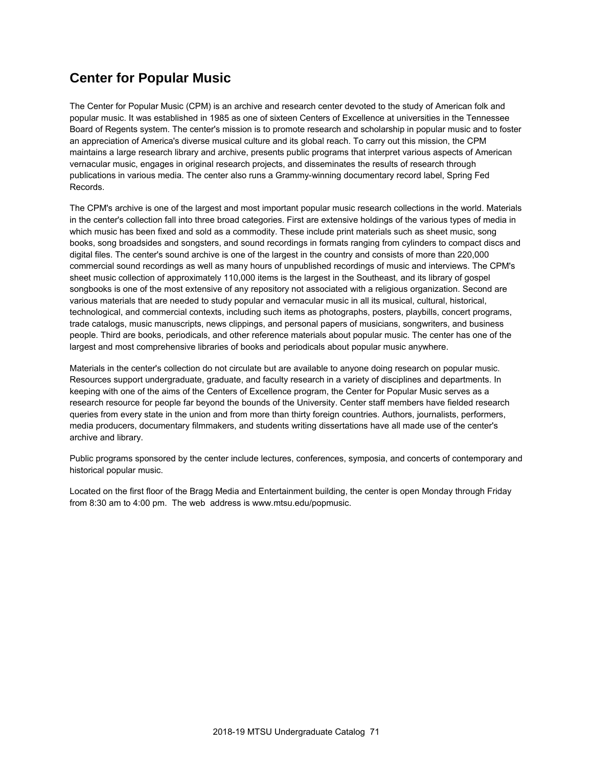## Center for Popular Music

The Center for Popular Music (CPM) is an archive and research center devoted to the study of American folk and popular music. It was established in 1985 as one of sixteen Centers of Excellence at universities in the Tennessee Board of Regents system. The center's mission is to promote research and scholarship in popular music and to foster an appreciation of America's diverse musical culture and its global reach. To carry out this mission, the CPM maintains a large research library and archive, presents public programs that interpret various aspects of American vernacular music, engages in original research projects, and disseminates the results of research through publications in various media. The center also runs a Grammy-winning documentary record label, Spring Fed Records.

The CPM's archive is one of the largest and most important popular music research collections in the world. Materials in the center's collection fall into three broad categories. First are extensive holdings of the various types of media in which music has been fixed and sold as a commodity. These include print materials such as sheet music, song books, song broadsides and songsters, and sound recordings in formats ranging from cylinders to compact discs and digital files. The center's sound archive is one of the largest in the country and consists of more than 220,000 commercial sound recordings as well as many hours of unpublished recordings of music and interviews. The CPM's sheet music collection of approximately 110,000 items is the largest in the Southeast, and its library of gospel songbooks is one of the most extensive of any repository not associated with a religious organization. Second are various materials that are needed to study popular and vernacular music in all its musical, cultural, historical, technological, and commercial contexts, including such items as photographs, posters, playbills, concert programs, trade catalogs, music manuscripts, news clippings, and personal papers of musicians, songwriters, and business people. Third are books, periodicals, and other reference materials about popular music. The center has one of the largest and most comprehensive libraries of books and periodicals about popular music anywhere.

Materials in the center's collection do not circulate but are available to anyone doing research on popular music. Resources support undergraduate, graduate, and faculty research in a variety of disciplines and departments. In keeping with one of the aims of the Centers of Excellence program, the Center for Popular Music serves as a research resource for people far beyond the bounds of the University. Center staff members have fielded research queries from every state in the union and from more than thirty foreign countries. Authors, journalists, performers, media producers, documentary filmmakers, and students writing dissertations have all made use of the center's archive and library.

Public programs sponsored by the center include lectures, conferences, symposia, and concerts of contemporary and historical popular music.

Located on the first floor of the Bragg Media and Entertainment building, the center is open Monday through Friday from 8:30 am to 4:00 pm. The web address is www.mtsu.edu/popmusic.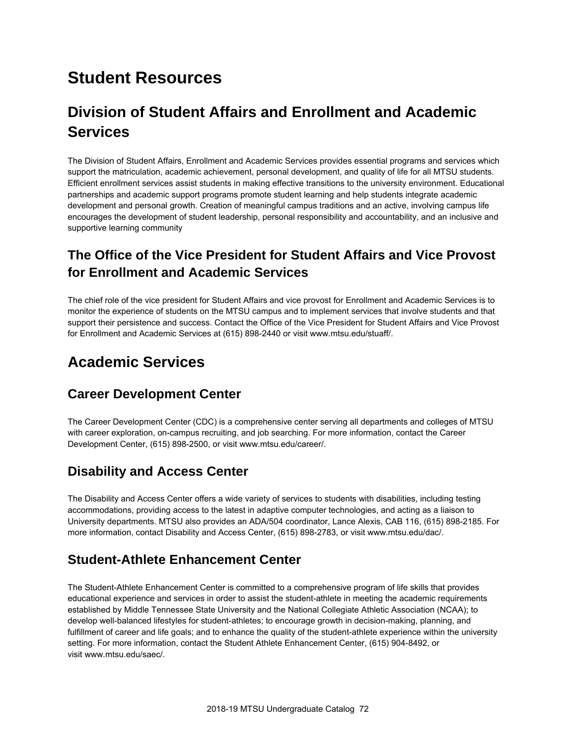# Student Resources

## Division of Student Affairs and Enrollment and Academic Services

The Division of Student Affairs, Enrollment and Academic Services provides essential programs and services which support the matriculation, academic achievement, personal development, and quality of life for all MTSU students. Efficient enrollment services assist students in making effective transitions to the university environment. Educational partnerships and academic support programs promote student learning and help students integrate academic development and personal growth. Creation of meaningful campus traditions and an active, involving campus life encourages the development of student leadership, personal responsibility and accountability, and an inclusive and supportive learning community

### The Office of the Vice President for Student Affairs and Vice Provost for Enrollment and Academic Services

The chief role of the vice president for Student Affairs and vice provost for Enrollment and Academic Services is to monitor the experience of students on the MTSU campus and to implement services that involve students and that support their persistence and success. Contact the Office of the Vice President for Student Affairs and Vice Provost for Enrollment and Academic Services at (615) 898-2440 or visit www.mtsu.edu/stuaff/.

## Academic Services

### Career Development Center

The Career Development Center (CDC) is a comprehensive center serving all departments and colleges of MTSU with career exploration, on-campus recruiting, and job searching. For more information, contact the Career Development Center, (615) 898-2500, or visit www.mtsu.edu/career/.

### Disability and Access Center

The Disability and Access Center offers a wide variety of services to students with disabilities, including testing accommodations, providing access to the latest in adaptive computer technologies, and acting as a liaison to University departments. MTSU also provides an ADA/504 coordinator, Lance Alexis, CAB 116, (615) 898-2185. For more information, contact Disability and Access Center, (615) 898-2783, or visit www.mtsu.edu/dac/.

### Student-Athlete Enhancement Center

The Student-Athlete Enhancement Center is committed to a comprehensive program of life skills that provides educational experience and services in order to assist the student-athlete in meeting the academic requirements established by Middle Tennessee State University and the National Collegiate Athletic Association (NCAA); to develop well-balanced lifestyles for student-athletes; to encourage growth in decision-making, planning, and fulfillment of career and life goals; and to enhance the quality of the student-athlete experience within the university setting. For more information, contact the Student Athlete Enhancement Center, (615) 904-8492, or visit www.mtsu.edu/saec/.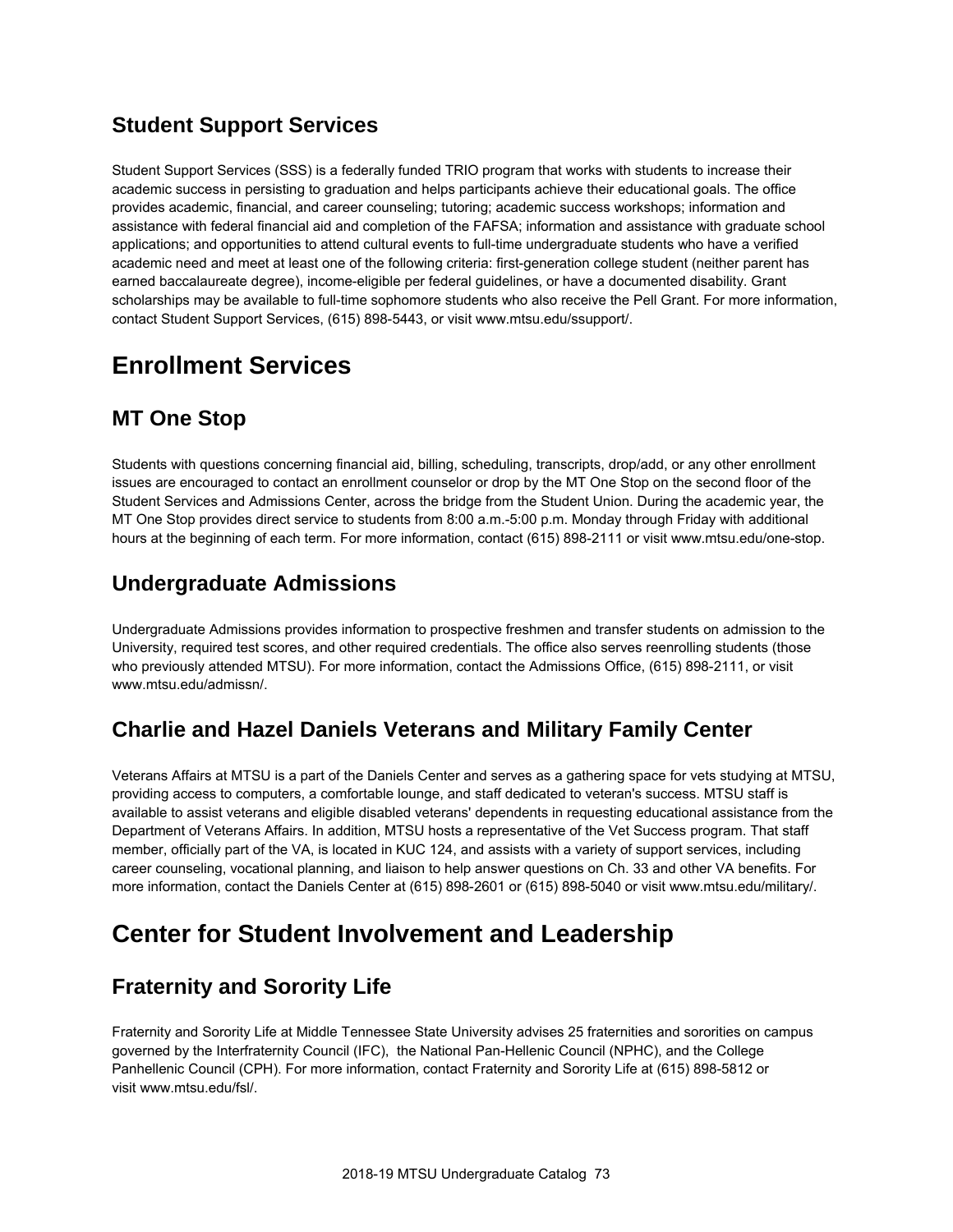### Student Support Services

Student Support Services (SSS) is a federally funded TRIO program that works with students to increase their academic success in persisting to graduation and helps participants achieve their educational goals. The office provides academic, financial, and career counseling; tutoring; academic success workshops; information and assistance with federal financial aid and completion of the FAFSA; information and assistance with graduate school applications; and opportunities to attend cultural events to full-time undergraduate students who have a verified academic need and meet at least one of the following criteria: first-generation college student (neither parent has earned baccalaureate degree), income-eligible per federal guidelines, or have a documented disability. Grant scholarships may be available to full-time sophomore students who also receive the Pell Grant. For more information, contact Student Support Services, (615) 898-5443, or visit www.mtsu.edu/ssupport/.

## Enrollment Services

### MT One Stop

Students with questions concerning financial aid, billing, scheduling, transcripts, drop/add, or any other enrollment issues are encouraged to contact an enrollment counselor or drop by the MT One Stop on the second floor of the Student Services and Admissions Center, across the bridge from the Student Union. During the academic year, the MT One Stop provides direct service to students from 8:00 a.m.-5:00 p.m. Monday through Friday with additional hours at the beginning of each term. For more information, contact (615) 898-2111 or visit www.mtsu.edu/one-stop.

### Undergraduate Admissions

Undergraduate Admissions provides information to prospective freshmen and transfer students on admission to the University, required test scores, and other required credentials. The office also serves reenrolling students (those who previously attended MTSU). For more information, contact the Admissions Office, (615) 898-2111, or visit www.mtsu.edu/admissn/.

### Charlie and Hazel Daniels Veterans and Military Family Center

Veterans Affairs at MTSU is a part of the Daniels Center and serves as a gathering space for vets studying at MTSU, providing access to computers, a comfortable lounge, and staff dedicated to veteran's success. MTSU staff is available to assist veterans and eligible disabled veterans' dependents in requesting educational assistance from the Department of Veterans Affairs. In addition, MTSU hosts a representative of the Vet Success program. That staff member, officially part of the VA, is located in KUC 124, and assists with a variety of support services, including career counseling, vocational planning, and liaison to help answer questions on Ch. 33 and other VA benefits. For more information, contact the Daniels Center at (615) 898-2601 or (615) 898-5040 or visit www.mtsu.edu/military/.

## Center for Student Involvement and Leadership

### Fraternity and Sorority Life

Fraternity and Sorority Life at Middle Tennessee State University advises 25 fraternities and sororities on campus governed by the Interfraternity Council (IFC), the National Pan-Hellenic Council (NPHC), and the College Panhellenic Council (CPH). For more information, contact Fraternity and Sorority Life at (615) 898-5812 or visit www.mtsu.edu/fsl/.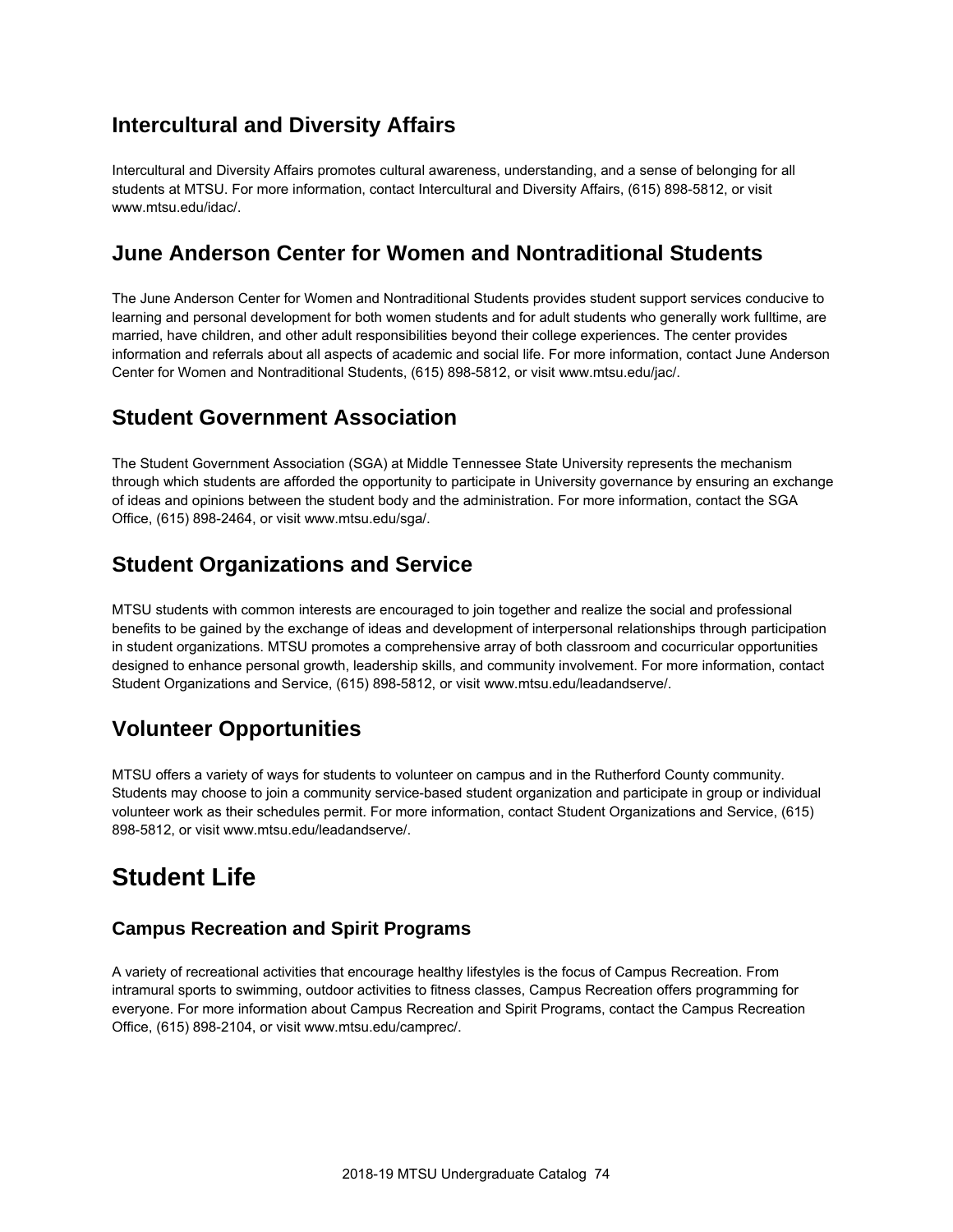## Intercultural and Diversity Affairs

Intercultural and Diversity Affairs promotes cultural awareness, understanding, and a sense of belonging for all students at MTSU. For more information, contact Intercultural and Diversity Affairs, (615) 898-5812, or visit www.mtsu.edu/idac/.

## June Anderson Center for Women and Nontraditional Students

The June Anderson Center for Women and Nontraditional Students provides student support services conducive to learning and personal development for both women students and for adult students who generally work fulltime, are married, have children, and other adult responsibilities beyond their college experiences. The center provides information and referrals about all aspects of academic and social life. For more information, contact June Anderson Center for Women and Nontraditional Students, (615) 898-5812, or visit www.mtsu.edu/jac/.

## Student Government Association

The Student Government Association (SGA) at Middle Tennessee State University represents the mechanism through which students are afforded the opportunity to participate in University governance by ensuring an exchange of ideas and opinions between the student body and the administration. For more information, contact the SGA Office, (615) 898-2464, or visit www.mtsu.edu/sga/.

## Student Organizations and Service

MTSU students with common interests are encouraged to join together and realize the social and professional benefits to be gained by the exchange of ideas and development of interpersonal relationships through participation in student organizations. MTSU promotes a comprehensive array of both classroom and cocurricular opportunities designed to enhance personal growth, leadership skills, and community involvement. For more information, contact Student Organizations and Service, (615) 898-5812, or visit www.mtsu.edu/leadandserve/.

## Volunteer Opportunities

MTSU offers a variety of ways for students to volunteer on campus and in the Rutherford County community. Students may choose to join a community service-based student organization and participate in group or individual volunteer work as their schedules permit. For more information, contact Student Organizations and Service, (615) 898-5812, or visit www.mtsu.edu/leadandserve/.

# Student Life

### Campus Recreation and Spirit Programs

A variety of recreational activities that encourage healthy lifestyles is the focus of Campus Recreation. From intramural sports to swimming, outdoor activities to fitness classes, Campus Recreation offers programming for everyone. For more information about Campus Recreation and Spirit Programs, contact the Campus Recreation Office, (615) 898-2104, or visit www.mtsu.edu/camprec/.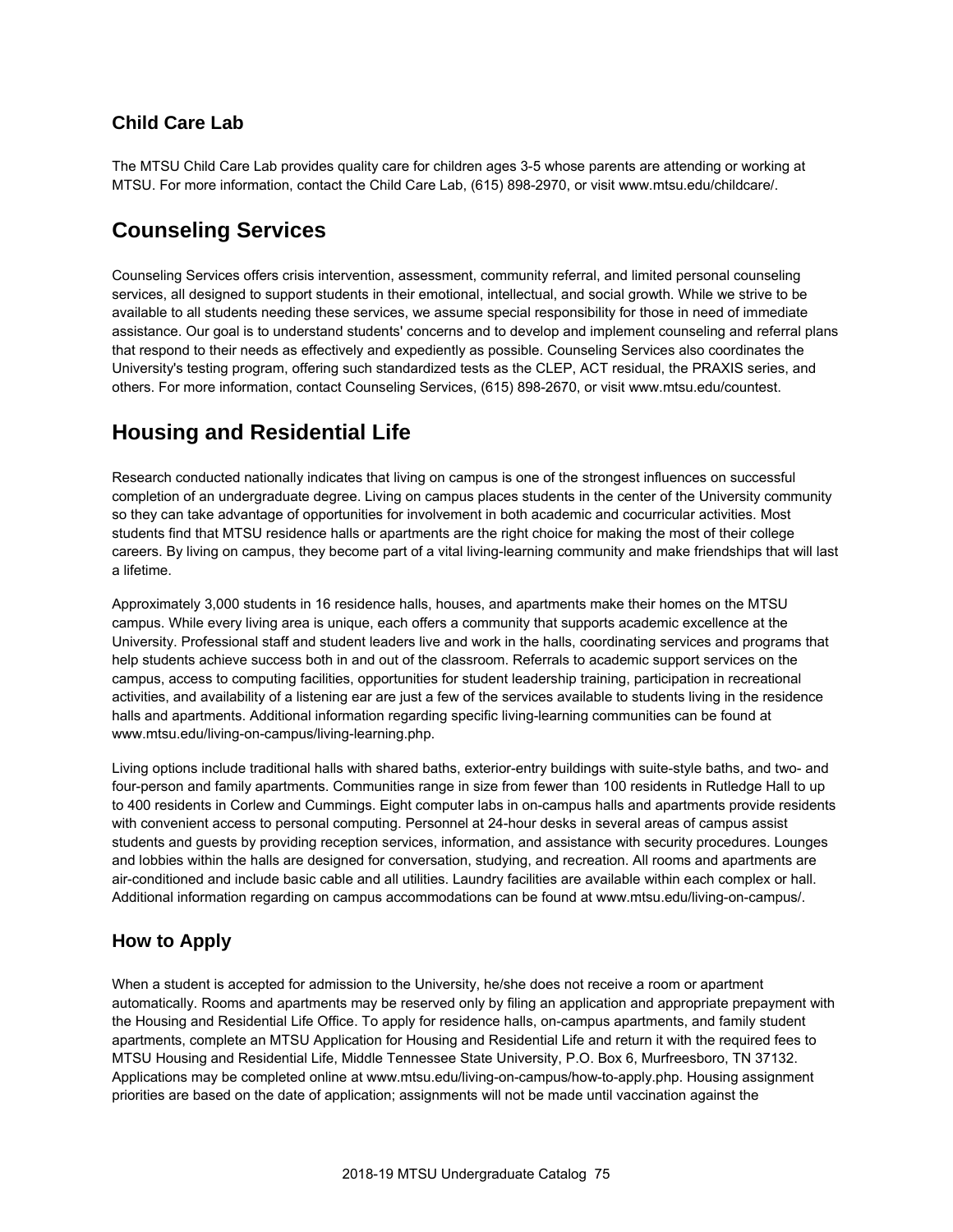### Child Care Lab

The MTSU Child Care Lab provides quality care for children ages 3-5 whose parents are attending or working at MTSU. For more information, contact the Child Care Lab, (615) 898-2970, or visit www.mtsu.edu/childcare/.

## Counseling Services

Counseling Services offers crisis intervention, assessment, community referral, and limited personal counseling services, all designed to support students in their emotional, intellectual, and social growth. While we strive to be available to all students needing these services, we assume special responsibility for those in need of immediate assistance. Our goal is to understand students' concerns and to develop and implement counseling and referral plans that respond to their needs as effectively and expediently as possible. Counseling Services also coordinates the University's testing program, offering such standardized tests as the CLEP, ACT residual, the PRAXIS series, and others. For more information, contact Counseling Services, (615) 898-2670, or visit www.mtsu.edu/countest.

## Housing and Residential Life

Research conducted nationally indicates that living on campus is one of the strongest influences on successful completion of an undergraduate degree. Living on campus places students in the center of the University community so they can take advantage of opportunities for involvement in both academic and cocurricular activities. Most students find that MTSU residence halls or apartments are the right choice for making the most of their college careers. By living on campus, they become part of a vital living-learning community and make friendships that will last a lifetime.

Approximately 3,000 students in 16 residence halls, houses, and apartments make their homes on the MTSU campus. While every living area is unique, each offers a community that supports academic excellence at the University. Professional staff and student leaders live and work in the halls, coordinating services and programs that help students achieve success both in and out of the classroom. Referrals to academic support services on the campus, access to computing facilities, opportunities for student leadership training, participation in recreational activities, and availability of a listening ear are just a few of the services available to students living in the residence halls and apartments. Additional information regarding specific living-learning communities can be found at www.mtsu.edu/living-on-campus/living-learning.php.

Living options include traditional halls with shared baths, exterior-entry buildings with suite-style baths, and two- and four-person and family apartments. Communities range in size from fewer than 100 residents in Rutledge Hall to up to 400 residents in Corlew and Cummings. Eight computer labs in on-campus halls and apartments provide residents with convenient access to personal computing. Personnel at 24-hour desks in several areas of campus assist students and guests by providing reception services, information, and assistance with security procedures. Lounges and lobbies within the halls are designed for conversation, studying, and recreation. All rooms and apartments are air-conditioned and include basic cable and all utilities. Laundry facilities are available within each complex or hall. Additional information regarding on campus accommodations can be found at www.mtsu.edu/living-on-campus/.

### How to Apply

When a student is accepted for admission to the University, he/she does not receive a room or apartment automatically. Rooms and apartments may be reserved only by filing an application and appropriate prepayment with the Housing and Residential Life Office. To apply for residence halls, on-campus apartments, and family student apartments, complete an MTSU Application for Housing and Residential Life and return it with the required fees to MTSU Housing and Residential Life, Middle Tennessee State University, P.O. Box 6, Murfreesboro, TN 37132. Applications may be completed online at www.mtsu.edu/living-on-campus/how-to-apply.php. Housing assignment priorities are based on the date of application; assignments will not be made until vaccination against the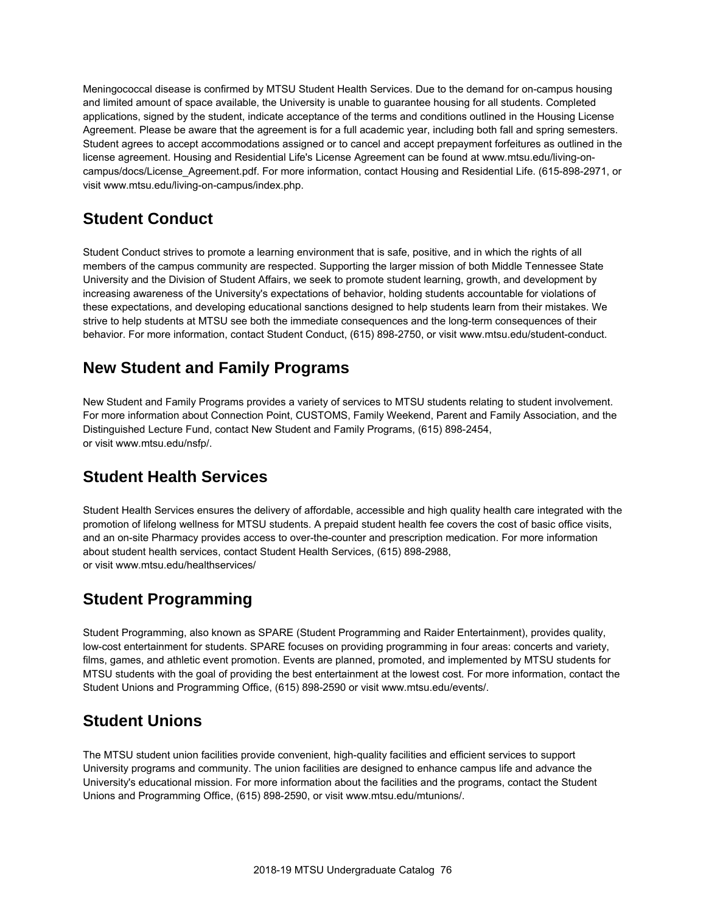Meningococcal disease is confirmed by MTSU Student Health Services. Due to the demand for on-campus housing and limited amount of space available, the University is unable to guarantee housing for all students. Completed applications, signed by the student, indicate acceptance of the terms and conditions outlined in the Housing License Agreement. Please be aware that the agreement is for a full academic year, including both fall and spring semesters. Student agrees to accept accommodations assigned or to cancel and accept prepayment forfeitures as outlined in the license agreement. Housing and Residential Life's License Agreement can be found at www.mtsu.edu/living-on-campus/docs/License_Agreement.pdf. For more information, contact Housing and Residential Life. (615-898-2971, or visit www.mtsu.edu/living-on-campus/index.php.

## Student Conduct

Student Conduct strives to promote a learning environment that is safe, positive, and in which the rights of all members of the campus community are respected. Supporting the larger mission of both Middle Tennessee State University and the Division of Student Affairs, we seek to promote student learning, growth, and development by increasing awareness of the University's expectations of behavior, holding students accountable for violations of these expectations, and developing educational sanctions designed to help students learn from their mistakes. We strive to help students at MTSU see both the immediate consequences and the long-term consequences of their behavior. For more information, contact Student Conduct, (615) 898-2750, or visit www.mtsu.edu/student-conduct.

## New Student and Family Programs

New Student and Family Programs provides a variety of services to MTSU students relating to student involvement. For more information about Connection Point, CUSTOMS, Family Weekend, Parent and Family Association, and the Distinguished Lecture Fund, contact New Student and Family Programs, (615) 898-2454,
or visit www.mtsu.edu/nsfp/.

## Student Health Services

Student Health Services ensures the delivery of affordable, accessible and high quality health care integrated with the promotion of lifelong wellness for MTSU students. A prepaid student health fee covers the cost of basic office visits, and an on-site Pharmacy provides access to over-the-counter and prescription medication. For more information about student health services, contact Student Health Services, (615) 898-2988,
or visit www.mtsu.edu/healthservices/

## Student Programming

Student Programming, also known as SPARE (Student Programming and Raider Entertainment), provides quality, low-cost entertainment for students. SPARE focuses on providing programming in four areas: concerts and variety, films, games, and athletic event promotion. Events are planned, promoted, and implemented by MTSU students for MTSU students with the goal of providing the best entertainment at the lowest cost. For more information, contact the Student Unions and Programming Office, (615) 898-2590 or visit www.mtsu.edu/events/.

## Student Unions

The MTSU student union facilities provide convenient, high-quality facilities and efficient services to support University programs and community. The union facilities are designed to enhance campus life and advance the University's educational mission. For more information about the facilities and the programs, contact the Student Unions and Programming Office, (615) 898-2590, or visit www.mtsu.edu/mtunions/.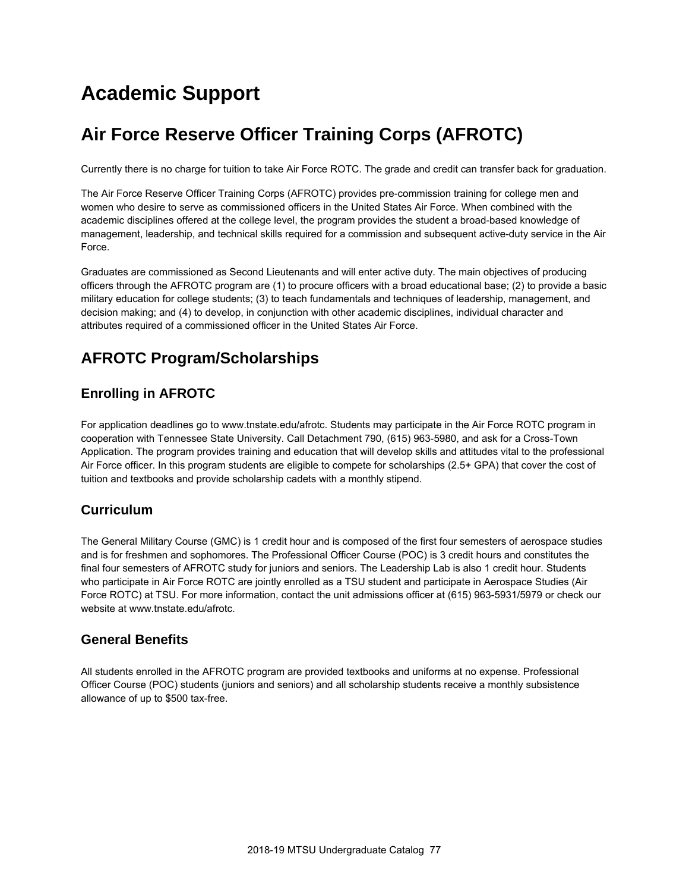# Academic Support

# Air Force Reserve Officer Training Corps (AFROTC)

Currently there is no charge for tuition to take Air Force ROTC. The grade and credit can transfer back for graduation.

The Air Force Reserve Officer Training Corps (AFROTC) provides pre-commission training for college men and women who desire to serve as commissioned officers in the United States Air Force. When combined with the academic disciplines offered at the college level, the program provides the student a broad-based knowledge of management, leadership, and technical skills required for a commission and subsequent active-duty service in the Air Force.

Graduates are commissioned as Second Lieutenants and will enter active duty. The main objectives of producing officers through the AFROTC program are (1) to procure officers with a broad educational base; (2) to provide a basic military education for college students; (3) to teach fundamentals and techniques of leadership, management, and decision making; and (4) to develop, in conjunction with other academic disciplines, individual character and attributes required of a commissioned officer in the United States Air Force.

## AFROTC Program/Scholarships

### Enrolling in AFROTC

For application deadlines go to www.tnstate.edu/afrotc. Students may participate in the Air Force ROTC program in cooperation with Tennessee State University. Call Detachment 790, (615) 963-5980, and ask for a Cross-Town Application. The program provides training and education that will develop skills and attitudes vital to the professional Air Force officer. In this program students are eligible to compete for scholarships (2.5+ GPA) that cover the cost of tuition and textbooks and provide scholarship cadets with a monthly stipend.

### Curriculum

The General Military Course (GMC) is 1 credit hour and is composed of the first four semesters of aerospace studies and is for freshmen and sophomores. The Professional Officer Course (POC) is 3 credit hours and constitutes the final four semesters of AFROTC study for juniors and seniors. The Leadership Lab is also 1 credit hour. Students who participate in Air Force ROTC are jointly enrolled as a TSU student and participate in Aerospace Studies (Air Force ROTC) at TSU. For more information, contact the unit admissions officer at (615) 963-5931/5979 or check our website at www.tnstate.edu/afrotc.

### General Benefits

All students enrolled in the AFROTC program are provided textbooks and uniforms at no expense. Professional Officer Course (POC) students (juniors and seniors) and all scholarship students receive a monthly subsistence allowance of up to $500 tax-free.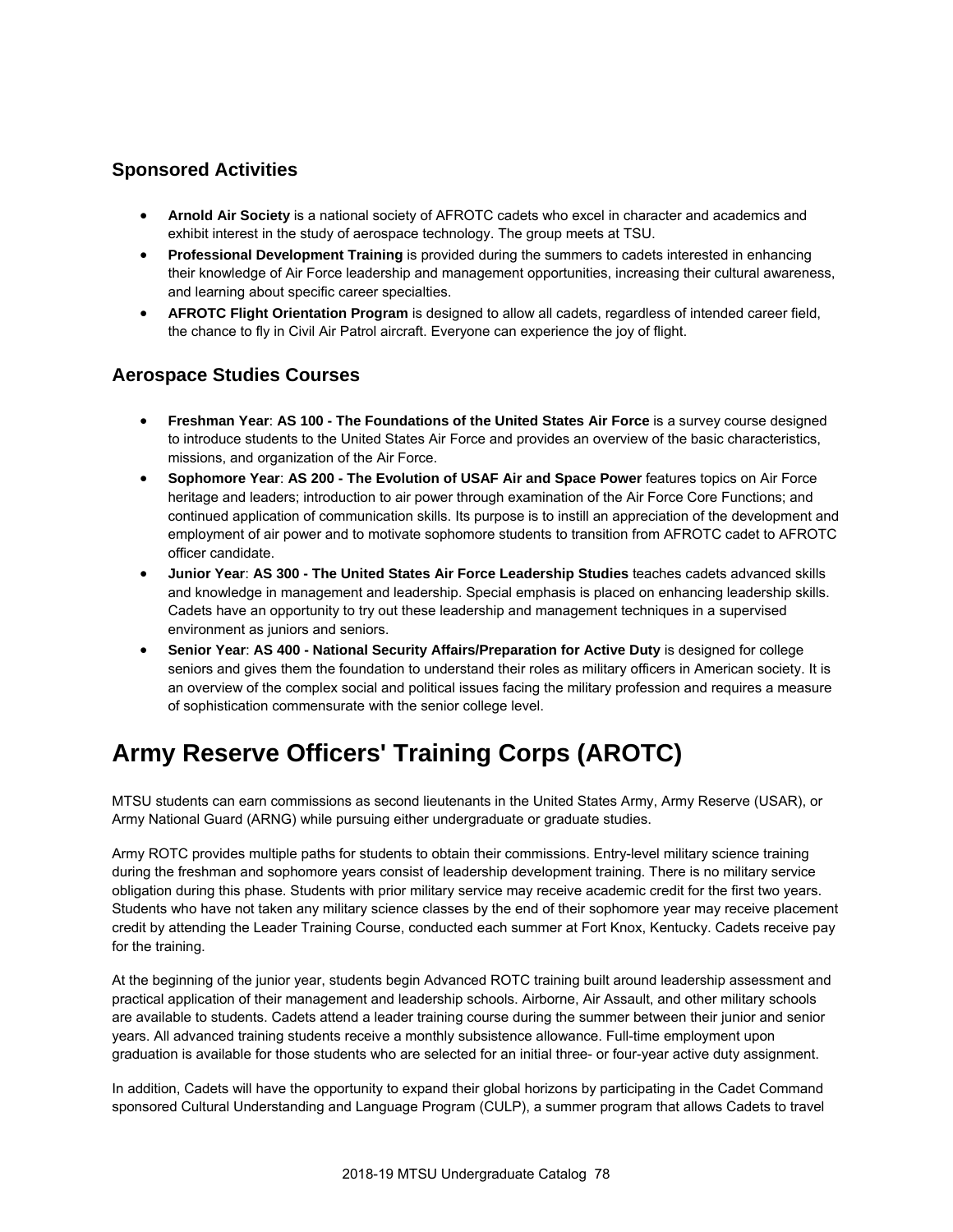### Sponsored Activities

- **Arnold Air Society** is a national society of AFROTC cadets who excel in character and academics and exhibit interest in the study of aerospace technology. The group meets at TSU.
- **Professional Development Training** is provided during the summers to cadets interested in enhancing their knowledge of Air Force leadership and management opportunities, increasing their cultural awareness, and learning about specific career specialties.
- **AFROTC Flight Orientation Program** is designed to allow all cadets, regardless of intended career field, the chance to fly in Civil Air Patrol aircraft. Everyone can experience the joy of flight.

### Aerospace Studies Courses

- **Freshman Year**: **AS 100 - The Foundations of the United States Air Force** is a survey course designed to introduce students to the United States Air Force and provides an overview of the basic characteristics, missions, and organization of the Air Force.
- **Sophomore Year**: **AS 200 - The Evolution of USAF Air and Space Power** features topics on Air Force heritage and leaders; introduction to air power through examination of the Air Force Core Functions; and continued application of communication skills. Its purpose is to instill an appreciation of the development and employment of air power and to motivate sophomore students to transition from AFROTC cadet to AFROTC officer candidate.
- **Junior Year**: **AS 300 - The United States Air Force Leadership Studies** teaches cadets advanced skills and knowledge in management and leadership. Special emphasis is placed on enhancing leadership skills. Cadets have an opportunity to try out these leadership and management techniques in a supervised environment as juniors and seniors.
- **Senior Year**: **AS 400 - National Security Affairs/Preparation for Active Duty** is designed for college seniors and gives them the foundation to understand their roles as military officers in American society. It is an overview of the complex social and political issues facing the military profession and requires a measure of sophistication commensurate with the senior college level.

# Army Reserve Officers' Training Corps (AROTC)

MTSU students can earn commissions as second lieutenants in the United States Army, Army Reserve (USAR), or Army National Guard (ARNG) while pursuing either undergraduate or graduate studies.

Army ROTC provides multiple paths for students to obtain their commissions. Entry-level military science training during the freshman and sophomore years consist of leadership development training. There is no military service obligation during this phase. Students with prior military service may receive academic credit for the first two years. Students who have not taken any military science classes by the end of their sophomore year may receive placement credit by attending the Leader Training Course, conducted each summer at Fort Knox, Kentucky. Cadets receive pay for the training.

At the beginning of the junior year, students begin Advanced ROTC training built around leadership assessment and practical application of their management and leadership schools. Airborne, Air Assault, and other military schools are available to students. Cadets attend a leader training course during the summer between their junior and senior years. All advanced training students receive a monthly subsistence allowance. Full-time employment upon graduation is available for those students who are selected for an initial three- or four-year active duty assignment.

In addition, Cadets will have the opportunity to expand their global horizons by participating in the Cadet Command sponsored Cultural Understanding and Language Program (CULP), a summer program that allows Cadets to travel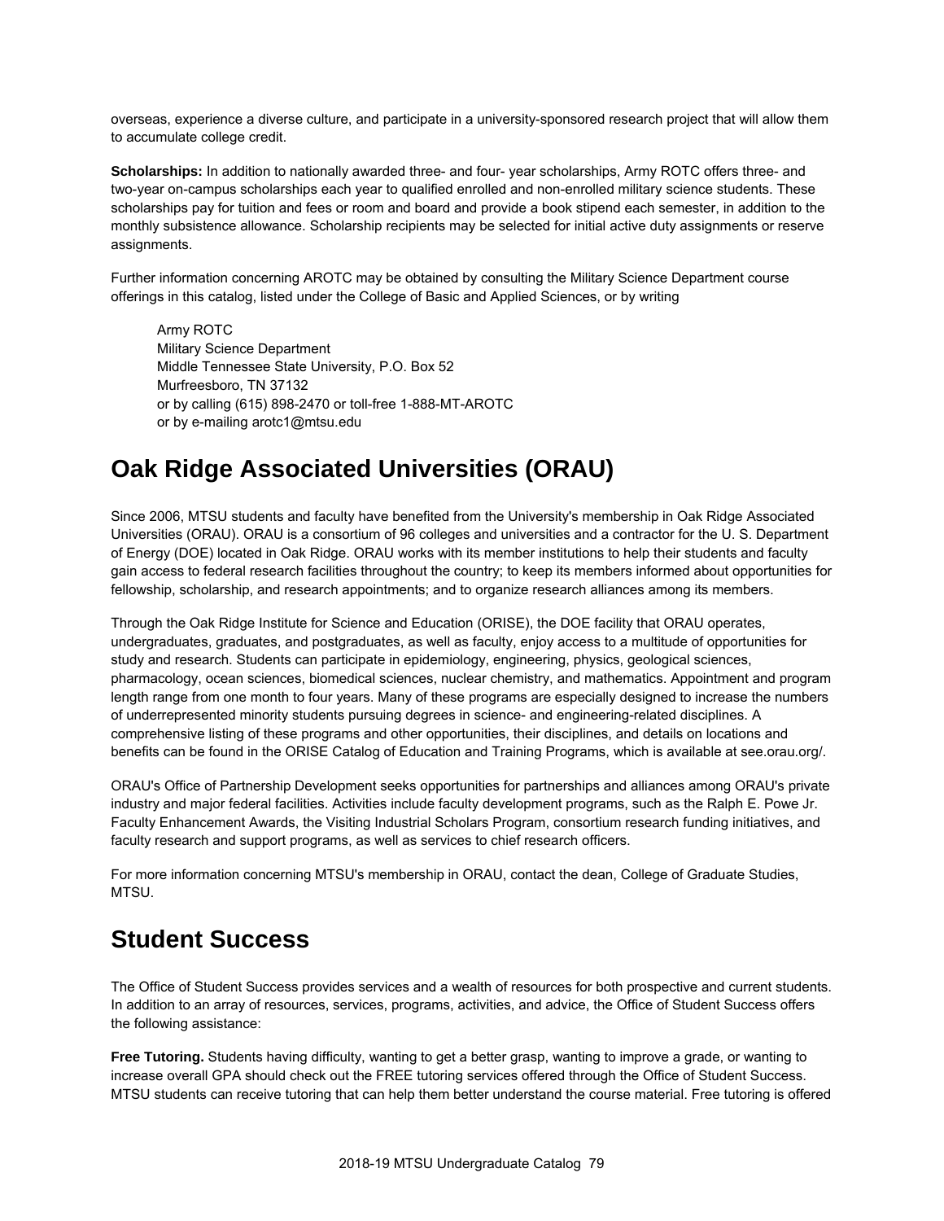overseas, experience a diverse culture, and participate in a university-sponsored research project that will allow them to accumulate college credit.

**Scholarships:** In addition to nationally awarded three- and four- year scholarships, Army ROTC offers three- and two-year on-campus scholarships each year to qualified enrolled and non-enrolled military science students. These scholarships pay for tuition and fees or room and board and provide a book stipend each semester, in addition to the monthly subsistence allowance. Scholarship recipients may be selected for initial active duty assignments or reserve assignments.

Further information concerning AROTC may be obtained by consulting the Military Science Department course offerings in this catalog, listed under the College of Basic and Applied Sciences, or by writing

> Army ROTC
> Military Science Department
> Middle Tennessee State University, P.O. Box 52
> Murfreesboro, TN 37132
> or by calling (615) 898-2470 or toll-free 1-888-MT-AROTC
> or by e-mailing arotc1@mtsu.edu

## Oak Ridge Associated Universities (ORAU)

Since 2006, MTSU students and faculty have benefited from the University's membership in Oak Ridge Associated Universities (ORAU). ORAU is a consortium of 96 colleges and universities and a contractor for the U. S. Department of Energy (DOE) located in Oak Ridge. ORAU works with its member institutions to help their students and faculty gain access to federal research facilities throughout the country; to keep its members informed about opportunities for fellowship, scholarship, and research appointments; and to organize research alliances among its members.

Through the Oak Ridge Institute for Science and Education (ORISE), the DOE facility that ORAU operates, undergraduates, graduates, and postgraduates, as well as faculty, enjoy access to a multitude of opportunities for study and research. Students can participate in epidemiology, engineering, physics, geological sciences, pharmacology, ocean sciences, biomedical sciences, nuclear chemistry, and mathematics. Appointment and program length range from one month to four years. Many of these programs are especially designed to increase the numbers of underrepresented minority students pursuing degrees in science- and engineering-related disciplines. A comprehensive listing of these programs and other opportunities, their disciplines, and details on locations and benefits can be found in the ORISE Catalog of Education and Training Programs, which is available at see.orau.org/.

ORAU's Office of Partnership Development seeks opportunities for partnerships and alliances among ORAU's private industry and major federal facilities. Activities include faculty development programs, such as the Ralph E. Powe Jr. Faculty Enhancement Awards, the Visiting Industrial Scholars Program, consortium research funding initiatives, and faculty research and support programs, as well as services to chief research officers.

For more information concerning MTSU's membership in ORAU, contact the dean, College of Graduate Studies, MTSU.

## Student Success

The Office of Student Success provides services and a wealth of resources for both prospective and current students. In addition to an array of resources, services, programs, activities, and advice, the Office of Student Success offers the following assistance:

**Free Tutoring.** Students having difficulty, wanting to get a better grasp, wanting to improve a grade, or wanting to increase overall GPA should check out the FREE tutoring services offered through the Office of Student Success. MTSU students can receive tutoring that can help them better understand the course material. Free tutoring is offered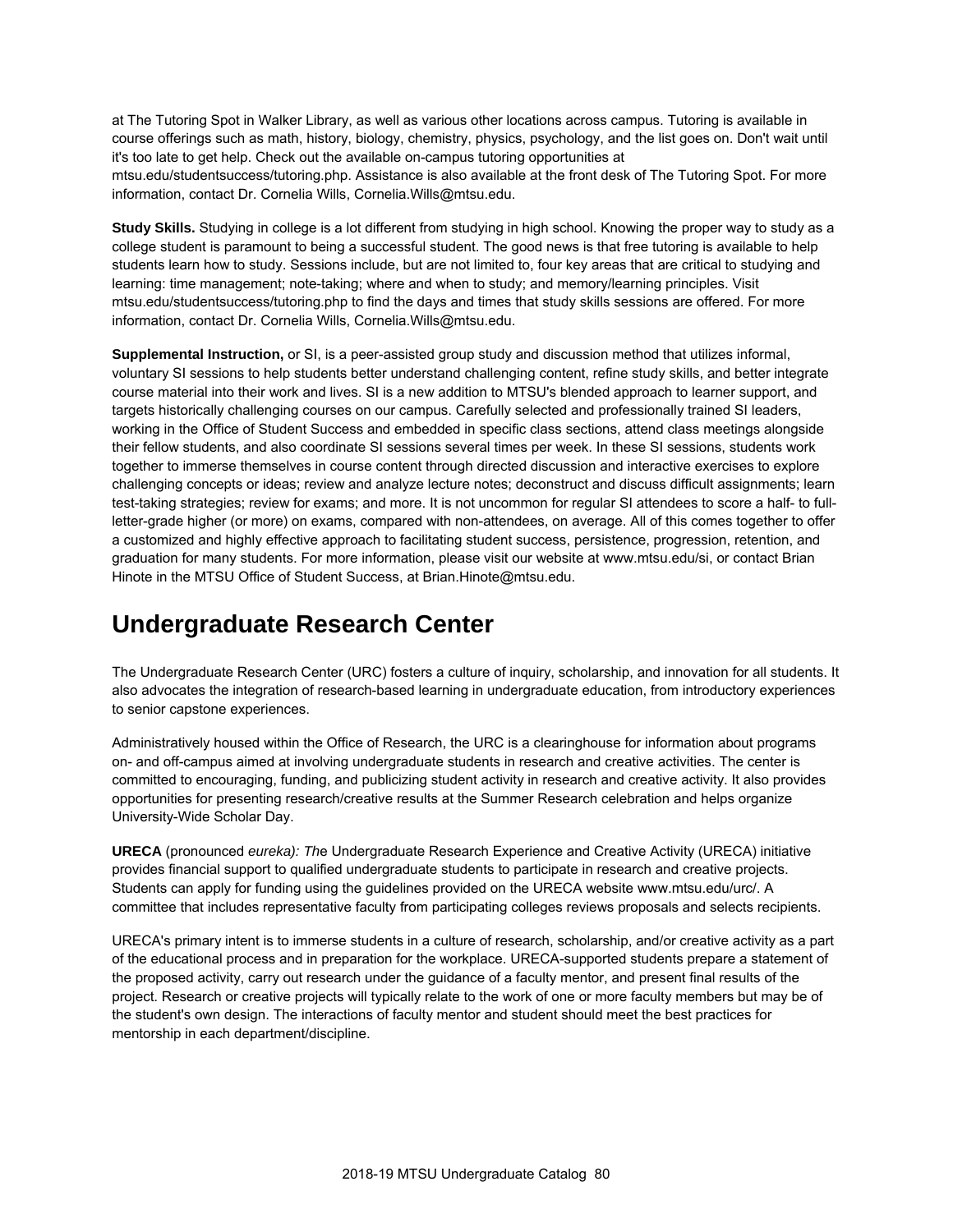at The Tutoring Spot in Walker Library, as well as various other locations across campus. Tutoring is available in course offerings such as math, history, biology, chemistry, physics, psychology, and the list goes on. Don't wait until it's too late to get help. Check out the available on-campus tutoring opportunities at mtsu.edu/studentsuccess/tutoring.php. Assistance is also available at the front desk of The Tutoring Spot. For more information, contact Dr. Cornelia Wills, Cornelia.Wills@mtsu.edu.

**Study Skills.** Studying in college is a lot different from studying in high school. Knowing the proper way to study as a college student is paramount to being a successful student. The good news is that free tutoring is available to help students learn how to study. Sessions include, but are not limited to, four key areas that are critical to studying and learning: time management; note-taking; where and when to study; and memory/learning principles. Visit mtsu.edu/studentsuccess/tutoring.php to find the days and times that study skills sessions are offered. For more information, contact Dr. Cornelia Wills, Cornelia.Wills@mtsu.edu.

**Supplemental Instruction,** or SI, is a peer-assisted group study and discussion method that utilizes informal, voluntary SI sessions to help students better understand challenging content, refine study skills, and better integrate course material into their work and lives. SI is a new addition to MTSU's blended approach to learner support, and targets historically challenging courses on our campus. Carefully selected and professionally trained SI leaders, working in the Office of Student Success and embedded in specific class sections, attend class meetings alongside their fellow students, and also coordinate SI sessions several times per week. In these SI sessions, students work together to immerse themselves in course content through directed discussion and interactive exercises to explore challenging concepts or ideas; review and analyze lecture notes; deconstruct and discuss difficult assignments; learn test-taking strategies; review for exams; and more. It is not uncommon for regular SI attendees to score a half- to full-letter-grade higher (or more) on exams, compared with non-attendees, on average. All of this comes together to offer a customized and highly effective approach to facilitating student success, persistence, progression, retention, and graduation for many students. For more information, please visit our website at www.mtsu.edu/si, or contact Brian Hinote in the MTSU Office of Student Success, at Brian.Hinote@mtsu.edu.

# Undergraduate Research Center

The Undergraduate Research Center (URC) fosters a culture of inquiry, scholarship, and innovation for all students. It also advocates the integration of research-based learning in undergraduate education, from introductory experiences to senior capstone experiences.

Administratively housed within the Office of Research, the URC is a clearinghouse for information about programs on- and off-campus aimed at involving undergraduate students in research and creative activities. The center is committed to encouraging, funding, and publicizing student activity in research and creative activity. It also provides opportunities for presenting research/creative results at the Summer Research celebration and helps organize University-Wide Scholar Day.

**URECA** (pronounced *eureka): The* Undergraduate Research Experience and Creative Activity (URECA) initiative provides financial support to qualified undergraduate students to participate in research and creative projects. Students can apply for funding using the guidelines provided on the URECA website www.mtsu.edu/urc/. A committee that includes representative faculty from participating colleges reviews proposals and selects recipients.

URECA's primary intent is to immerse students in a culture of research, scholarship, and/or creative activity as a part of the educational process and in preparation for the workplace. URECA-supported students prepare a statement of the proposed activity, carry out research under the guidance of a faculty mentor, and present final results of the project. Research or creative projects will typically relate to the work of one or more faculty members but may be of the student's own design. The interactions of faculty mentor and student should meet the best practices for mentorship in each department/discipline.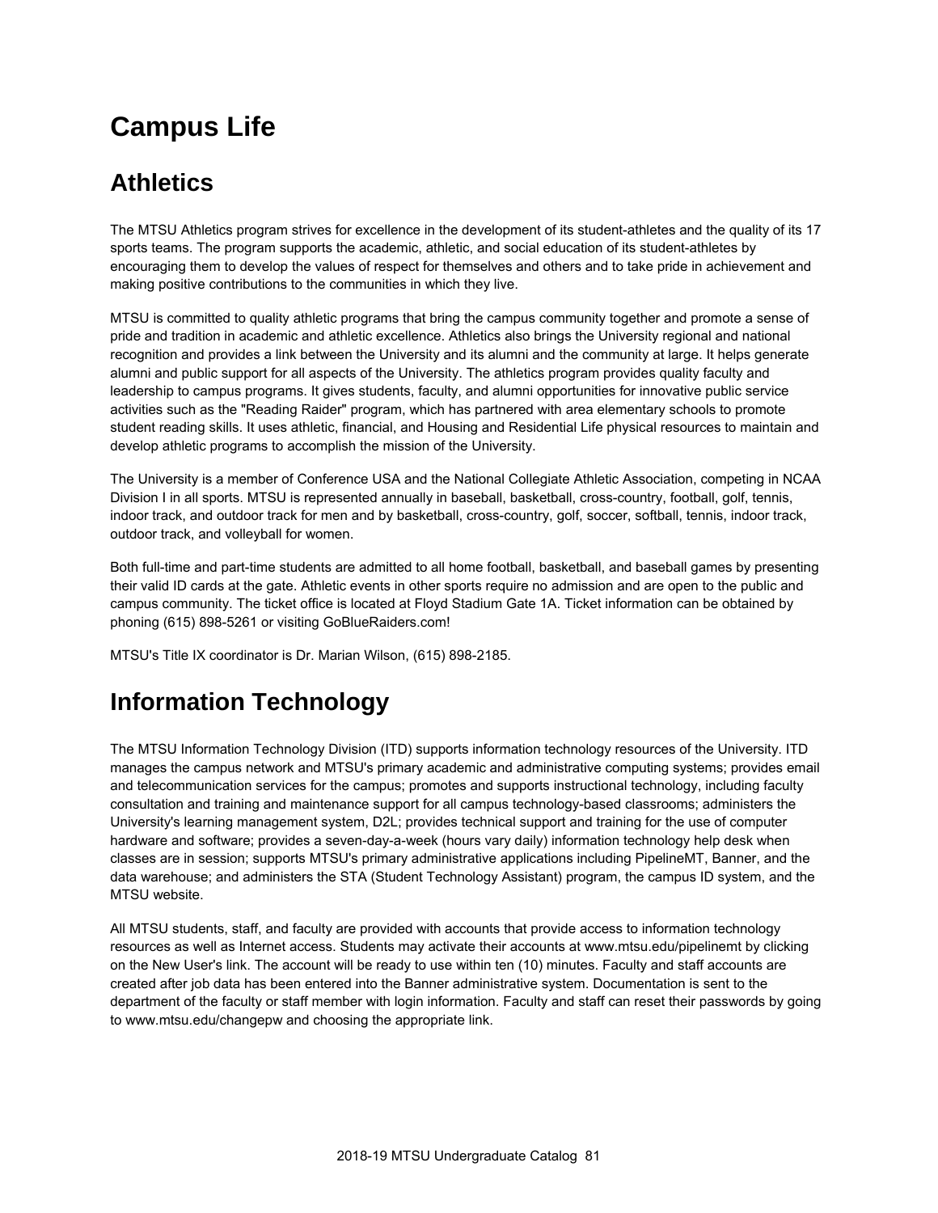# Campus Life

## Athletics

The MTSU Athletics program strives for excellence in the development of its student-athletes and the quality of its 17 sports teams. The program supports the academic, athletic, and social education of its student-athletes by encouraging them to develop the values of respect for themselves and others and to take pride in achievement and making positive contributions to the communities in which they live.

MTSU is committed to quality athletic programs that bring the campus community together and promote a sense of pride and tradition in academic and athletic excellence. Athletics also brings the University regional and national recognition and provides a link between the University and its alumni and the community at large. It helps generate alumni and public support for all aspects of the University. The athletics program provides quality faculty and leadership to campus programs. It gives students, faculty, and alumni opportunities for innovative public service activities such as the "Reading Raider" program, which has partnered with area elementary schools to promote student reading skills. It uses athletic, financial, and Housing and Residential Life physical resources to maintain and develop athletic programs to accomplish the mission of the University.

The University is a member of Conference USA and the National Collegiate Athletic Association, competing in NCAA Division I in all sports. MTSU is represented annually in baseball, basketball, cross-country, football, golf, tennis, indoor track, and outdoor track for men and by basketball, cross-country, golf, soccer, softball, tennis, indoor track, outdoor track, and volleyball for women.

Both full-time and part-time students are admitted to all home football, basketball, and baseball games by presenting their valid ID cards at the gate. Athletic events in other sports require no admission and are open to the public and campus community. The ticket office is located at Floyd Stadium Gate 1A. Ticket information can be obtained by phoning (615) 898-5261 or visiting GoBlueRaiders.com!

MTSU's Title IX coordinator is Dr. Marian Wilson, (615) 898-2185.

## Information Technology

The MTSU Information Technology Division (ITD) supports information technology resources of the University. ITD manages the campus network and MTSU's primary academic and administrative computing systems; provides email and telecommunication services for the campus; promotes and supports instructional technology, including faculty consultation and training and maintenance support for all campus technology-based classrooms; administers the University's learning management system, D2L; provides technical support and training for the use of computer hardware and software; provides a seven-day-a-week (hours vary daily) information technology help desk when classes are in session; supports MTSU's primary administrative applications including PipelineMT, Banner, and the data warehouse; and administers the STA (Student Technology Assistant) program, the campus ID system, and the MTSU website.

All MTSU students, staff, and faculty are provided with accounts that provide access to information technology resources as well as Internet access. Students may activate their accounts at www.mtsu.edu/pipelinemt by clicking on the New User's link. The account will be ready to use within ten (10) minutes. Faculty and staff accounts are created after job data has been entered into the Banner administrative system. Documentation is sent to the department of the faculty or staff member with login information. Faculty and staff can reset their passwords by going to www.mtsu.edu/changepw and choosing the appropriate link.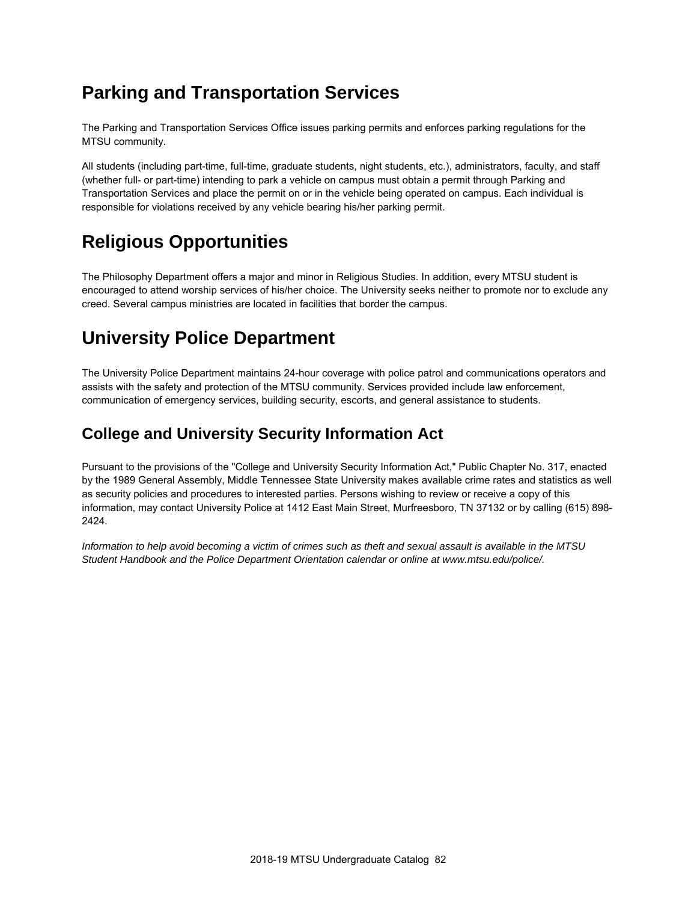# Parking and Transportation Services

The Parking and Transportation Services Office issues parking permits and enforces parking regulations for the MTSU community.

All students (including part-time, full-time, graduate students, night students, etc.), administrators, faculty, and staff (whether full- or part-time) intending to park a vehicle on campus must obtain a permit through Parking and Transportation Services and place the permit on or in the vehicle being operated on campus. Each individual is responsible for violations received by any vehicle bearing his/her parking permit.

# Religious Opportunities

The Philosophy Department offers a major and minor in Religious Studies. In addition, every MTSU student is encouraged to attend worship services of his/her choice. The University seeks neither to promote nor to exclude any creed. Several campus ministries are located in facilities that border the campus.

# University Police Department

The University Police Department maintains 24-hour coverage with police patrol and communications operators and assists with the safety and protection of the MTSU community. Services provided include law enforcement, communication of emergency services, building security, escorts, and general assistance to students.

## College and University Security Information Act

Pursuant to the provisions of the "College and University Security Information Act," Public Chapter No. 317, enacted by the 1989 General Assembly, Middle Tennessee State University makes available crime rates and statistics as well as security policies and procedures to interested parties. Persons wishing to review or receive a copy of this information, may contact University Police at 1412 East Main Street, Murfreesboro, TN 37132 or by calling (615) 898-2424.

*Information to help avoid becoming a victim of crimes such as theft and sexual assault is available in the MTSU Student Handbook and the Police Department Orientation calendar or online at www.mtsu.edu/police/.*